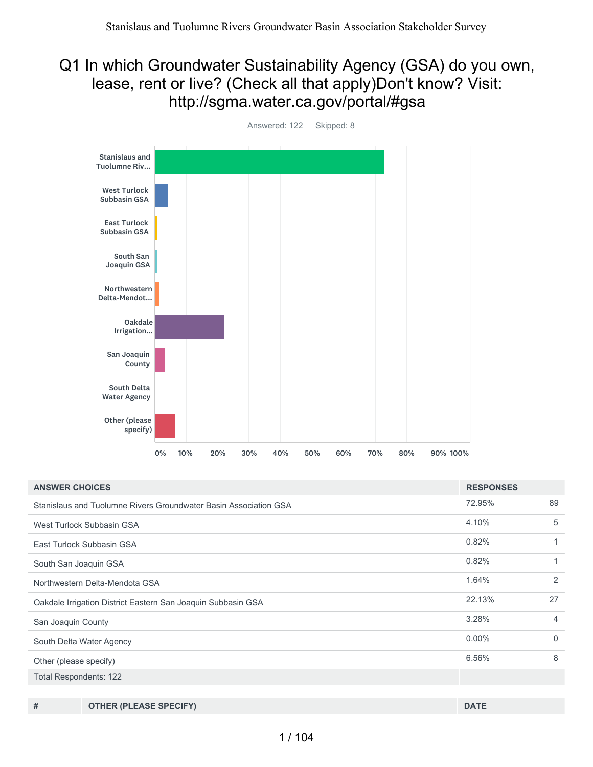# Q1 In which Groundwater Sustainability Agency (GSA) do you own, lease, rent or live? (Check all that apply)Don't know? Visit: http://sgma.water.ca.gov/portal/#gsa

Answered: 122 Skipped: 8

| ANSWER CHOICES | RESPONSES | |
|---|---|---|
| Stanislaus and Tuolumne Rivers Groundwater Basin Association GSA | 72.95% | 89 |
| West Turlock Subbasin GSA | 4.10% | 5 |
| East Turlock Subbasin GSA | 0.82% | 1 |
| South San Joaquin GSA | 0.82% | 1 |
| Northwestern Delta-Mendota GSA | 1.64% | 2 |
| Oakdale Irrigation District Eastern San Joaquin Subbasin GSA | 22.13% | 27 |
| San Joaquin County | 3.28% | 4 |
| South Delta Water Agency | 0.00% | 0 |
| Other (please specify) | 6.56% | 8 |
| Total Respondents: 122 | | |

| # | OTHER (PLEASE SPECIFY) | DATE |
|---|---|---|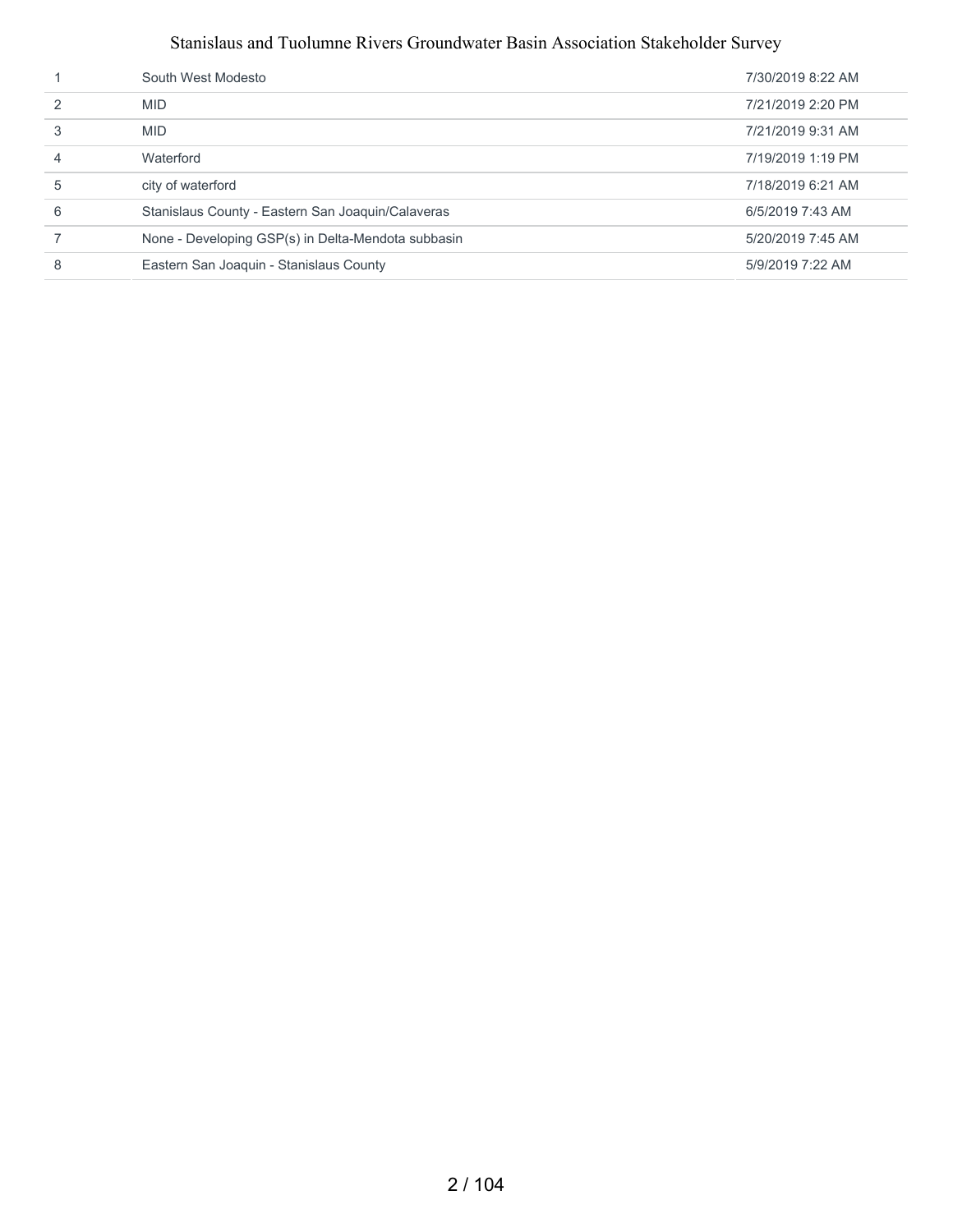| | | |
|---|---|---|
| 1 | South West Modesto | 7/30/2019 8:22 AM |
| 2 | MID | 7/21/2019 2:20 PM |
| 3 | MID | 7/21/2019 9:31 AM |
| 4 | Waterford | 7/19/2019 1:19 PM |
| 5 | city of waterford | 7/18/2019 6:21 AM |
| 6 | Stanislaus County - Eastern San Joaquin/Calaveras | 6/5/2019 7:43 AM |
| 7 | None - Developing GSP(s) in Delta-Mendota subbasin | 5/20/2019 7:45 AM |
| 8 | Eastern San Joaquin - Stanislaus County | 5/9/2019 7:22 AM |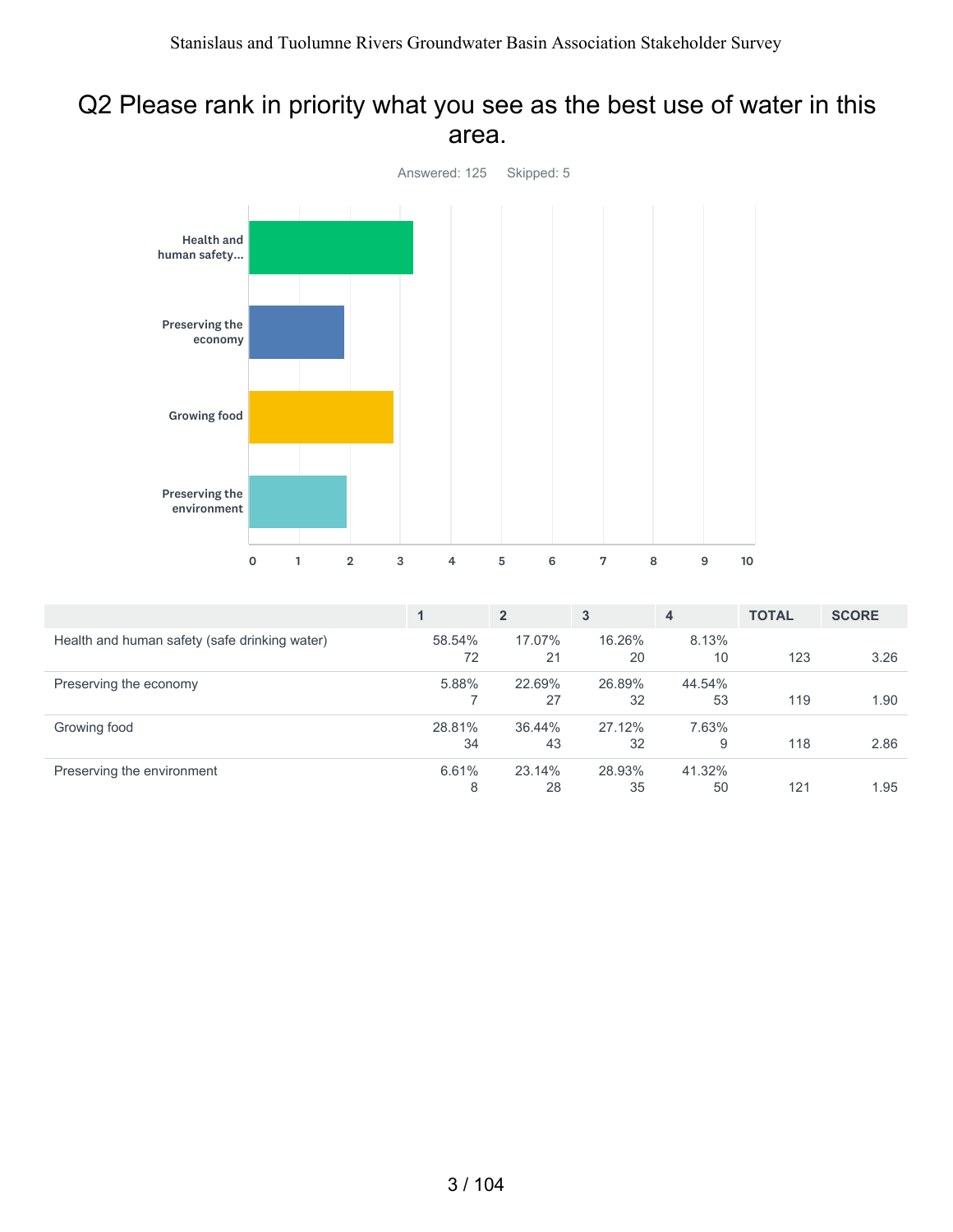## Q2 Please rank in priority what you see as the best use of water in this area.

Answered: 125 Skipped: 5

| | 1 | 2 | 3 | 4 | TOTAL | SCORE |
|---|---|---|---|---|---|---|
| Health and human safety (safe drinking water) | 58.54% 72 | 17.07% 21 | 16.26% 20 | 8.13% 10 | 123 | 3.26 |
| Preserving the economy | 5.88% 7 | 22.69% 27 | 26.89% 32 | 44.54% 53 | 119 | 1.90 |
| Growing food | 28.81% 34 | 36.44% 43 | 27.12% 32 | 7.63% 9 | 118 | 2.86 |
| Preserving the environment | 6.61% 8 | 23.14% 28 | 28.93% 35 | 41.32% 50 | 121 | 1.95 |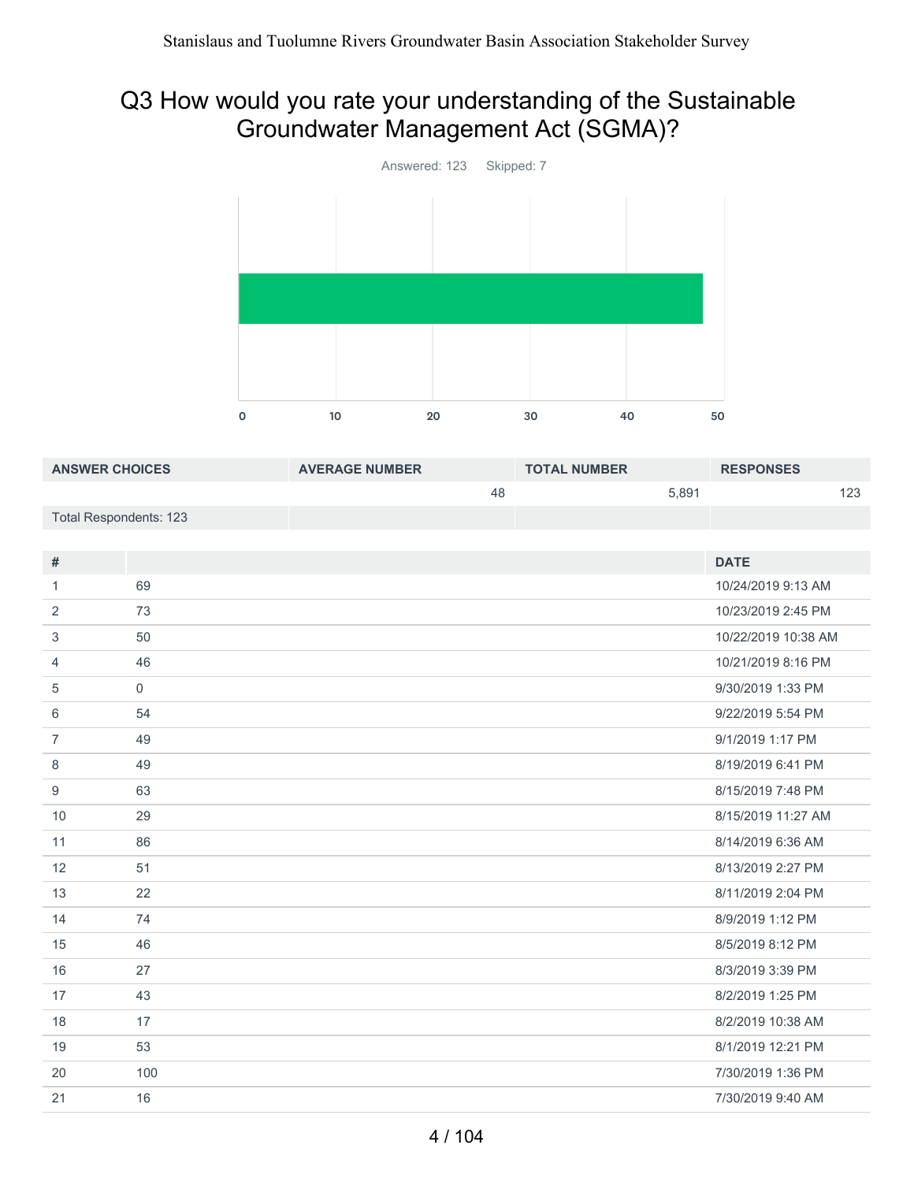# Q3 How would you rate your understanding of the Sustainable Groundwater Management Act (SGMA)?

Answered: 123 Skipped: 7

| ANSWER CHOICES | AVERAGE NUMBER | TOTAL NUMBER | RESPONSES |
|---|---|---|---|
| | 48 | 5,891 | 123 |
| Total Respondents: 123 | | | |

| # | | DATE |
|---|---|---|
| 1 | 69 | 10/24/2019 9:13 AM |
| 2 | 73 | 10/23/2019 2:45 PM |
| 3 | 50 | 10/22/2019 10:38 AM |
| 4 | 46 | 10/21/2019 8:16 PM |
| 5 | 0 | 9/30/2019 1:33 PM |
| 6 | 54 | 9/22/2019 5:54 PM |
| 7 | 49 | 9/1/2019 1:17 PM |
| 8 | 49 | 8/19/2019 6:41 PM |
| 9 | 63 | 8/15/2019 7:48 PM |
| 10 | 29 | 8/15/2019 11:27 AM |
| 11 | 86 | 8/14/2019 6:36 AM |
| 12 | 51 | 8/13/2019 2:27 PM |
| 13 | 22 | 8/11/2019 2:04 PM |
| 14 | 74 | 8/9/2019 1:12 PM |
| 15 | 46 | 8/5/2019 8:12 PM |
| 16 | 27 | 8/3/2019 3:39 PM |
| 17 | 43 | 8/2/2019 1:25 PM |
| 18 | 17 | 8/2/2019 10:38 AM |
| 19 | 53 | 8/1/2019 12:21 PM |
| 20 | 100 | 7/30/2019 1:36 PM |
| 21 | 16 | 7/30/2019 9:40 AM |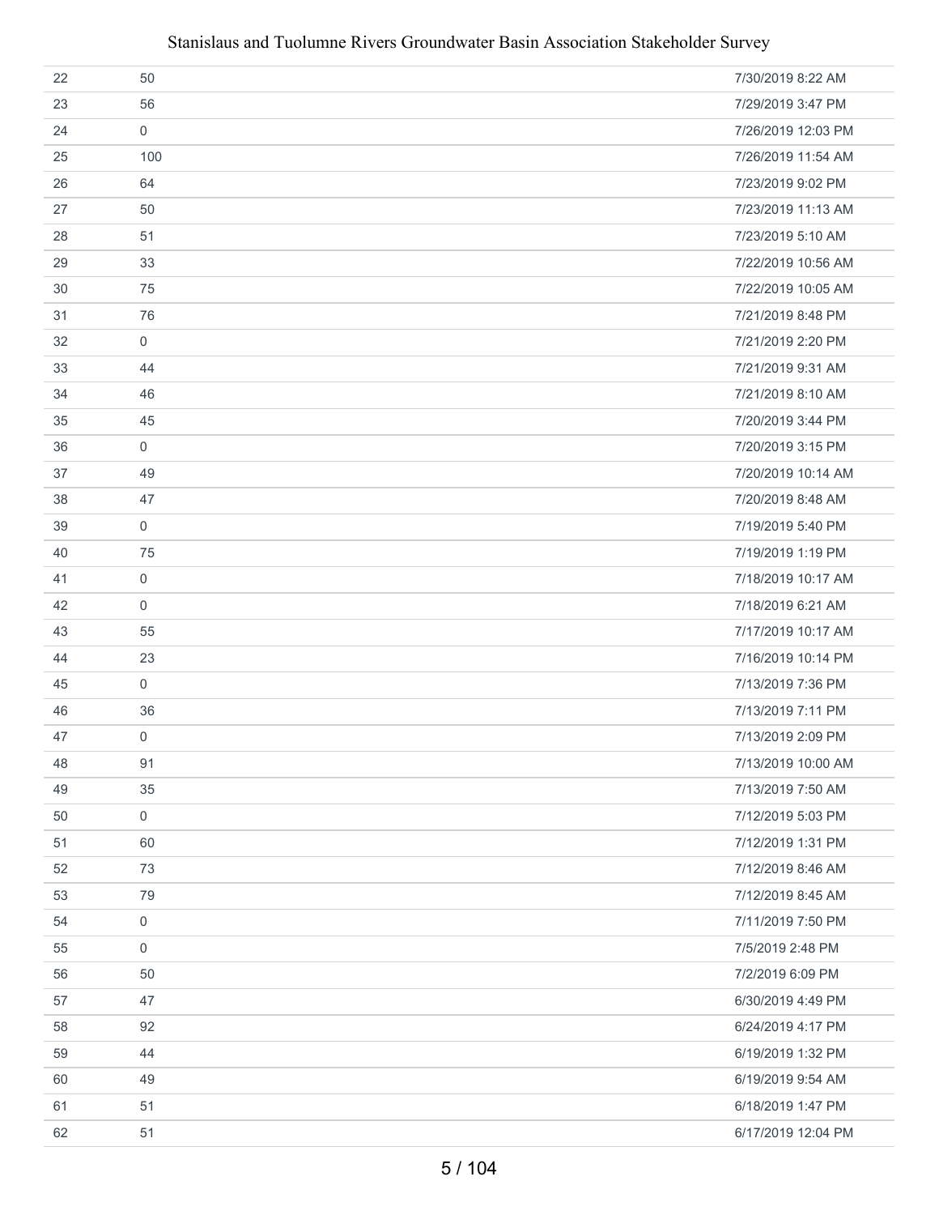| | | |
|---|---|---|
| 22 | 50 | 7/30/2019 8:22 AM |
| 23 | 56 | 7/29/2019 3:47 PM |
| 24 | 0 | 7/26/2019 12:03 PM |
| 25 | 100 | 7/26/2019 11:54 AM |
| 26 | 64 | 7/23/2019 9:02 PM |
| 27 | 50 | 7/23/2019 11:13 AM |
| 28 | 51 | 7/23/2019 5:10 AM |
| 29 | 33 | 7/22/2019 10:56 AM |
| 30 | 75 | 7/22/2019 10:05 AM |
| 31 | 76 | 7/21/2019 8:48 PM |
| 32 | 0 | 7/21/2019 2:20 PM |
| 33 | 44 | 7/21/2019 9:31 AM |
| 34 | 46 | 7/21/2019 8:10 AM |
| 35 | 45 | 7/20/2019 3:44 PM |
| 36 | 0 | 7/20/2019 3:15 PM |
| 37 | 49 | 7/20/2019 10:14 AM |
| 38 | 47 | 7/20/2019 8:48 AM |
| 39 | 0 | 7/19/2019 5:40 PM |
| 40 | 75 | 7/19/2019 1:19 PM |
| 41 | 0 | 7/18/2019 10:17 AM |
| 42 | 0 | 7/18/2019 6:21 AM |
| 43 | 55 | 7/17/2019 10:17 AM |
| 44 | 23 | 7/16/2019 10:14 PM |
| 45 | 0 | 7/13/2019 7:36 PM |
| 46 | 36 | 7/13/2019 7:11 PM |
| 47 | 0 | 7/13/2019 2:09 PM |
| 48 | 91 | 7/13/2019 10:00 AM |
| 49 | 35 | 7/13/2019 7:50 AM |
| 50 | 0 | 7/12/2019 5:03 PM |
| 51 | 60 | 7/12/2019 1:31 PM |
| 52 | 73 | 7/12/2019 8:46 AM |
| 53 | 79 | 7/12/2019 8:45 AM |
| 54 | 0 | 7/11/2019 7:50 PM |
| 55 | 0 | 7/5/2019 2:48 PM |
| 56 | 50 | 7/2/2019 6:09 PM |
| 57 | 47 | 6/30/2019 4:49 PM |
| 58 | 92 | 6/24/2019 4:17 PM |
| 59 | 44 | 6/19/2019 1:32 PM |
| 60 | 49 | 6/19/2019 9:54 AM |
| 61 | 51 | 6/18/2019 1:47 PM |
| 62 | 51 | 6/17/2019 12:04 PM |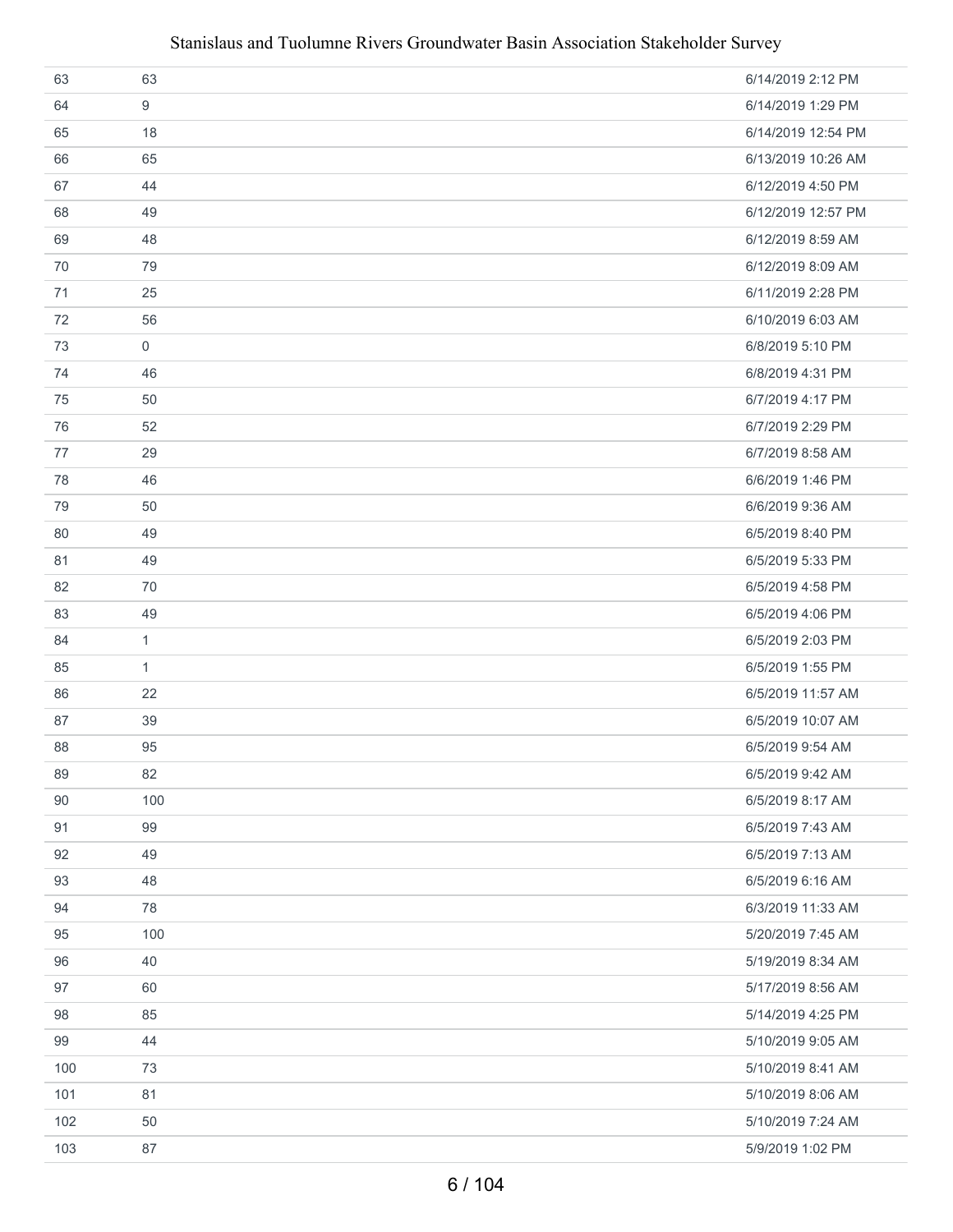| | | |
|---|---|---|
| 63 | 63 | 6/14/2019 2:12 PM |
| 64 | 9 | 6/14/2019 1:29 PM |
| 65 | 18 | 6/14/2019 12:54 PM |
| 66 | 65 | 6/13/2019 10:26 AM |
| 67 | 44 | 6/12/2019 4:50 PM |
| 68 | 49 | 6/12/2019 12:57 PM |
| 69 | 48 | 6/12/2019 8:59 AM |
| 70 | 79 | 6/12/2019 8:09 AM |
| 71 | 25 | 6/11/2019 2:28 PM |
| 72 | 56 | 6/10/2019 6:03 AM |
| 73 | 0 | 6/8/2019 5:10 PM |
| 74 | 46 | 6/8/2019 4:31 PM |
| 75 | 50 | 6/7/2019 4:17 PM |
| 76 | 52 | 6/7/2019 2:29 PM |
| 77 | 29 | 6/7/2019 8:58 AM |
| 78 | 46 | 6/6/2019 1:46 PM |
| 79 | 50 | 6/6/2019 9:36 AM |
| 80 | 49 | 6/5/2019 8:40 PM |
| 81 | 49 | 6/5/2019 5:33 PM |
| 82 | 70 | 6/5/2019 4:58 PM |
| 83 | 49 | 6/5/2019 4:06 PM |
| 84 | 1 | 6/5/2019 2:03 PM |
| 85 | 1 | 6/5/2019 1:55 PM |
| 86 | 22 | 6/5/2019 11:57 AM |
| 87 | 39 | 6/5/2019 10:07 AM |
| 88 | 95 | 6/5/2019 9:54 AM |
| 89 | 82 | 6/5/2019 9:42 AM |
| 90 | 100 | 6/5/2019 8:17 AM |
| 91 | 99 | 6/5/2019 7:43 AM |
| 92 | 49 | 6/5/2019 7:13 AM |
| 93 | 48 | 6/5/2019 6:16 AM |
| 94 | 78 | 6/3/2019 11:33 AM |
| 95 | 100 | 5/20/2019 7:45 AM |
| 96 | 40 | 5/19/2019 8:34 AM |
| 97 | 60 | 5/17/2019 8:56 AM |
| 98 | 85 | 5/14/2019 4:25 PM |
| 99 | 44 | 5/10/2019 9:05 AM |
| 100 | 73 | 5/10/2019 8:41 AM |
| 101 | 81 | 5/10/2019 8:06 AM |
| 102 | 50 | 5/10/2019 7:24 AM |
| 103 | 87 | 5/9/2019 1:02 PM |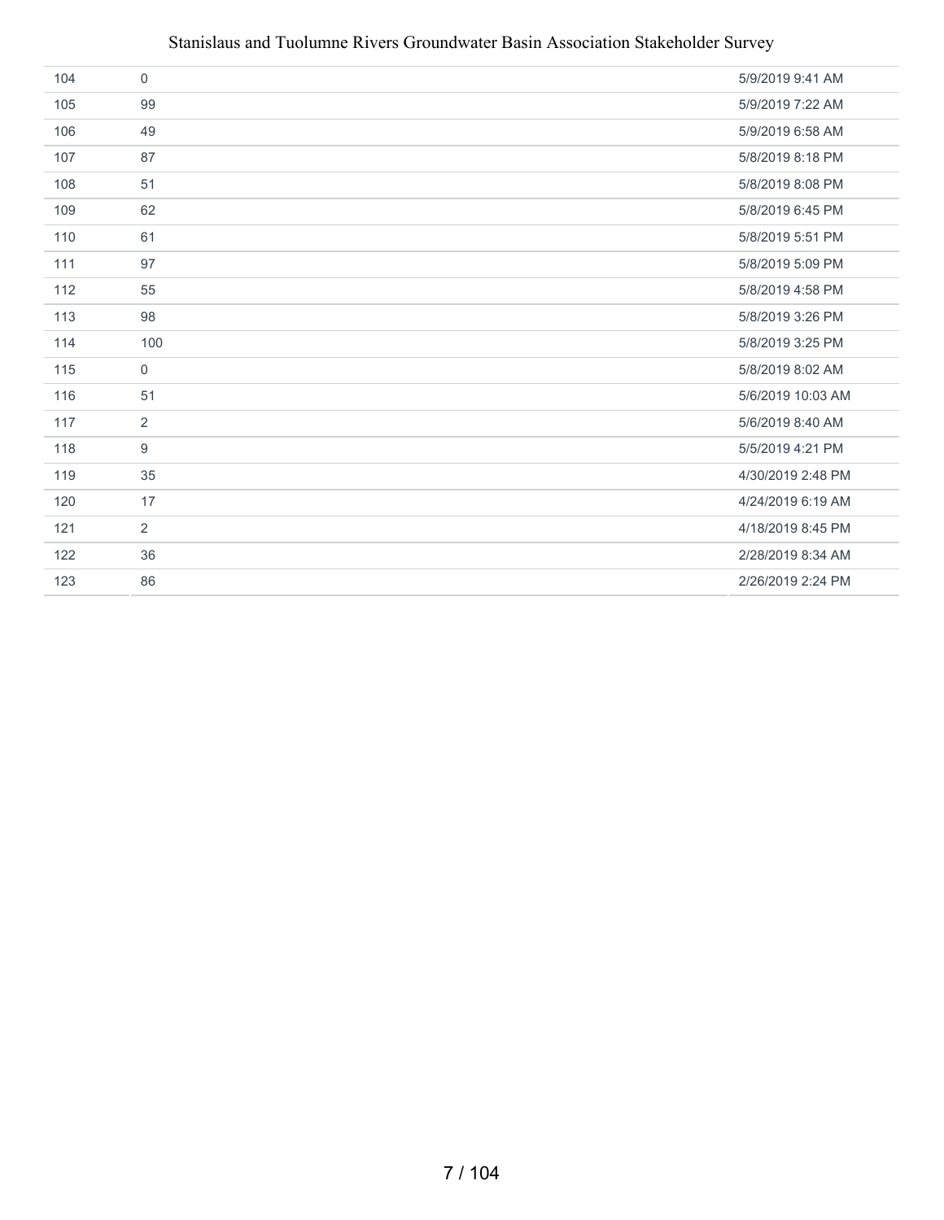| | | |
|---|---|---|
| 104 | 0 | 5/9/2019 9:41 AM |
| 105 | 99 | 5/9/2019 7:22 AM |
| 106 | 49 | 5/9/2019 6:58 AM |
| 107 | 87 | 5/8/2019 8:18 PM |
| 108 | 51 | 5/8/2019 8:08 PM |
| 109 | 62 | 5/8/2019 6:45 PM |
| 110 | 61 | 5/8/2019 5:51 PM |
| 111 | 97 | 5/8/2019 5:09 PM |
| 112 | 55 | 5/8/2019 4:58 PM |
| 113 | 98 | 5/8/2019 3:26 PM |
| 114 | 100 | 5/8/2019 3:25 PM |
| 115 | 0 | 5/8/2019 8:02 AM |
| 116 | 51 | 5/6/2019 10:03 AM |
| 117 | 2 | 5/6/2019 8:40 AM |
| 118 | 9 | 5/5/2019 4:21 PM |
| 119 | 35 | 4/30/2019 2:48 PM |
| 120 | 17 | 4/24/2019 6:19 AM |
| 121 | 2 | 4/18/2019 8:45 PM |
| 122 | 36 | 2/28/2019 8:34 AM |
| 123 | 86 | 2/26/2019 2:24 PM |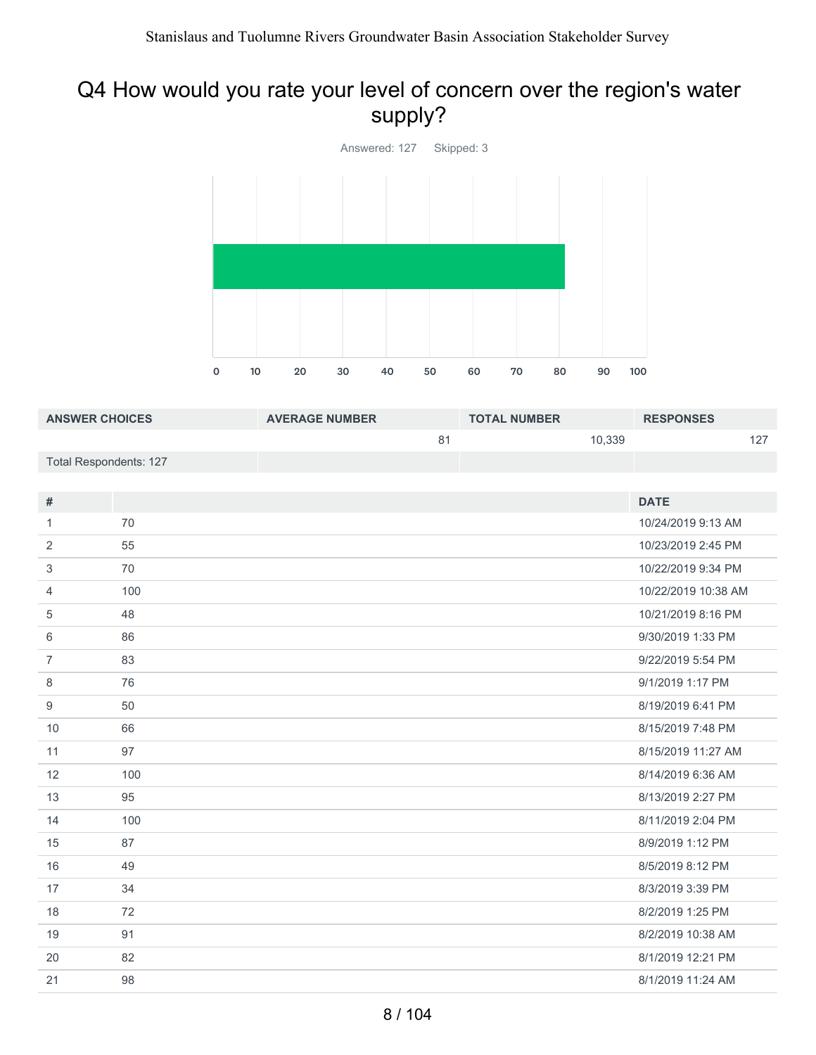# Q4 How would you rate your level of concern over the region's water supply?

Answered: 127 Skipped: 3

| ANSWER CHOICES | AVERAGE NUMBER | TOTAL NUMBER | RESPONSES |
|---|---|---|---|
| | 81 | 10,339 | 127 |
| Total Respondents: 127 | | | |

| # | | DATE |
|---|---|---|
| 1 | 70 | 10/24/2019 9:13 AM |
| 2 | 55 | 10/23/2019 2:45 PM |
| 3 | 70 | 10/22/2019 9:34 PM |
| 4 | 100 | 10/22/2019 10:38 AM |
| 5 | 48 | 10/21/2019 8:16 PM |
| 6 | 86 | 9/30/2019 1:33 PM |
| 7 | 83 | 9/22/2019 5:54 PM |
| 8 | 76 | 9/1/2019 1:17 PM |
| 9 | 50 | 8/19/2019 6:41 PM |
| 10 | 66 | 8/15/2019 7:48 PM |
| 11 | 97 | 8/15/2019 11:27 AM |
| 12 | 100 | 8/14/2019 6:36 AM |
| 13 | 95 | 8/13/2019 2:27 PM |
| 14 | 100 | 8/11/2019 2:04 PM |
| 15 | 87 | 8/9/2019 1:12 PM |
| 16 | 49 | 8/5/2019 8:12 PM |
| 17 | 34 | 8/3/2019 3:39 PM |
| 18 | 72 | 8/2/2019 1:25 PM |
| 19 | 91 | 8/2/2019 10:38 AM |
| 20 | 82 | 8/1/2019 12:21 PM |
| 21 | 98 | 8/1/2019 11:24 AM |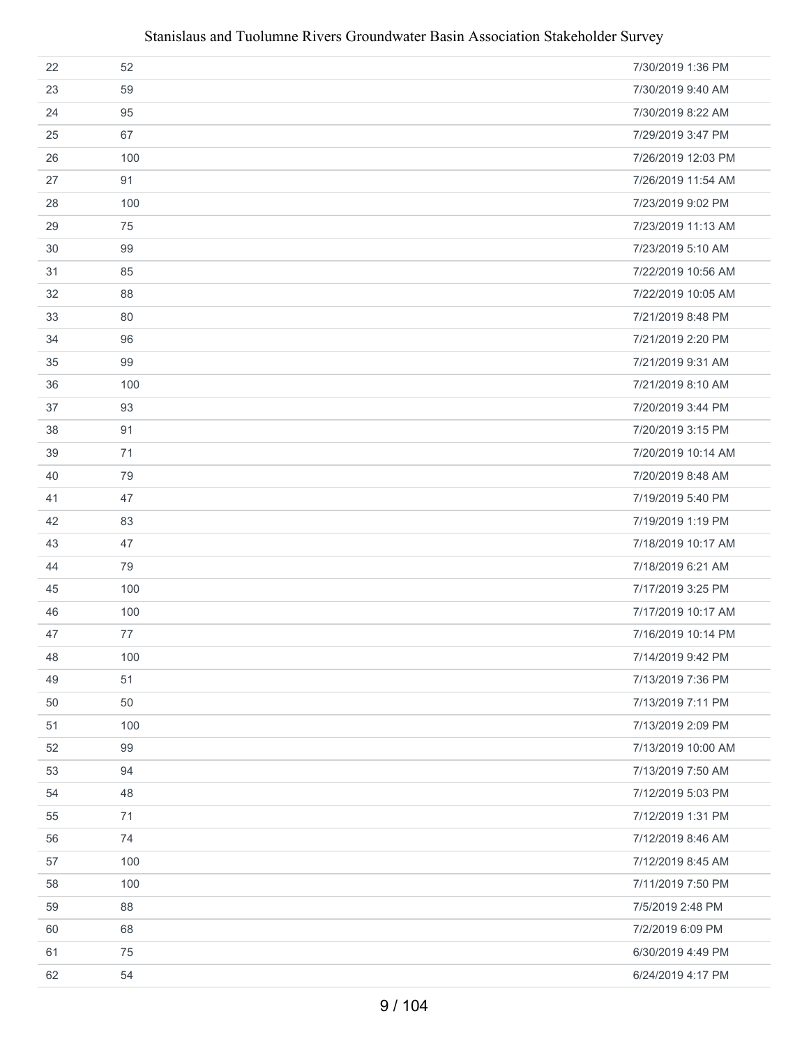| | | |
|---|---|---|
| 22 | 52 | 7/30/2019 1:36 PM |
| 23 | 59 | 7/30/2019 9:40 AM |
| 24 | 95 | 7/30/2019 8:22 AM |
| 25 | 67 | 7/29/2019 3:47 PM |
| 26 | 100 | 7/26/2019 12:03 PM |
| 27 | 91 | 7/26/2019 11:54 AM |
| 28 | 100 | 7/23/2019 9:02 PM |
| 29 | 75 | 7/23/2019 11:13 AM |
| 30 | 99 | 7/23/2019 5:10 AM |
| 31 | 85 | 7/22/2019 10:56 AM |
| 32 | 88 | 7/22/2019 10:05 AM |
| 33 | 80 | 7/21/2019 8:48 PM |
| 34 | 96 | 7/21/2019 2:20 PM |
| 35 | 99 | 7/21/2019 9:31 AM |
| 36 | 100 | 7/21/2019 8:10 AM |
| 37 | 93 | 7/20/2019 3:44 PM |
| 38 | 91 | 7/20/2019 3:15 PM |
| 39 | 71 | 7/20/2019 10:14 AM |
| 40 | 79 | 7/20/2019 8:48 AM |
| 41 | 47 | 7/19/2019 5:40 PM |
| 42 | 83 | 7/19/2019 1:19 PM |
| 43 | 47 | 7/18/2019 10:17 AM |
| 44 | 79 | 7/18/2019 6:21 AM |
| 45 | 100 | 7/17/2019 3:25 PM |
| 46 | 100 | 7/17/2019 10:17 AM |
| 47 | 77 | 7/16/2019 10:14 PM |
| 48 | 100 | 7/14/2019 9:42 PM |
| 49 | 51 | 7/13/2019 7:36 PM |
| 50 | 50 | 7/13/2019 7:11 PM |
| 51 | 100 | 7/13/2019 2:09 PM |
| 52 | 99 | 7/13/2019 10:00 AM |
| 53 | 94 | 7/13/2019 7:50 AM |
| 54 | 48 | 7/12/2019 5:03 PM |
| 55 | 71 | 7/12/2019 1:31 PM |
| 56 | 74 | 7/12/2019 8:46 AM |
| 57 | 100 | 7/12/2019 8:45 AM |
| 58 | 100 | 7/11/2019 7:50 PM |
| 59 | 88 | 7/5/2019 2:48 PM |
| 60 | 68 | 7/2/2019 6:09 PM |
| 61 | 75 | 6/30/2019 4:49 PM |
| 62 | 54 | 6/24/2019 4:17 PM |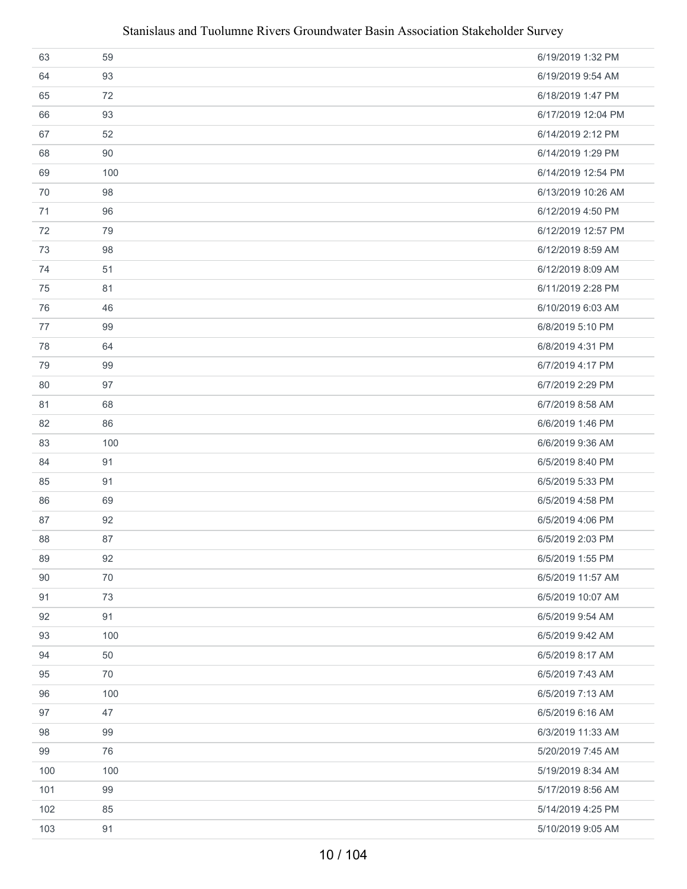| | | |
|---|---|---|
| 63 | 59 | 6/19/2019 1:32 PM |
| 64 | 93 | 6/19/2019 9:54 AM |
| 65 | 72 | 6/18/2019 1:47 PM |
| 66 | 93 | 6/17/2019 12:04 PM |
| 67 | 52 | 6/14/2019 2:12 PM |
| 68 | 90 | 6/14/2019 1:29 PM |
| 69 | 100 | 6/14/2019 12:54 PM |
| 70 | 98 | 6/13/2019 10:26 AM |
| 71 | 96 | 6/12/2019 4:50 PM |
| 72 | 79 | 6/12/2019 12:57 PM |
| 73 | 98 | 6/12/2019 8:59 AM |
| 74 | 51 | 6/12/2019 8:09 AM |
| 75 | 81 | 6/11/2019 2:28 PM |
| 76 | 46 | 6/10/2019 6:03 AM |
| 77 | 99 | 6/8/2019 5:10 PM |
| 78 | 64 | 6/8/2019 4:31 PM |
| 79 | 99 | 6/7/2019 4:17 PM |
| 80 | 97 | 6/7/2019 2:29 PM |
| 81 | 68 | 6/7/2019 8:58 AM |
| 82 | 86 | 6/6/2019 1:46 PM |
| 83 | 100 | 6/6/2019 9:36 AM |
| 84 | 91 | 6/5/2019 8:40 PM |
| 85 | 91 | 6/5/2019 5:33 PM |
| 86 | 69 | 6/5/2019 4:58 PM |
| 87 | 92 | 6/5/2019 4:06 PM |
| 88 | 87 | 6/5/2019 2:03 PM |
| 89 | 92 | 6/5/2019 1:55 PM |
| 90 | 70 | 6/5/2019 11:57 AM |
| 91 | 73 | 6/5/2019 10:07 AM |
| 92 | 91 | 6/5/2019 9:54 AM |
| 93 | 100 | 6/5/2019 9:42 AM |
| 94 | 50 | 6/5/2019 8:17 AM |
| 95 | 70 | 6/5/2019 7:43 AM |
| 96 | 100 | 6/5/2019 7:13 AM |
| 97 | 47 | 6/5/2019 6:16 AM |
| 98 | 99 | 6/3/2019 11:33 AM |
| 99 | 76 | 5/20/2019 7:45 AM |
| 100 | 100 | 5/19/2019 8:34 AM |
| 101 | 99 | 5/17/2019 8:56 AM |
| 102 | 85 | 5/14/2019 4:25 PM |
| 103 | 91 | 5/10/2019 9:05 AM |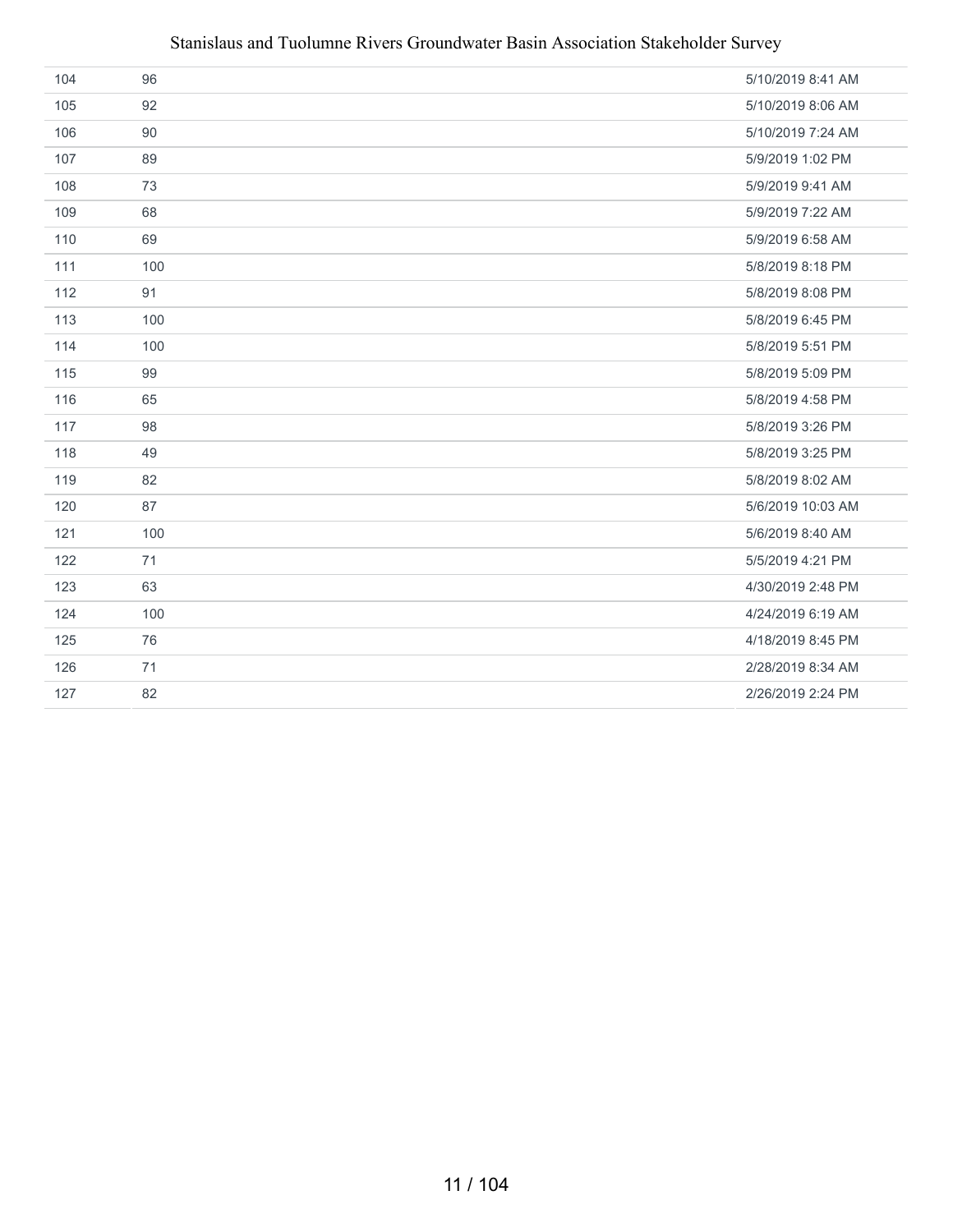| | | |
|---|---|---|
| 104 | 96 | 5/10/2019 8:41 AM |
| 105 | 92 | 5/10/2019 8:06 AM |
| 106 | 90 | 5/10/2019 7:24 AM |
| 107 | 89 | 5/9/2019 1:02 PM |
| 108 | 73 | 5/9/2019 9:41 AM |
| 109 | 68 | 5/9/2019 7:22 AM |
| 110 | 69 | 5/9/2019 6:58 AM |
| 111 | 100 | 5/8/2019 8:18 PM |
| 112 | 91 | 5/8/2019 8:08 PM |
| 113 | 100 | 5/8/2019 6:45 PM |
| 114 | 100 | 5/8/2019 5:51 PM |
| 115 | 99 | 5/8/2019 5:09 PM |
| 116 | 65 | 5/8/2019 4:58 PM |
| 117 | 98 | 5/8/2019 3:26 PM |
| 118 | 49 | 5/8/2019 3:25 PM |
| 119 | 82 | 5/8/2019 8:02 AM |
| 120 | 87 | 5/6/2019 10:03 AM |
| 121 | 100 | 5/6/2019 8:40 AM |
| 122 | 71 | 5/5/2019 4:21 PM |
| 123 | 63 | 4/30/2019 2:48 PM |
| 124 | 100 | 4/24/2019 6:19 AM |
| 125 | 76 | 4/18/2019 8:45 PM |
| 126 | 71 | 2/28/2019 8:34 AM |
| 127 | 82 | 2/26/2019 2:24 PM |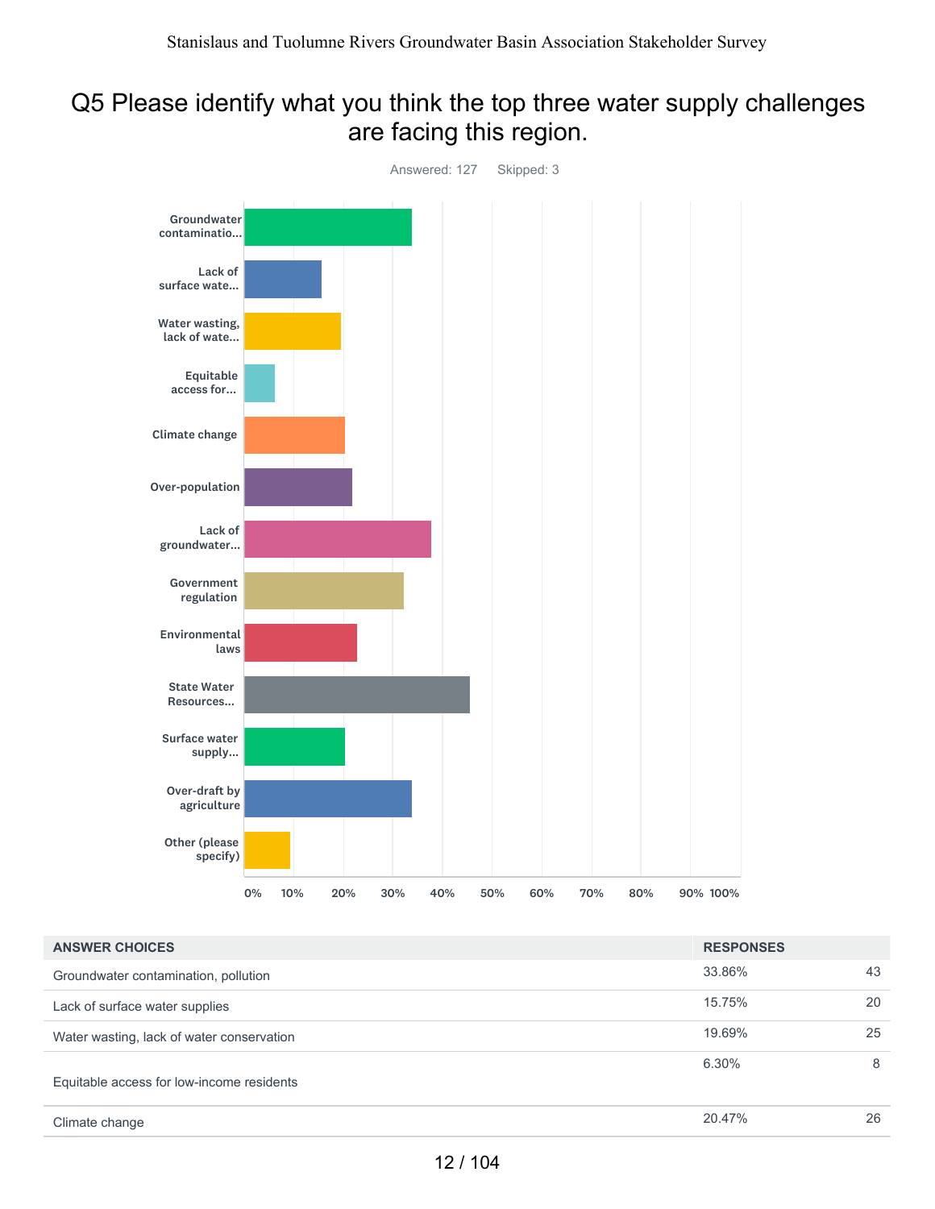# Q5 Please identify what you think the top three water supply challenges are facing this region.

Answered: 127 Skipped: 3

| ANSWER CHOICES | RESPONSES | |
|---|---|---|
| Groundwater contamination, pollution | 33.86% | 43 |
| Lack of surface water supplies | 15.75% | 20 |
| Water wasting, lack of water conservation | 19.69% | 25 |
| Equitable access for low-income residents | 6.30% | 8 |
| Climate change | 20.47% | 26 |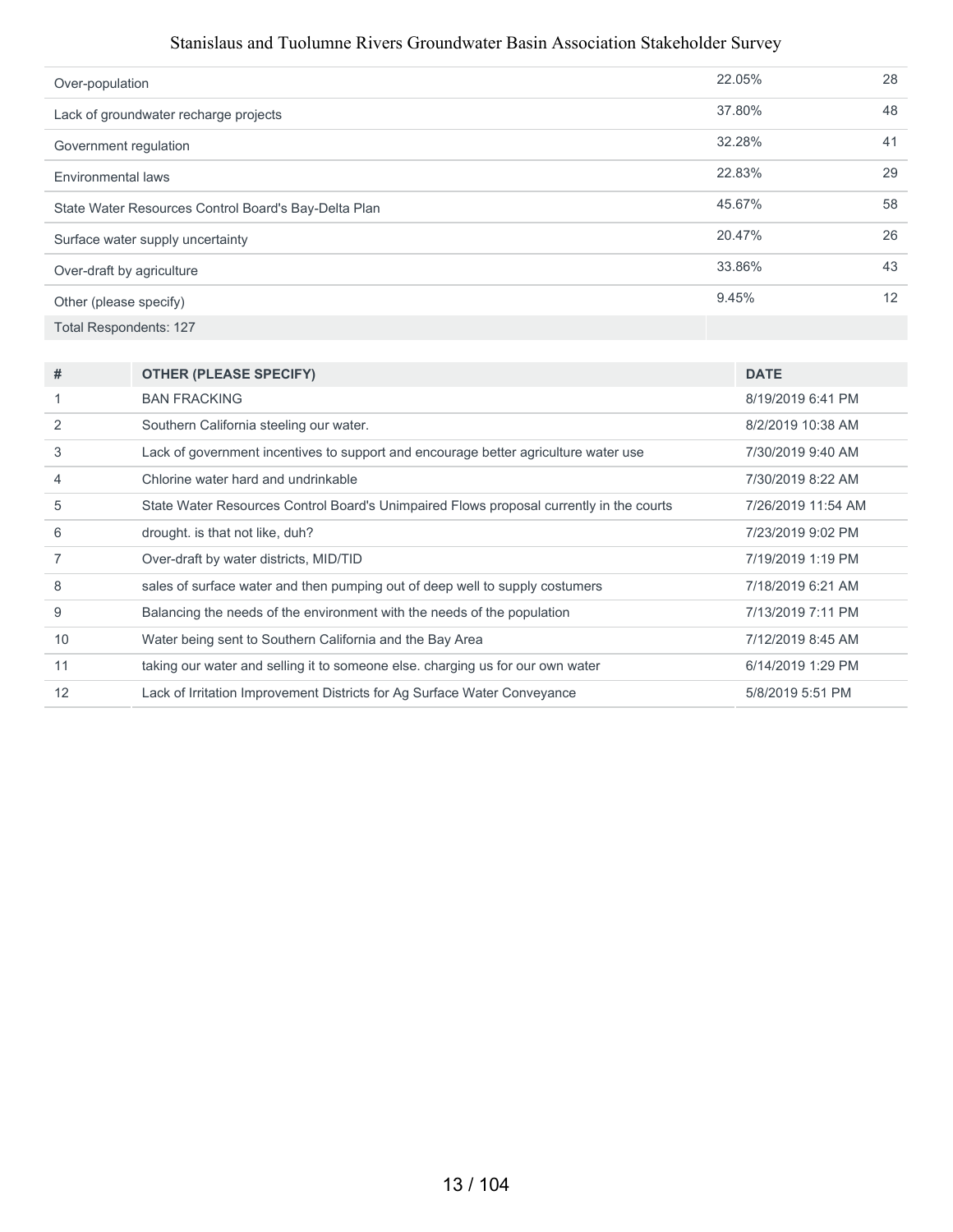| | | |
|---|---|---|
| Over-population | 22.05% | 28 |
| Lack of groundwater recharge projects | 37.80% | 48 |
| Government regulation | 32.28% | 41 |
| Environmental laws | 22.83% | 29 |
| State Water Resources Control Board's Bay-Delta Plan | 45.67% | 58 |
| Surface water supply uncertainty | 20.47% | 26 |
| Over-draft by agriculture | 33.86% | 43 |
| Other (please specify) | 9.45% | 12 |
| Total Respondents: 127 | | |

| # | OTHER (PLEASE SPECIFY) | DATE |
|---|---|---|
| 1 | BAN FRACKING | 8/19/2019 6:41 PM |
| 2 | Southern California steeling our water. | 8/2/2019 10:38 AM |
| 3 | Lack of government incentives to support and encourage better agriculture water use | 7/30/2019 9:40 AM |
| 4 | Chlorine water hard and undrinkable | 7/30/2019 8:22 AM |
| 5 | State Water Resources Control Board's Unimpaired Flows proposal currently in the courts | 7/26/2019 11:54 AM |
| 6 | drought. is that not like, duh? | 7/23/2019 9:02 PM |
| 7 | Over-draft by water districts, MID/TID | 7/19/2019 1:19 PM |
| 8 | sales of surface water and then pumping out of deep well to supply costumers | 7/18/2019 6:21 AM |
| 9 | Balancing the needs of the environment with the needs of the population | 7/13/2019 7:11 PM |
| 10 | Water being sent to Southern California and the Bay Area | 7/12/2019 8:45 AM |
| 11 | taking our water and selling it to someone else. charging us for our own water | 6/14/2019 1:29 PM |
| 12 | Lack of Irritation Improvement Districts for Ag Surface Water Conveyance | 5/8/2019 5:51 PM |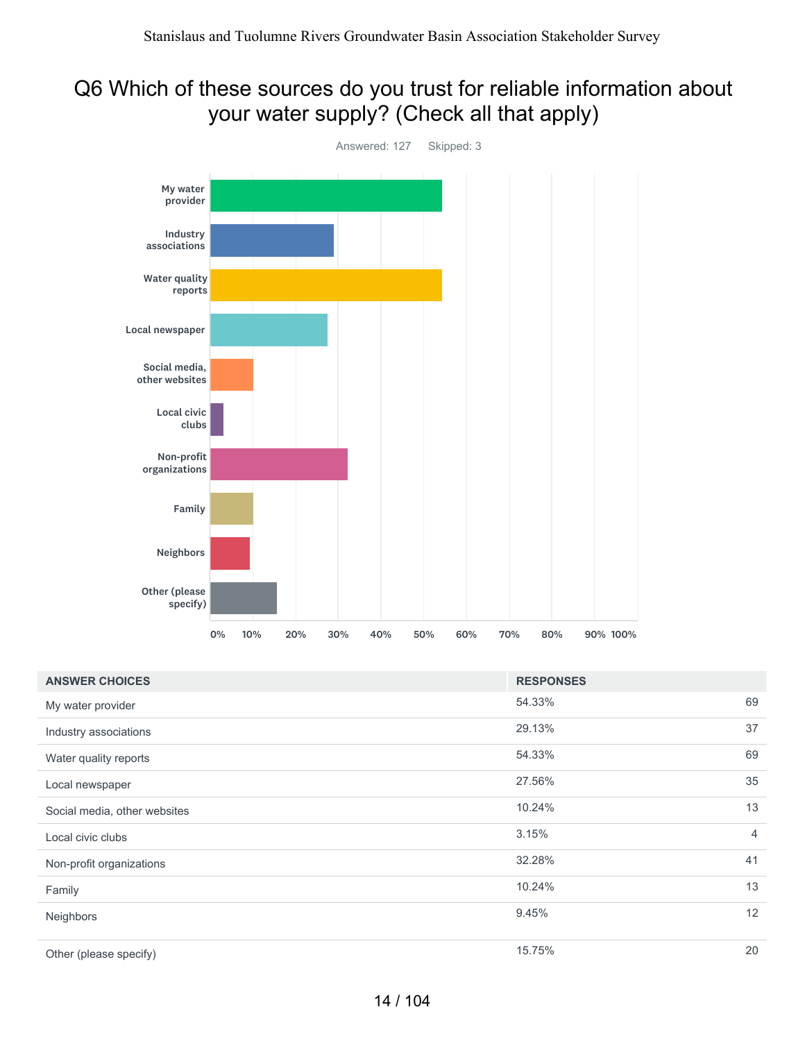# Q6 Which of these sources do you trust for reliable information about your water supply? (Check all that apply)

Answered: 127 Skipped: 3

| ANSWER CHOICES | RESPONSES | |
|---|---|---|
| My water provider | 54.33% | 69 |
| Industry associations | 29.13% | 37 |
| Water quality reports | 54.33% | 69 |
| Local newspaper | 27.56% | 35 |
| Social media, other websites | 10.24% | 13 |
| Local civic clubs | 3.15% | 4 |
| Non-profit organizations | 32.28% | 41 |
| Family | 10.24% | 13 |
| Neighbors | 9.45% | 12 |
| Other (please specify) | 15.75% | 20 |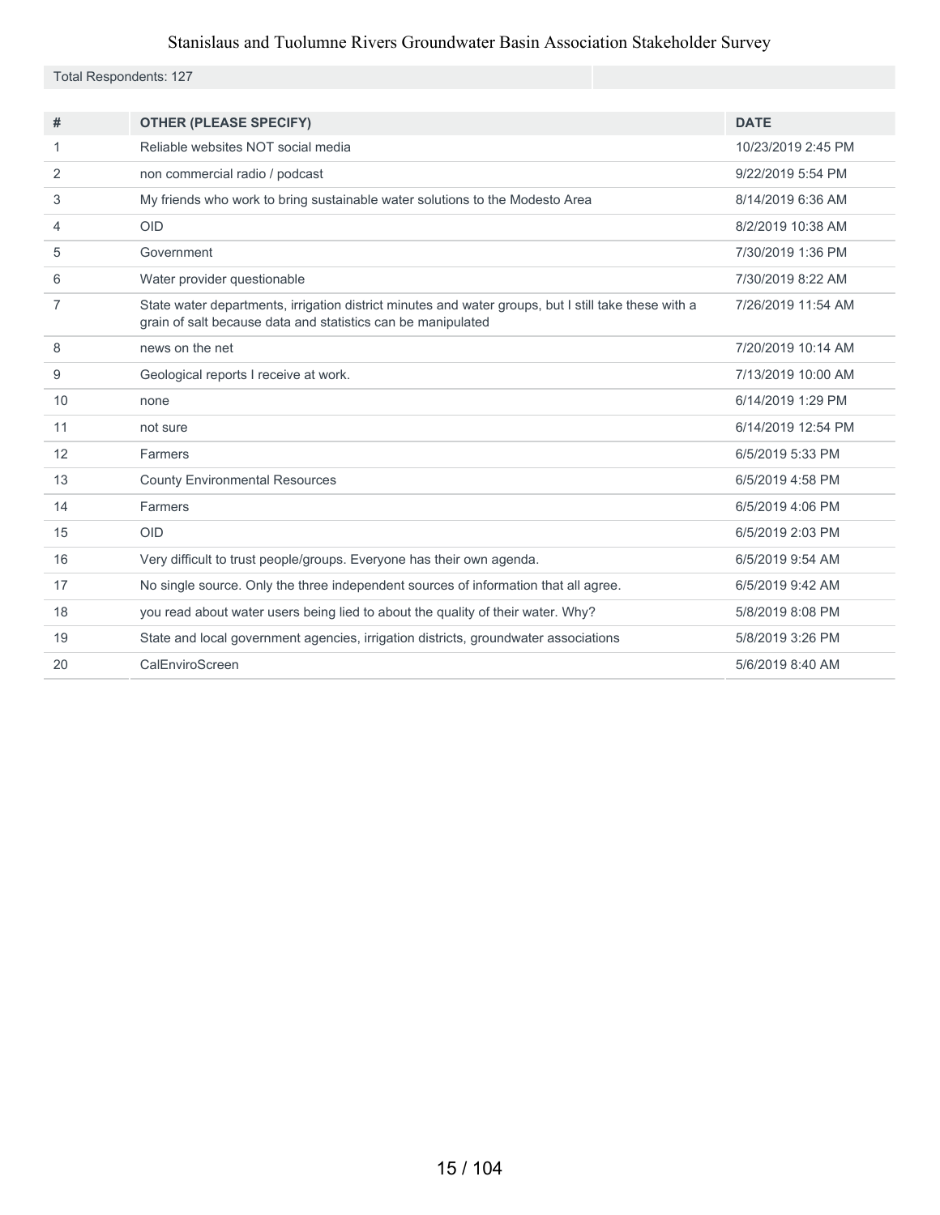Total Respondents: 127

| # | OTHER (PLEASE SPECIFY) | DATE |
|---|---|---|
| 1 | Reliable websites NOT social media | 10/23/2019 2:45 PM |
| 2 | non commercial radio / podcast | 9/22/2019 5:54 PM |
| 3 | My friends who work to bring sustainable water solutions to the Modesto Area | 8/14/2019 6:36 AM |
| 4 | OID | 8/2/2019 10:38 AM |
| 5 | Government | 7/30/2019 1:36 PM |
| 6 | Water provider questionable | 7/30/2019 8:22 AM |
| 7 | State water departments, irrigation district minutes and water groups, but I still take these with a grain of salt because data and statistics can be manipulated | 7/26/2019 11:54 AM |
| 8 | news on the net | 7/20/2019 10:14 AM |
| 9 | Geological reports I receive at work. | 7/13/2019 10:00 AM |
| 10 | none | 6/14/2019 1:29 PM |
| 11 | not sure | 6/14/2019 12:54 PM |
| 12 | Farmers | 6/5/2019 5:33 PM |
| 13 | County Environmental Resources | 6/5/2019 4:58 PM |
| 14 | Farmers | 6/5/2019 4:06 PM |
| 15 | OID | 6/5/2019 2:03 PM |
| 16 | Very difficult to trust people/groups. Everyone has their own agenda. | 6/5/2019 9:54 AM |
| 17 | No single source. Only the three independent sources of information that all agree. | 6/5/2019 9:42 AM |
| 18 | you read about water users being lied to about the quality of their water. Why? | 5/8/2019 8:08 PM |
| 19 | State and local government agencies, irrigation districts, groundwater associations | 5/8/2019 3:26 PM |
| 20 | CalEnviroScreen | 5/6/2019 8:40 AM |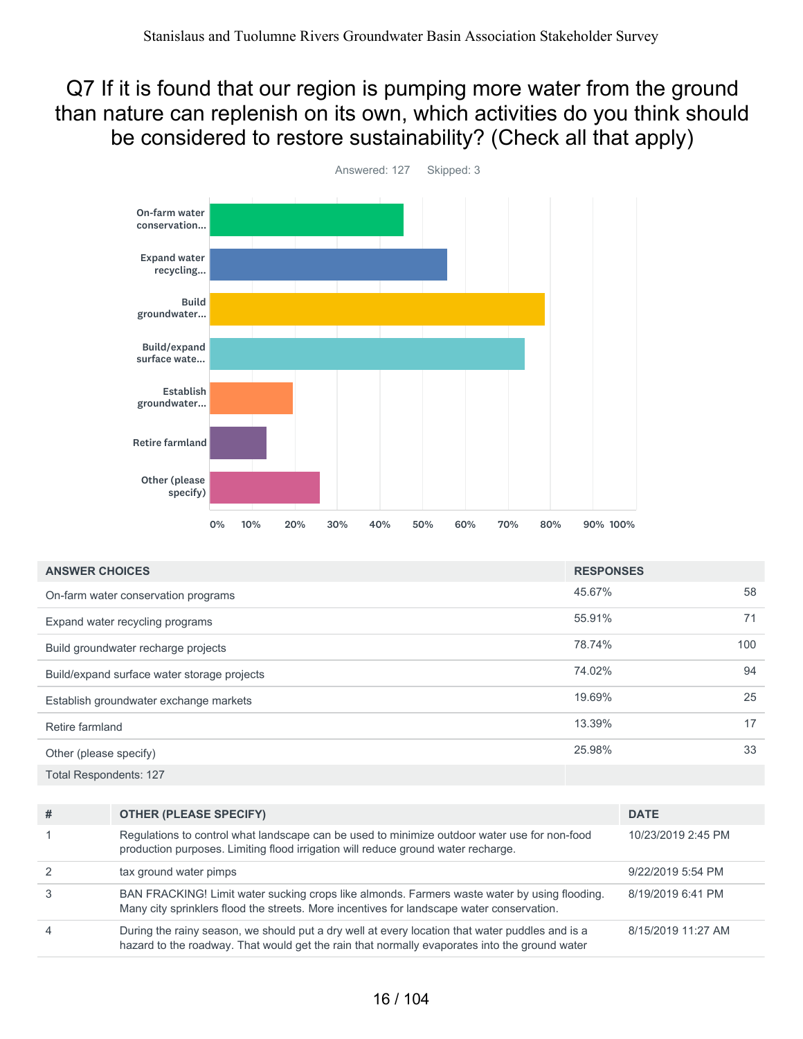# Q7 If it is found that our region is pumping more water from the ground than nature can replenish on its own, which activities do you think should be considered to restore sustainability? (Check all that apply)

Answered: 127 Skipped: 3

| ANSWER CHOICES | RESPONSES | |
|---|---|---|
| On-farm water conservation programs | 45.67% | 58 |
| Expand water recycling programs | 55.91% | 71 |
| Build groundwater recharge projects | 78.74% | 100 |
| Build/expand surface water storage projects | 74.02% | 94 |
| Establish groundwater exchange markets | 19.69% | 25 |
| Retire farmland | 13.39% | 17 |
| Other (please specify) | 25.98% | 33 |
| Total Respondents: 127 | | |

| # | OTHER (PLEASE SPECIFY) | DATE |
|---|---|---|
| 1 | Regulations to control what landscape can be used to minimize outdoor water use for non-food production purposes. Limiting flood irrigation will reduce ground water recharge. | 10/23/2019 2:45 PM |
| 2 | tax ground water pimps | 9/22/2019 5:54 PM |
| 3 | BAN FRACKING! Limit water sucking crops like almonds. Farmers waste water by using flooding. Many city sprinklers flood the streets. More incentives for landscape water conservation. | 8/19/2019 6:41 PM |
| 4 | During the rainy season, we should put a dry well at every location that water puddles and is a hazard to the roadway. That would get the rain that normally evaporates into the ground water | 8/15/2019 11:27 AM |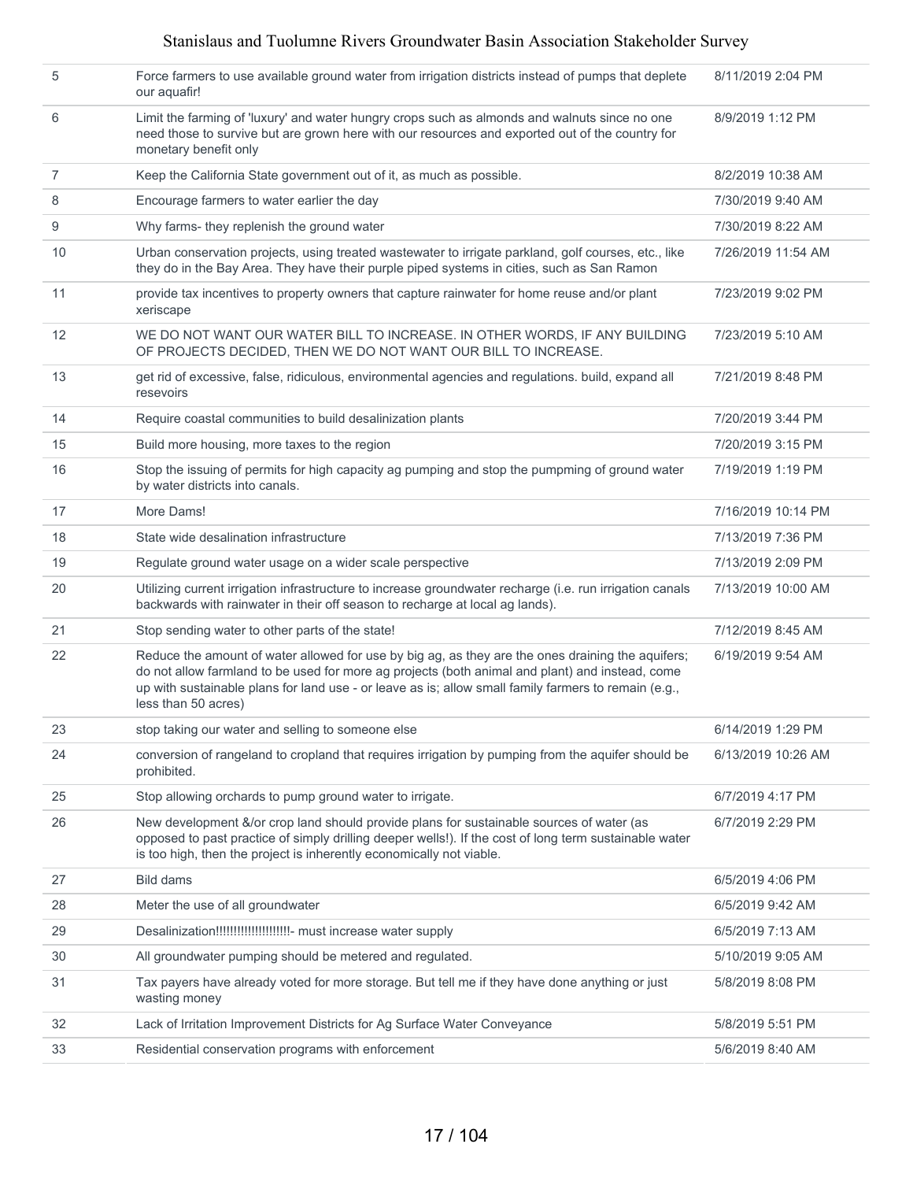| | | |
|---|---|---|
| 5 | Force farmers to use available ground water from irrigation districts instead of pumps that deplete our aquafir! | 8/11/2019 2:04 PM |
| 6 | Limit the farming of 'luxury' and water hungry crops such as almonds and walnuts since no one need those to survive but are grown here with our resources and exported out of the country for monetary benefit only | 8/9/2019 1:12 PM |
| 7 | Keep the California State government out of it, as much as possible. | 8/2/2019 10:38 AM |
| 8 | Encourage farmers to water earlier the day | 7/30/2019 9:40 AM |
| 9 | Why farms- they replenish the ground water | 7/30/2019 8:22 AM |
| 10 | Urban conservation projects, using treated wastewater to irrigate parkland, golf courses, etc., like they do in the Bay Area. They have their purple piped systems in cities, such as San Ramon | 7/26/2019 11:54 AM |
| 11 | provide tax incentives to property owners that capture rainwater for home reuse and/or plant xeriscape | 7/23/2019 9:02 PM |
| 12 | WE DO NOT WANT OUR WATER BILL TO INCREASE. IN OTHER WORDS, IF ANY BUILDING OF PROJECTS DECIDED, THEN WE DO NOT WANT OUR BILL TO INCREASE. | 7/23/2019 5:10 AM |
| 13 | get rid of excessive, false, ridiculous, environmental agencies and regulations. build, expand all resevoirs | 7/21/2019 8:48 PM |
| 14 | Require coastal communities to build desalinization plants | 7/20/2019 3:44 PM |
| 15 | Build more housing, more taxes to the region | 7/20/2019 3:15 PM |
| 16 | Stop the issuing of permits for high capacity ag pumping and stop the pumpming of ground water by water districts into canals. | 7/19/2019 1:19 PM |
| 17 | More Dams! | 7/16/2019 10:14 PM |
| 18 | State wide desalination infrastructure | 7/13/2019 7:36 PM |
| 19 | Regulate ground water usage on a wider scale perspective | 7/13/2019 2:09 PM |
| 20 | Utilizing current irrigation infrastructure to increase groundwater recharge (i.e. run irrigation canals backwards with rainwater in their off season to recharge at local ag lands). | 7/13/2019 10:00 AM |
| 21 | Stop sending water to other parts of the state! | 7/12/2019 8:45 AM |
| 22 | Reduce the amount of water allowed for use by big ag, as they are the ones draining the aquifers; do not allow farmland to be used for more ag projects (both animal and plant) and instead, come up with sustainable plans for land use - or leave as is; allow small family farmers to remain (e.g., less than 50 acres) | 6/19/2019 9:54 AM |
| 23 | stop taking our water and selling to someone else | 6/14/2019 1:29 PM |
| 24 | conversion of rangeland to cropland that requires irrigation by pumping from the aquifer should be prohibited. | 6/13/2019 10:26 AM |
| 25 | Stop allowing orchards to pump ground water to irrigate. | 6/7/2019 4:17 PM |
| 26 | New development &/or crop land should provide plans for sustainable sources of water (as opposed to past practice of simply drilling deeper wells!). If the cost of long term sustainable water is too high, then the project is inherently economically not viable. | 6/7/2019 2:29 PM |
| 27 | Bild dams | 6/5/2019 4:06 PM |
| 28 | Meter the use of all groundwater | 6/5/2019 9:42 AM |
| 29 | Desalinization!!!!!!!!!!!!!!!!!!!!!- must increase water supply | 6/5/2019 7:13 AM |
| 30 | All groundwater pumping should be metered and regulated. | 5/10/2019 9:05 AM |
| 31 | Tax payers have already voted for more storage. But tell me if they have done anything or just wasting money | 5/8/2019 8:08 PM |
| 32 | Lack of Irritation Improvement Districts for Ag Surface Water Conveyance | 5/8/2019 5:51 PM |
| 33 | Residential conservation programs with enforcement | 5/6/2019 8:40 AM |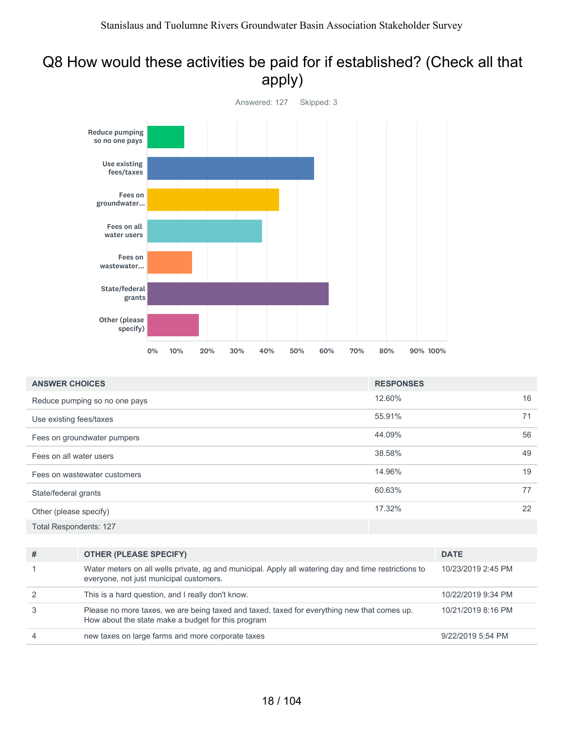# Q8 How would these activities be paid for if established? (Check all that apply)

Answered: 127    Skipped: 3

| ANSWER CHOICES | RESPONSES | |
|---|---|---|
| Reduce pumping so no one pays | 12.60% | 16 |
| Use existing fees/taxes | 55.91% | 71 |
| Fees on groundwater pumpers | 44.09% | 56 |
| Fees on all water users | 38.58% | 49 |
| Fees on wastewater customers | 14.96% | 19 |
| State/federal grants | 60.63% | 77 |
| Other (please specify) | 17.32% | 22 |
| Total Respondents: 127 | | |

| # | OTHER (PLEASE SPECIFY) | DATE |
|---|---|---|
| 1 | Water meters on all wells private, ag and municipal. Apply all watering day and time restrictions to everyone, not just municipal customers. | 10/23/2019 2:45 PM |
| 2 | This is a hard question, and I really don't know. | 10/22/2019 9:34 PM |
| 3 | Please no more taxes, we are being taxed and taxed, taxed for everything new that comes up. How about the state make a budget for this program | 10/21/2019 8:16 PM |
| 4 | new taxes on large farms and more corporate taxes | 9/22/2019 5:54 PM |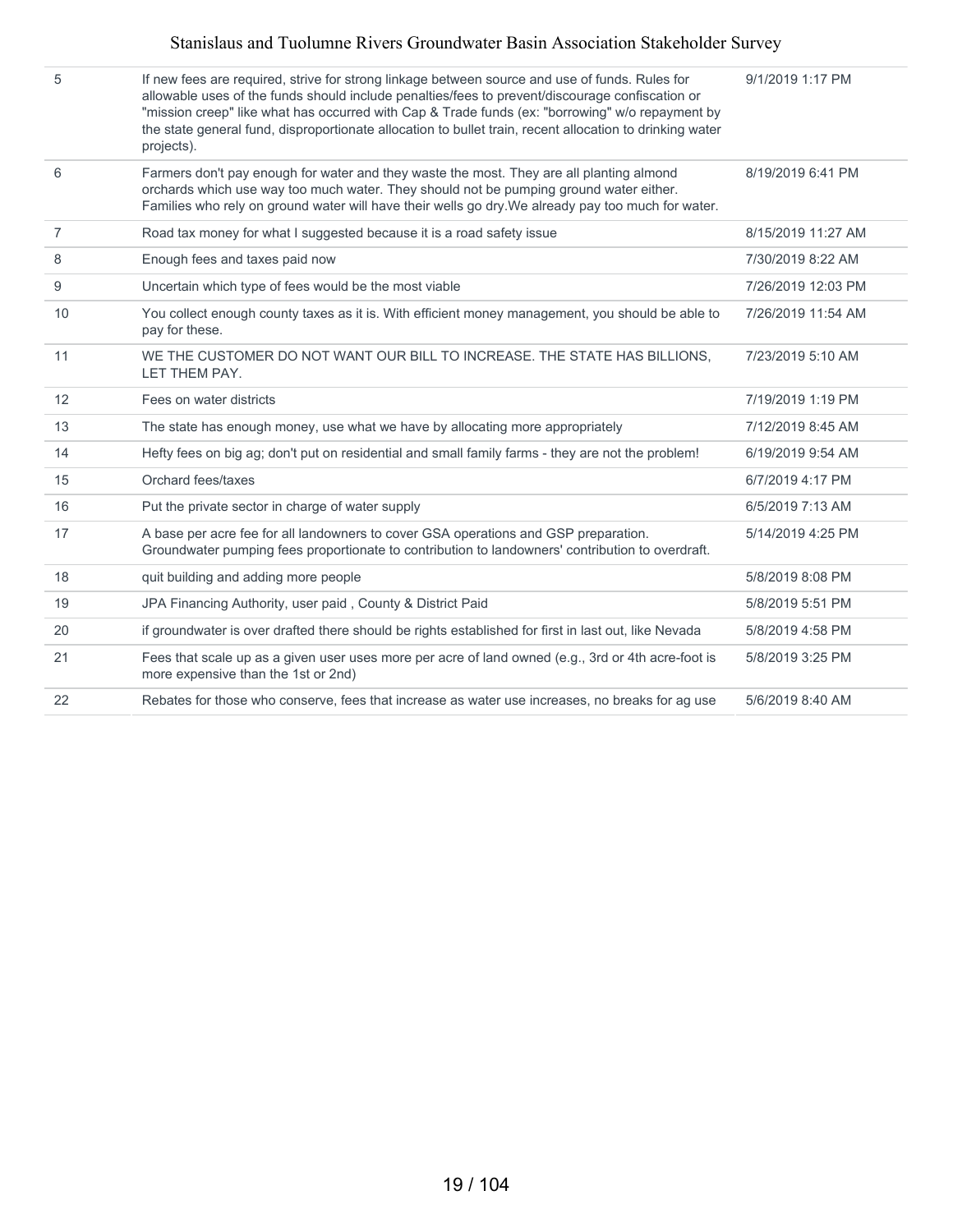| | | |
|---|---|---|
| 5 | If new fees are required, strive for strong linkage between source and use of funds. Rules for allowable uses of the funds should include penalties/fees to prevent/discourage confiscation or "mission creep" like what has occurred with Cap & Trade funds (ex: "borrowing" w/o repayment by the state general fund, disproportionate allocation to bullet train, recent allocation to drinking water projects). | 9/1/2019 1:17 PM |
| 6 | Farmers don't pay enough for water and they waste the most. They are all planting almond orchards which use way too much water. They should not be pumping ground water either. Families who rely on ground water will have their wells go dry.We already pay too much for water. | 8/19/2019 6:41 PM |
| 7 | Road tax money for what I suggested because it is a road safety issue | 8/15/2019 11:27 AM |
| 8 | Enough fees and taxes paid now | 7/30/2019 8:22 AM |
| 9 | Uncertain which type of fees would be the most viable | 7/26/2019 12:03 PM |
| 10 | You collect enough county taxes as it is. With efficient money management, you should be able to pay for these. | 7/26/2019 11:54 AM |
| 11 | WE THE CUSTOMER DO NOT WANT OUR BILL TO INCREASE. THE STATE HAS BILLIONS, LET THEM PAY. | 7/23/2019 5:10 AM |
| 12 | Fees on water districts | 7/19/2019 1:19 PM |
| 13 | The state has enough money, use what we have by allocating more appropriately | 7/12/2019 8:45 AM |
| 14 | Hefty fees on big ag; don't put on residential and small family farms - they are not the problem! | 6/19/2019 9:54 AM |
| 15 | Orchard fees/taxes | 6/7/2019 4:17 PM |
| 16 | Put the private sector in charge of water supply | 6/5/2019 7:13 AM |
| 17 | A base per acre fee for all landowners to cover GSA operations and GSP preparation. Groundwater pumping fees proportionate to contribution to landowners' contribution to overdraft. | 5/14/2019 4:25 PM |
| 18 | quit building and adding more people | 5/8/2019 8:08 PM |
| 19 | JPA Financing Authority, user paid , County & District Paid | 5/8/2019 5:51 PM |
| 20 | if groundwater is over drafted there should be rights established for first in last out, like Nevada | 5/8/2019 4:58 PM |
| 21 | Fees that scale up as a given user uses more per acre of land owned (e.g., 3rd or 4th acre-foot is more expensive than the 1st or 2nd) | 5/8/2019 3:25 PM |
| 22 | Rebates for those who conserve, fees that increase as water use increases, no breaks for ag use | 5/6/2019 8:40 AM |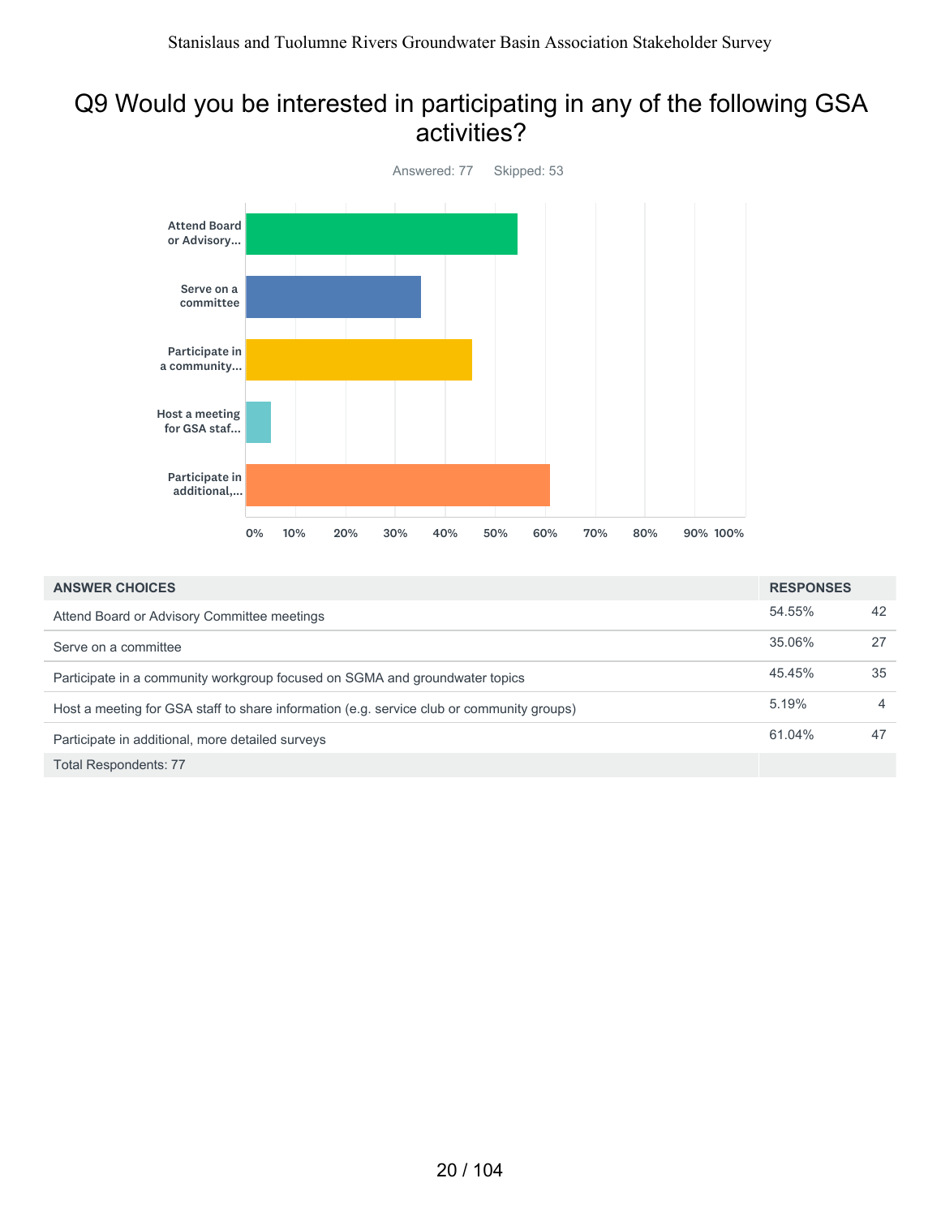# Q9 Would you be interested in participating in any of the following GSA activities?

Answered: 77 Skipped: 53

| ANSWER CHOICES | RESPONSES | |
|---|---|---|
| Attend Board or Advisory Committee meetings | 54.55% | 42 |
| Serve on a committee | 35.06% | 27 |
| Participate in a community workgroup focused on SGMA and groundwater topics | 45.45% | 35 |
| Host a meeting for GSA staff to share information (e.g. service club or community groups) | 5.19% | 4 |
| Participate in additional, more detailed surveys | 61.04% | 47 |
| Total Respondents: 77 | | |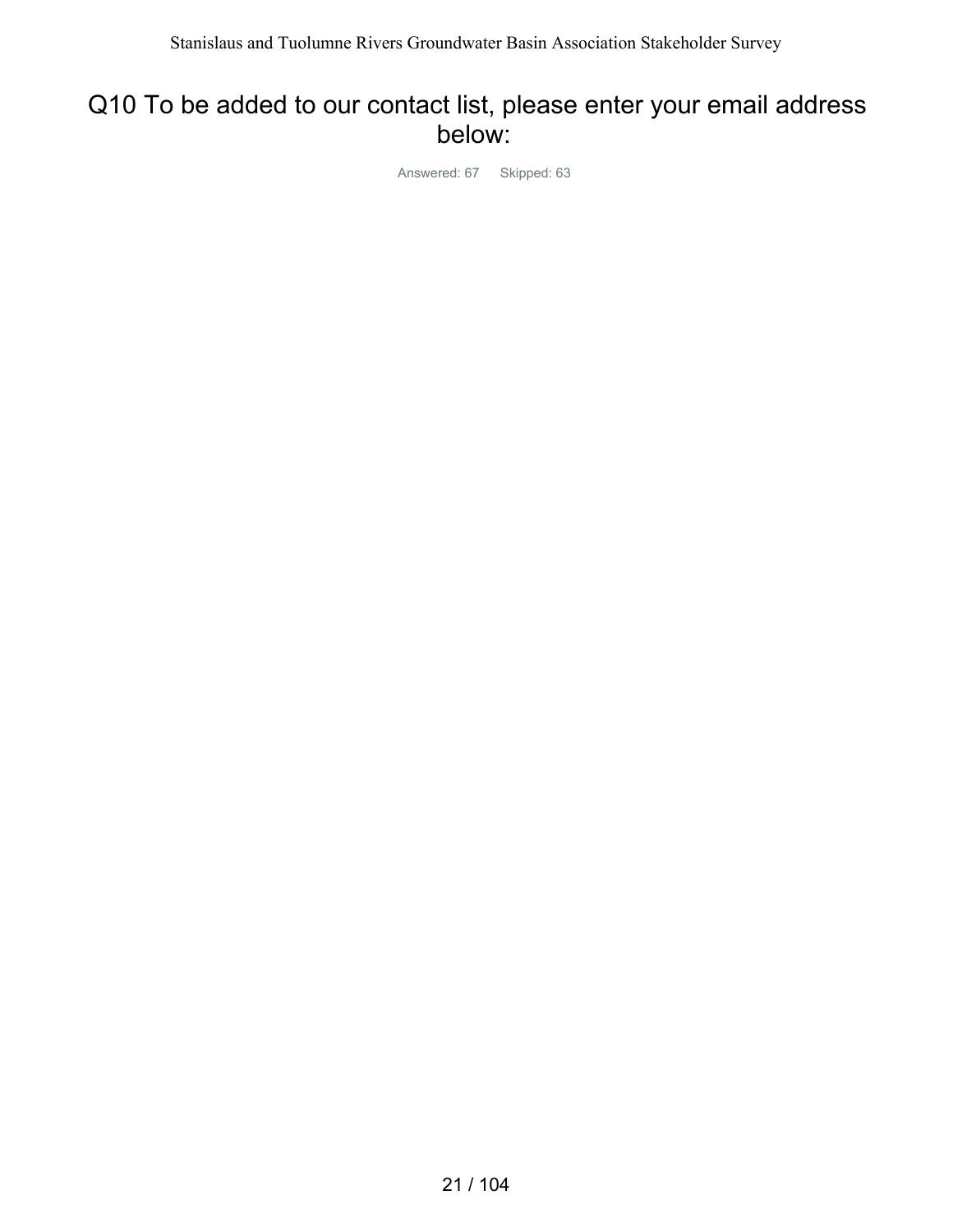# Q10 To be added to our contact list, please enter your email address below:

Answered: 67 Skipped: 63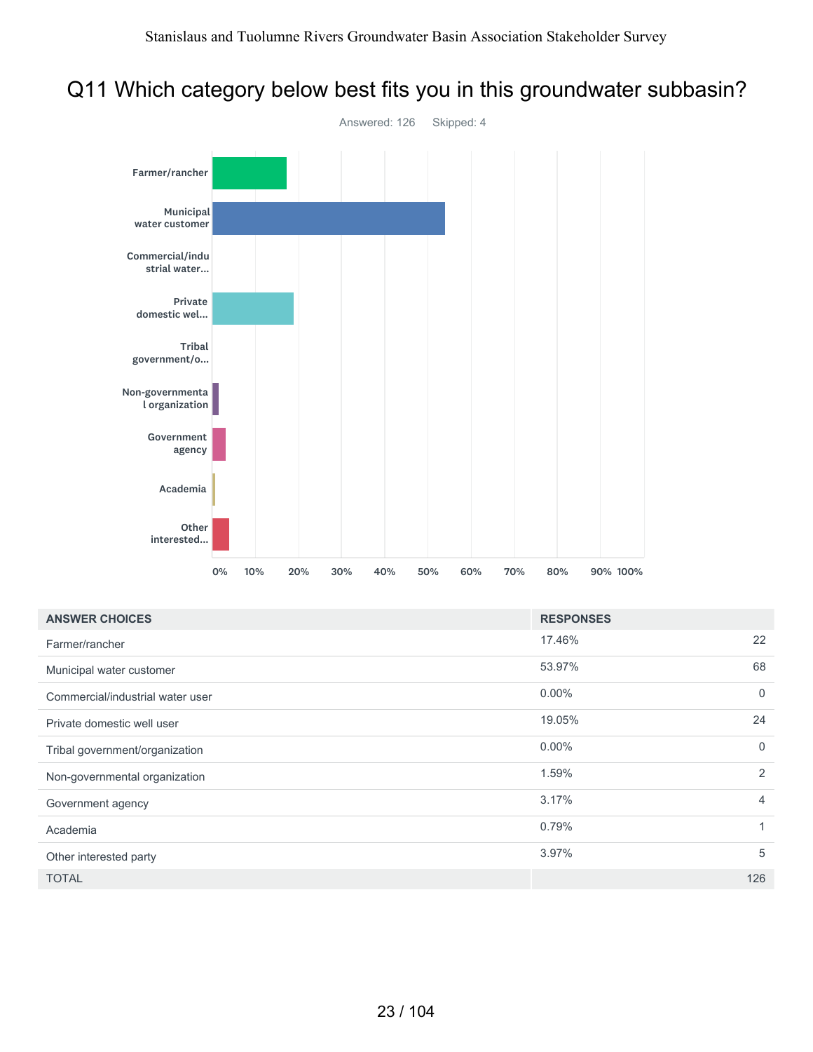# Q11 Which category below best fits you in this groundwater subbasin?

Answered: 126 Skipped: 4

| ANSWER CHOICES | RESPONSES | |
|---|---|---|
| Farmer/rancher | 17.46% | 22 |
| Municipal water customer | 53.97% | 68 |
| Commercial/industrial water user | 0.00% | 0 |
| Private domestic well user | 19.05% | 24 |
| Tribal government/organization | 0.00% | 0 |
| Non-governmental organization | 1.59% | 2 |
| Government agency | 3.17% | 4 |
| Academia | 0.79% | 1 |
| Other interested party | 3.97% | 5 |
| TOTAL | | 126 |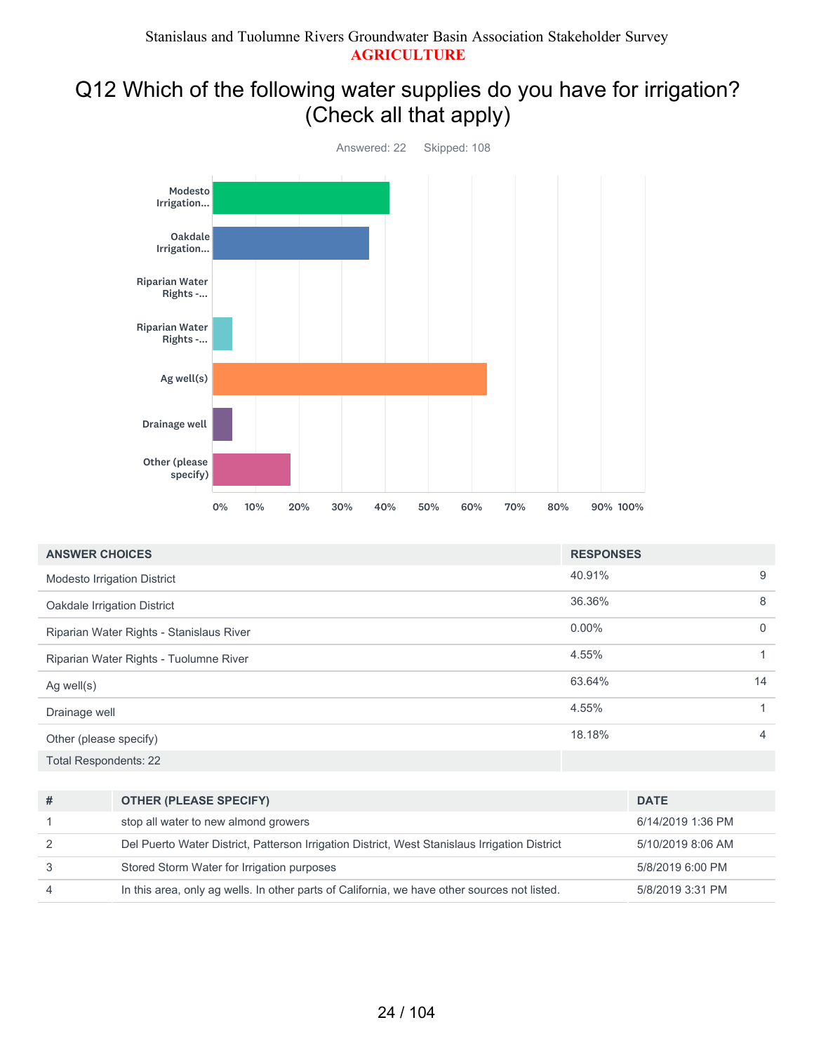Stanislaus and Tuolumne Rivers Groundwater Basin Association Stakeholder Survey

**AGRICULTURE**

# Q12 Which of the following water supplies do you have for irrigation? (Check all that apply)

Answered: 22 Skipped: 108

| ANSWER CHOICES | RESPONSES | |
|---|---|---|
| Modesto Irrigation District | 40.91% | 9 |
| Oakdale Irrigation District | 36.36% | 8 |
| Riparian Water Rights - Stanislaus River | 0.00% | 0 |
| Riparian Water Rights - Tuolumne River | 4.55% | 1 |
| Ag well(s) | 63.64% | 14 |
| Drainage well | 4.55% | 1 |
| Other (please specify) | 18.18% | 4 |
| Total Respondents: 22 | | |

| # | OTHER (PLEASE SPECIFY) | DATE |
|---|---|---|
| 1 | stop all water to new almond growers | 6/14/2019 1:36 PM |
| 2 | Del Puerto Water District, Patterson Irrigation District, West Stanislaus Irrigation District | 5/10/2019 8:06 AM |
| 3 | Stored Storm Water for Irrigation purposes | 5/8/2019 6:00 PM |
| 4 | In this area, only ag wells. In other parts of California, we have other sources not listed. | 5/8/2019 3:31 PM |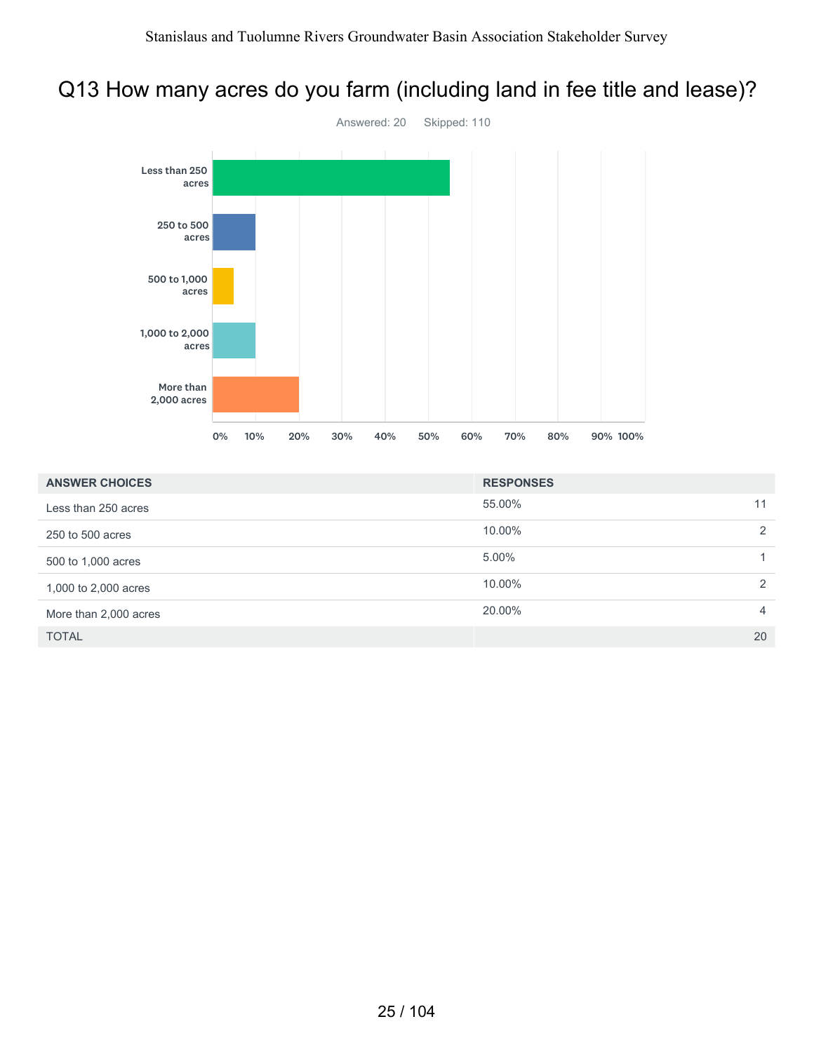## Q13 How many acres do you farm (including land in fee title and lease)?

Answered: 20 Skipped: 110

| ANSWER CHOICES | RESPONSES | |
|---|---|---|
| Less than 250 acres | 55.00% | 11 |
| 250 to 500 acres | 10.00% | 2 |
| 500 to 1,000 acres | 5.00% | 1 |
| 1,000 to 2,000 acres | 10.00% | 2 |
| More than 2,000 acres | 20.00% | 4 |
| TOTAL | | 20 |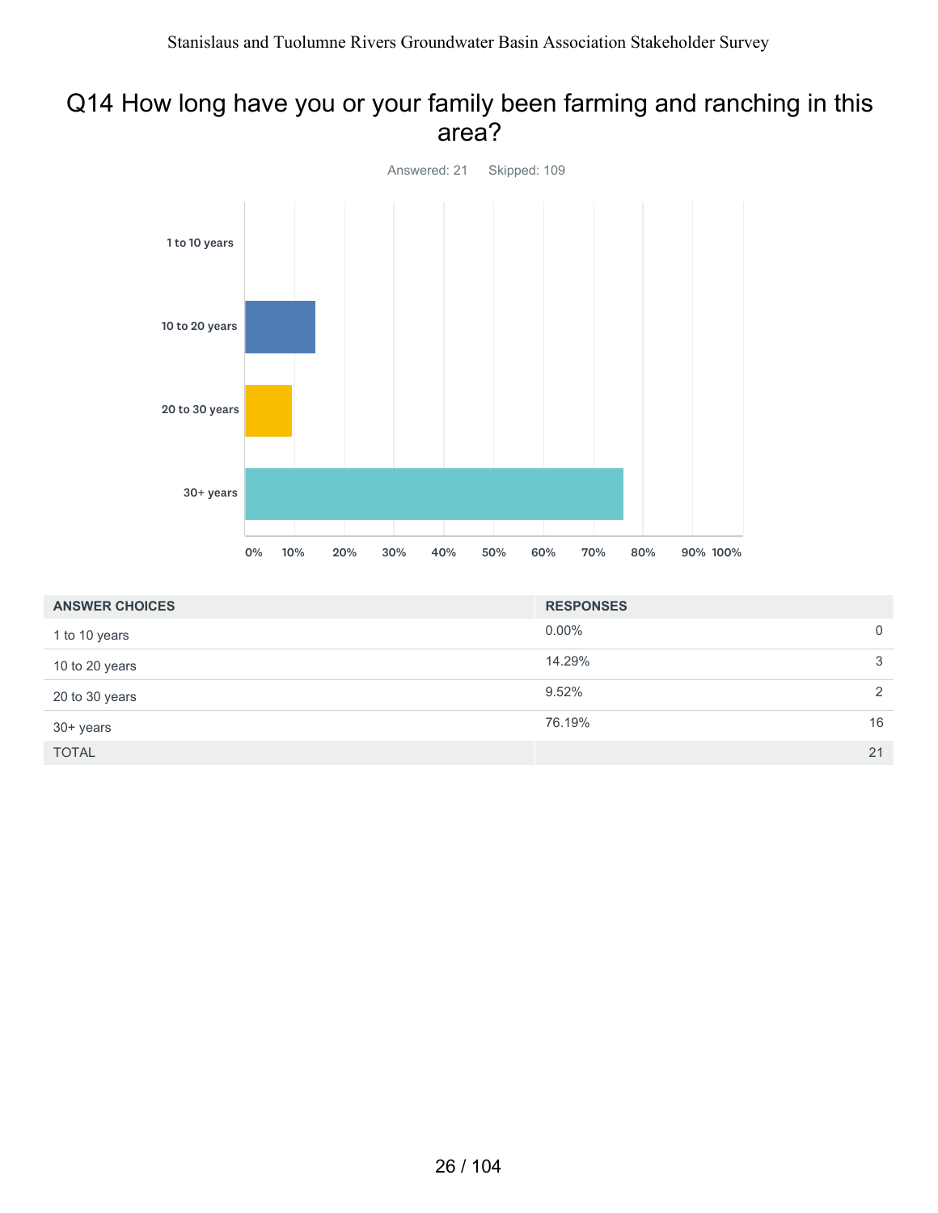## Q14 How long have you or your family been farming and ranching in this area?

Answered: 21 Skipped: 109

| ANSWER CHOICES | RESPONSES | |
|---|---|---|
| 1 to 10 years | 0.00% | 0 |
| 10 to 20 years | 14.29% | 3 |
| 20 to 30 years | 9.52% | 2 |
| 30+ years | 76.19% | 16 |
| TOTAL | | 21 |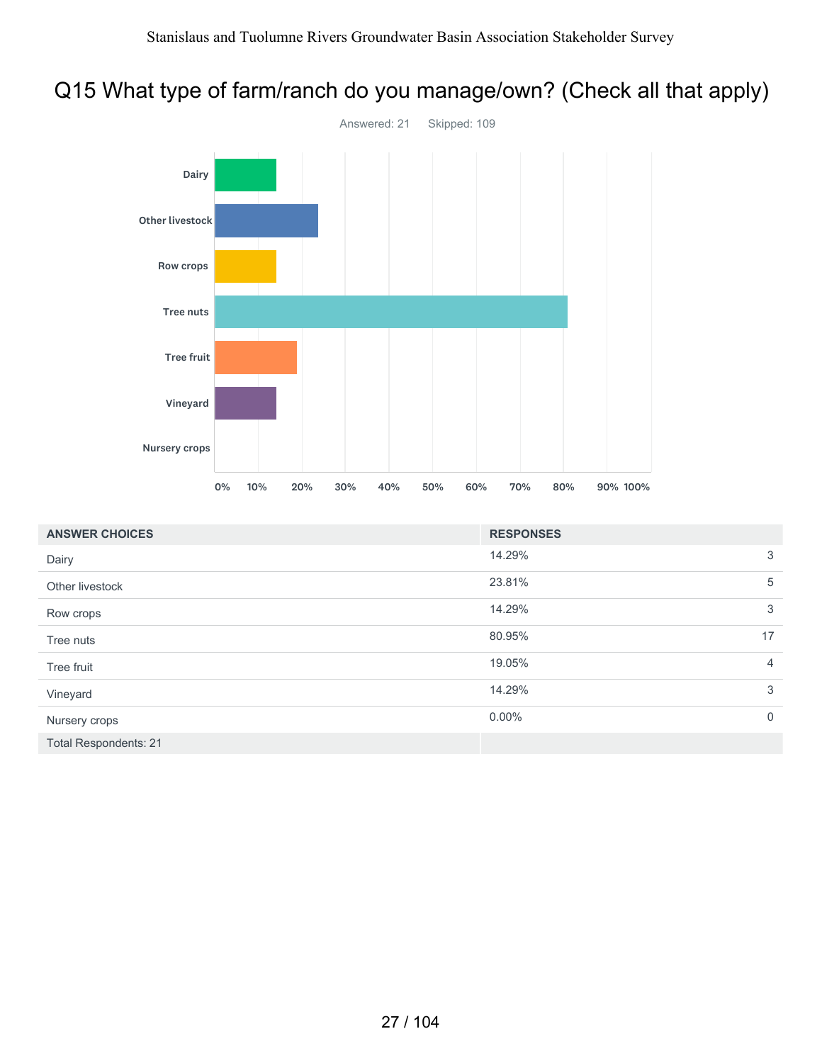# Q15 What type of farm/ranch do you manage/own? (Check all that apply)

Answered: 21 Skipped: 109

| ANSWER CHOICES | RESPONSES | |
|---|---|---|
| Dairy | 14.29% | 3 |
| Other livestock | 23.81% | 5 |
| Row crops | 14.29% | 3 |
| Tree nuts | 80.95% | 17 |
| Tree fruit | 19.05% | 4 |
| Vineyard | 14.29% | 3 |
| Nursery crops | 0.00% | 0 |
| Total Respondents: 21 | | |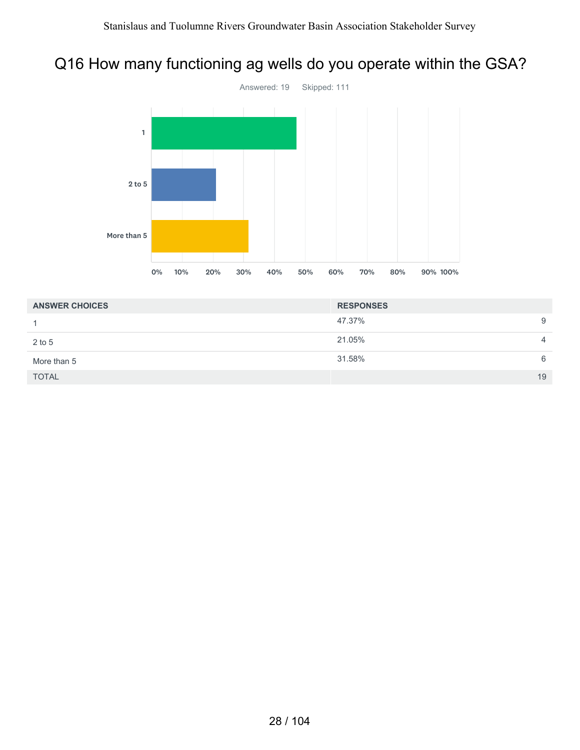# Q16 How many functioning ag wells do you operate within the GSA?

Answered: 19 Skipped: 111

| ANSWER CHOICES | RESPONSES | |
|---|---|---|
| 1 | 47.37% | 9 |
| 2 to 5 | 21.05% | 4 |
| More than 5 | 31.58% | 6 |
| TOTAL | | 19 |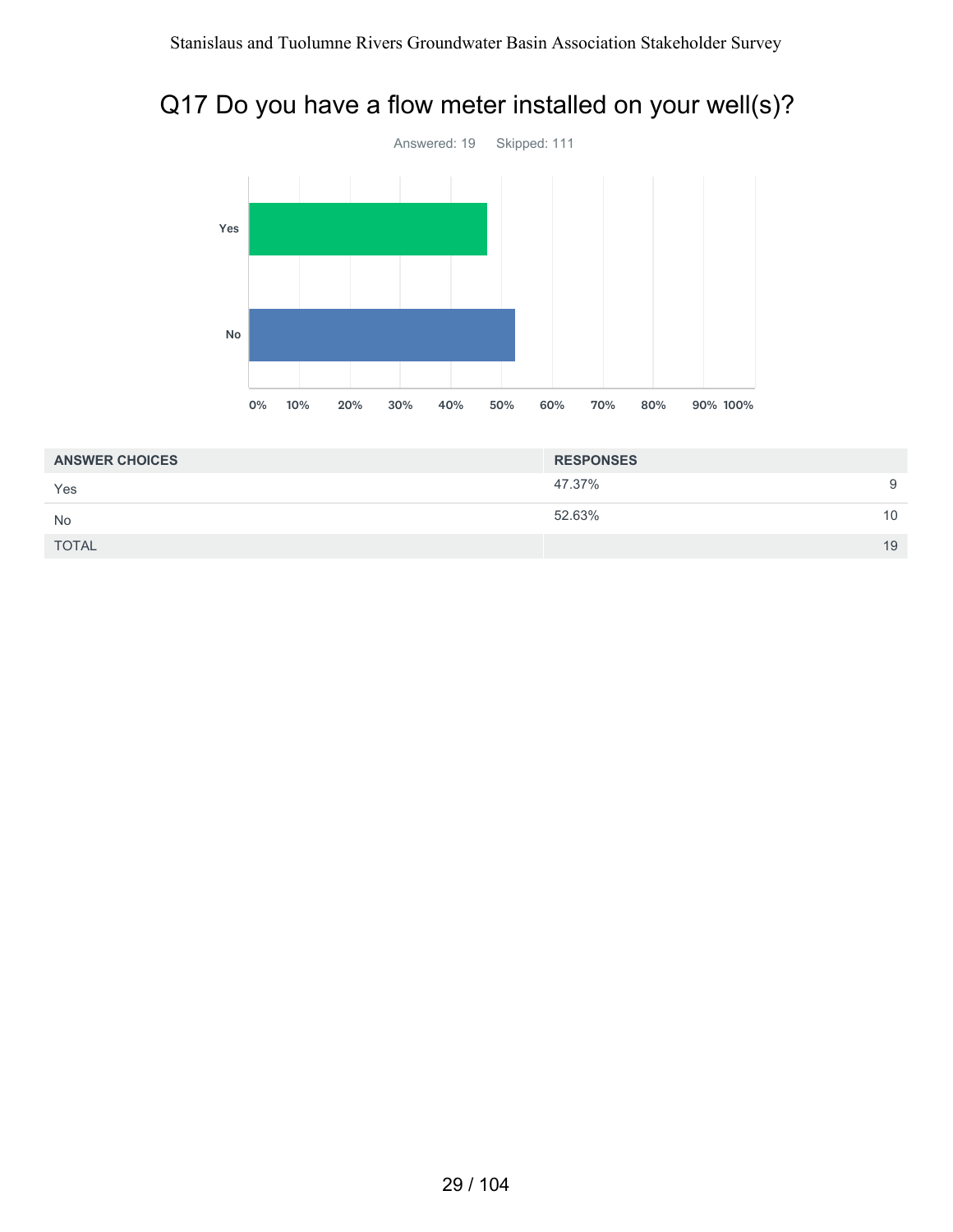# Q17 Do you have a flow meter installed on your well(s)?

Answered: 19 Skipped: 111

| ANSWER CHOICES | RESPONSES | |
|---|---|---|
| Yes | 47.37% | 9 |
| No | 52.63% | 10 |
| TOTAL | | 19 |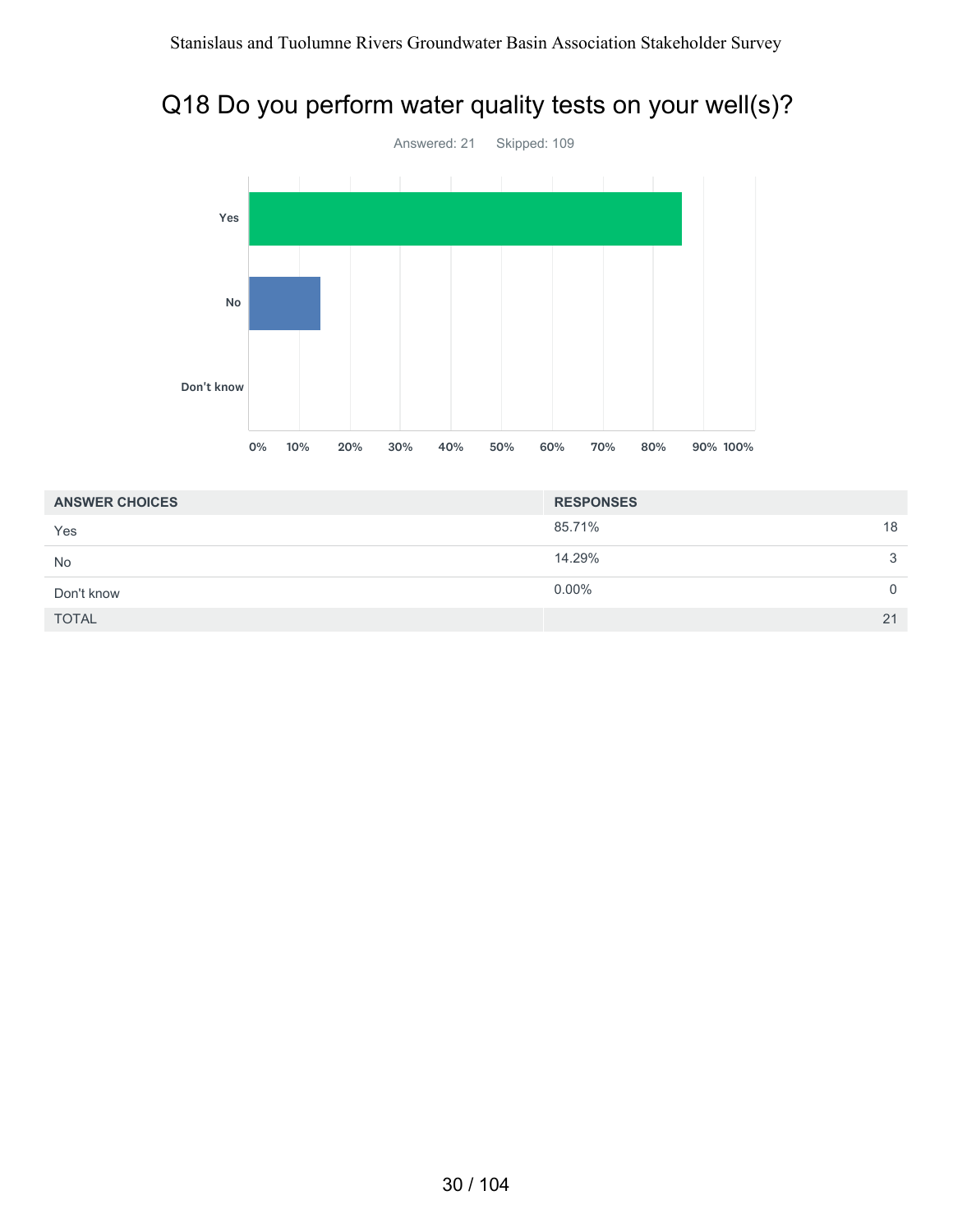# Q18 Do you perform water quality tests on your well(s)?

Answered: 21 Skipped: 109

| ANSWER CHOICES | RESPONSES | |
|---|---|---|
| Yes | 85.71% | 18 |
| No | 14.29% | 3 |
| Don't know | 0.00% | 0 |
| TOTAL | | 21 |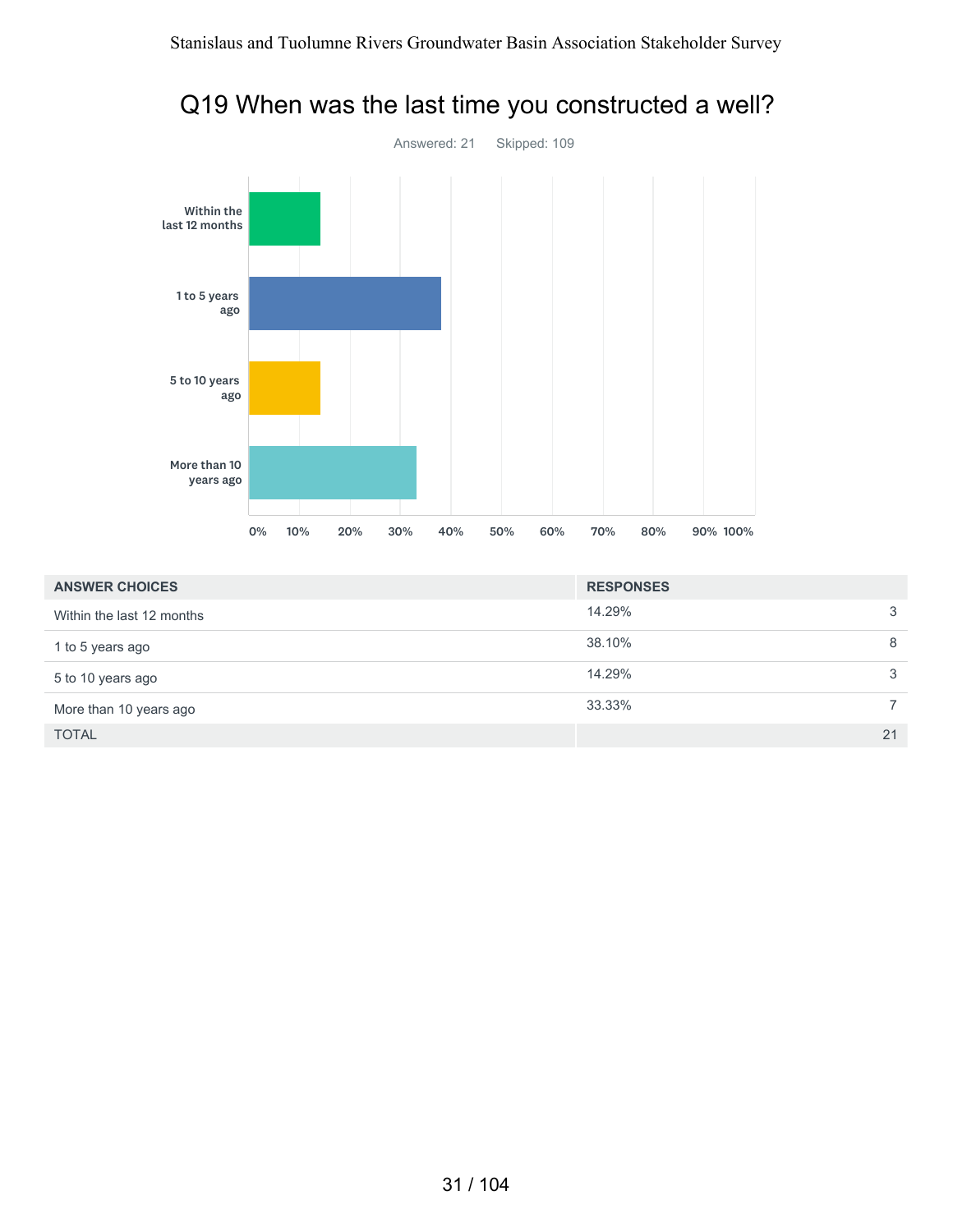# Q19 When was the last time you constructed a well?

Answered: 21 Skipped: 109

| ANSWER CHOICES | RESPONSES | |
|---|---|---|
| Within the last 12 months | 14.29% | 3 |
| 1 to 5 years ago | 38.10% | 8 |
| 5 to 10 years ago | 14.29% | 3 |
| More than 10 years ago | 33.33% | 7 |
| TOTAL | | 21 |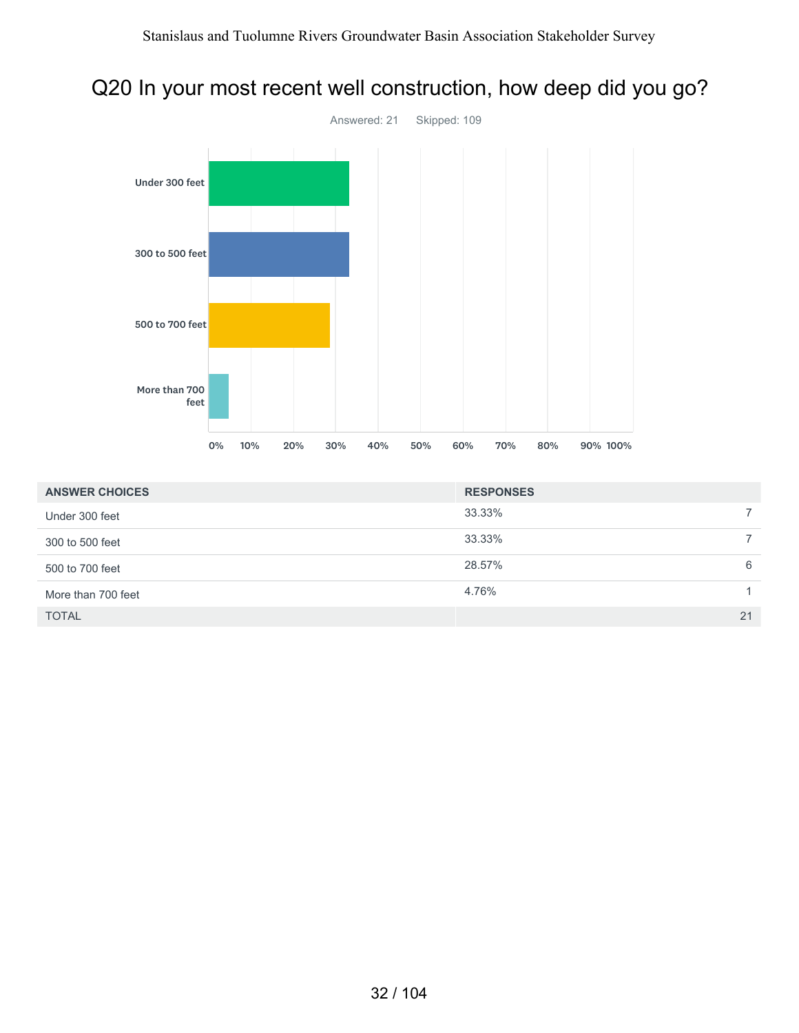# Q20 In your most recent well construction, how deep did you go?

Answered: 21 Skipped: 109

| ANSWER CHOICES | RESPONSES | |
|---|---|---|
| Under 300 feet | 33.33% | 7 |
| 300 to 500 feet | 33.33% | 7 |
| 500 to 700 feet | 28.57% | 6 |
| More than 700 feet | 4.76% | 1 |
| TOTAL | | 21 |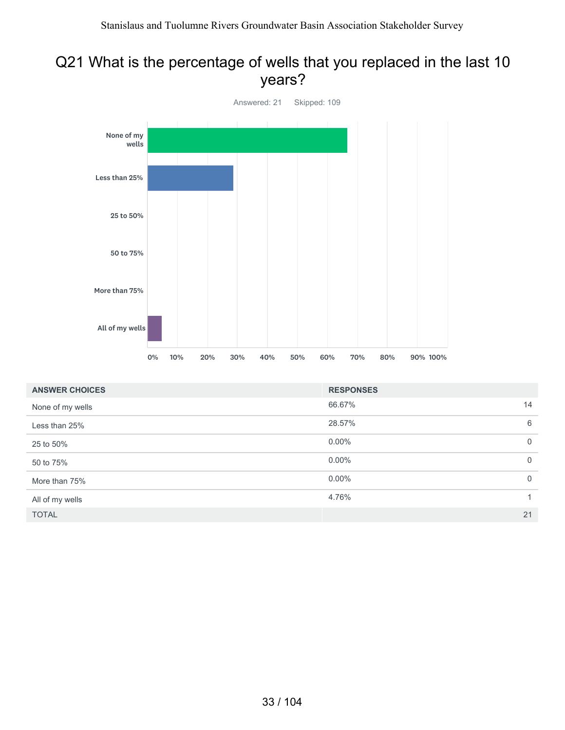## Q21 What is the percentage of wells that you replaced in the last 10 years?

Answered: 21 Skipped: 109

| ANSWER CHOICES | RESPONSES | |
|---|---|---|
| None of my wells | 66.67% | 14 |
| Less than 25% | 28.57% | 6 |
| 25 to 50% | 0.00% | 0 |
| 50 to 75% | 0.00% | 0 |
| More than 75% | 0.00% | 0 |
| All of my wells | 4.76% | 1 |
| TOTAL | | 21 |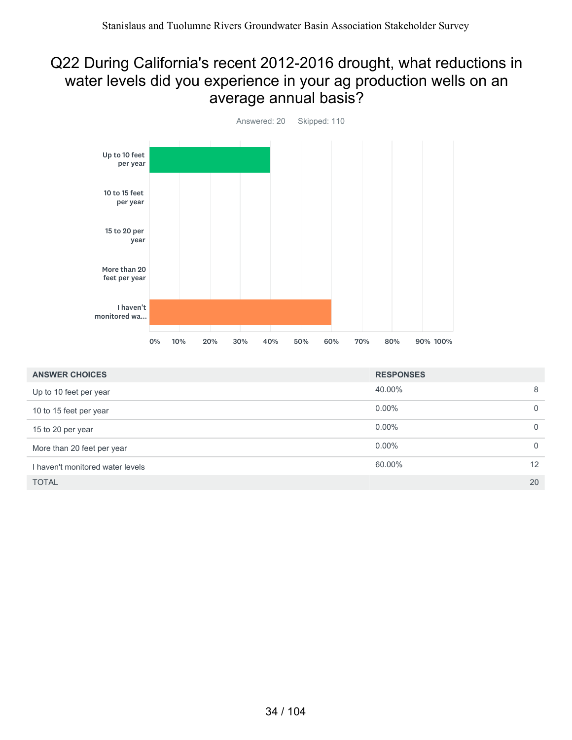## Q22 During California's recent 2012-2016 drought, what reductions in water levels did you experience in your ag production wells on an average annual basis?

Answered: 20 Skipped: 110

| ANSWER CHOICES | RESPONSES | |
|---|---|---|
| Up to 10 feet per year | 40.00% | 8 |
| 10 to 15 feet per year | 0.00% | 0 |
| 15 to 20 per year | 0.00% | 0 |
| More than 20 feet per year | 0.00% | 0 |
| I haven't monitored water levels | 60.00% | 12 |
| TOTAL | | 20 |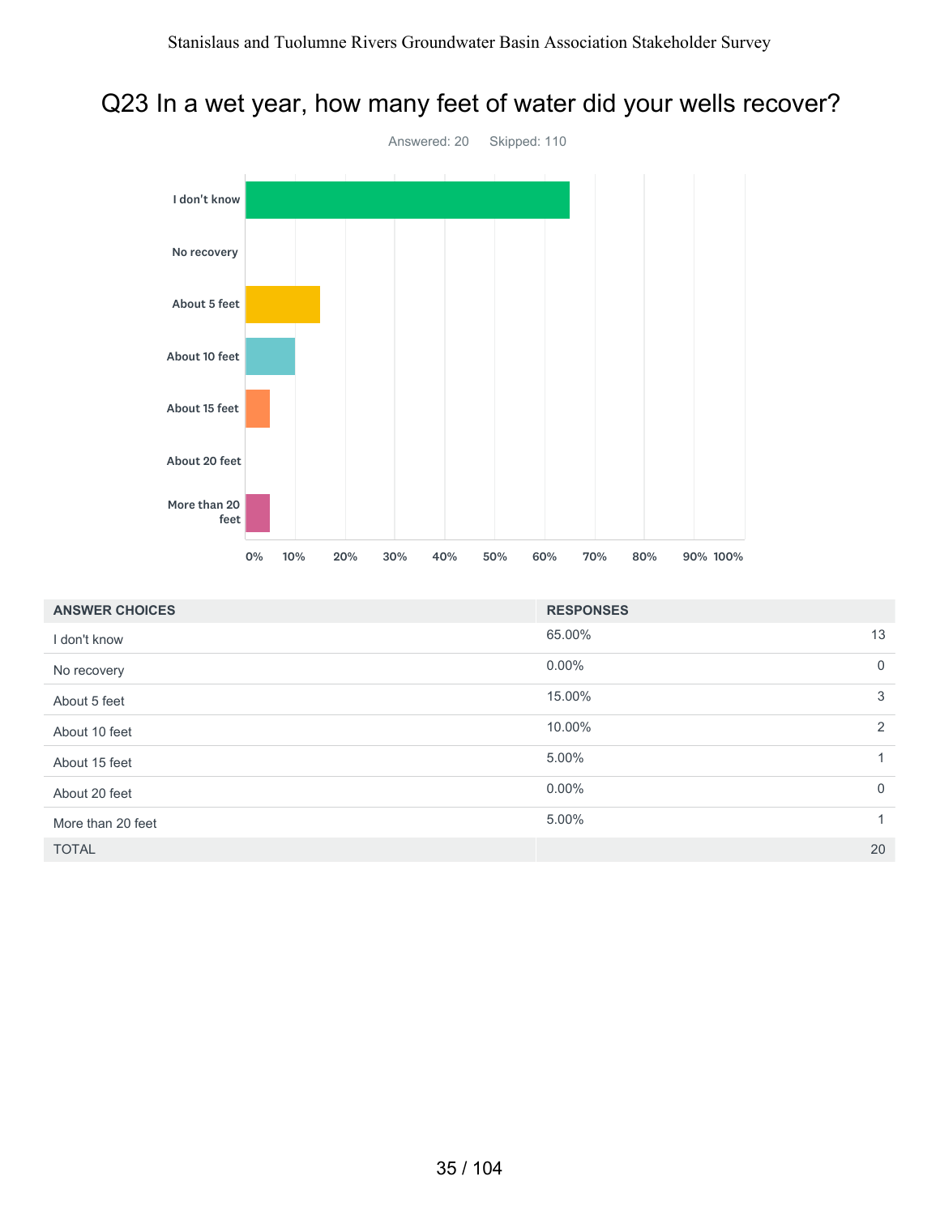# Q23 In a wet year, how many feet of water did your wells recover?

Answered: 20 Skipped: 110

| ANSWER CHOICES | RESPONSES | |
|---|---|---|
| I don't know | 65.00% | 13 |
| No recovery | 0.00% | 0 |
| About 5 feet | 15.00% | 3 |
| About 10 feet | 10.00% | 2 |
| About 15 feet | 5.00% | 1 |
| About 20 feet | 0.00% | 0 |
| More than 20 feet | 5.00% | 1 |
| TOTAL | | 20 |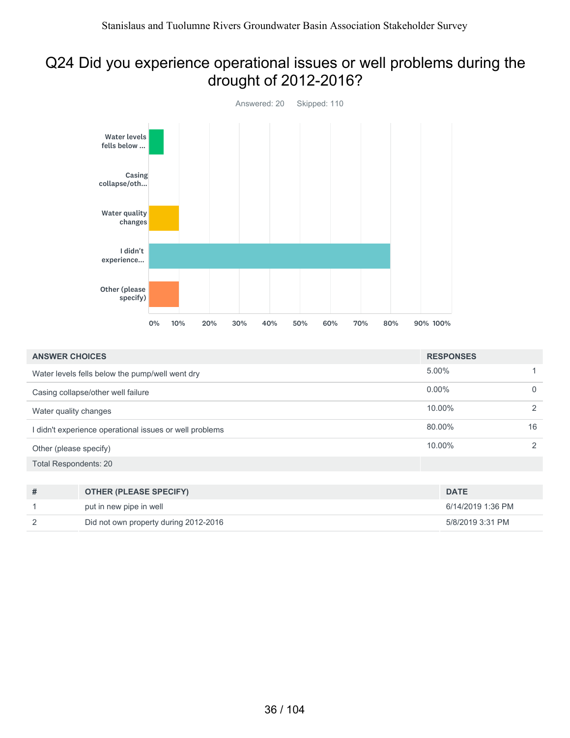# Q24 Did you experience operational issues or well problems during the drought of 2012-2016?

Answered: 20 Skipped: 110

| ANSWER CHOICES | RESPONSES | |
|---|---|---|
| Water levels fells below the pump/well went dry | 5.00% | 1 |
| Casing collapse/other well failure | 0.00% | 0 |
| Water quality changes | 10.00% | 2 |
| I didn't experience operational issues or well problems | 80.00% | 16 |
| Other (please specify) | 10.00% | 2 |
| Total Respondents: 20 | | |

| # | OTHER (PLEASE SPECIFY) | DATE |
|---|---|---|
| 1 | put in new pipe in well | 6/14/2019 1:36 PM |
| 2 | Did not own property during 2012-2016 | 5/8/2019 3:31 PM |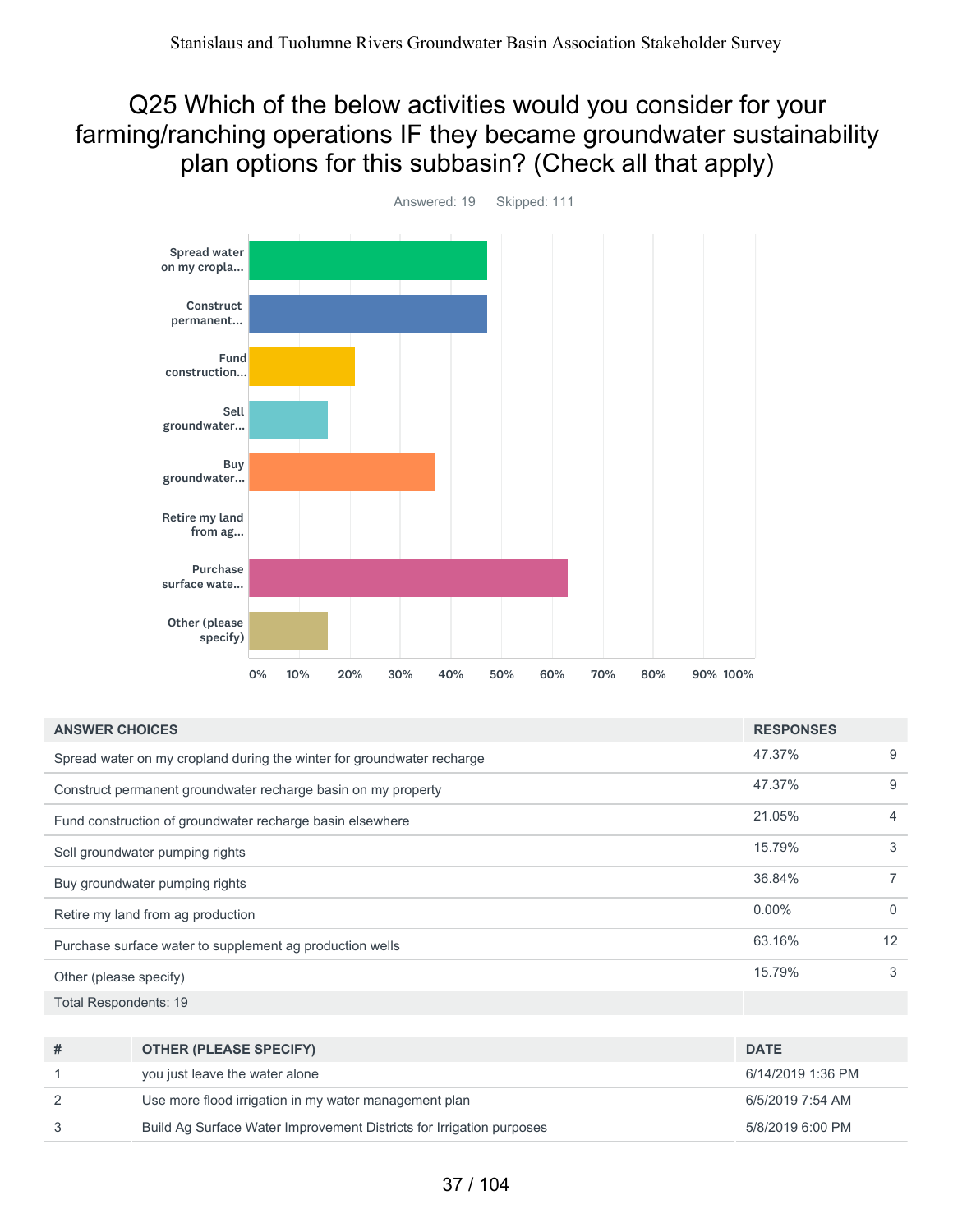# Q25 Which of the below activities would you consider for your farming/ranching operations IF they became groundwater sustainability plan options for this subbasin? (Check all that apply)

Answered: 19 Skipped: 111

| ANSWER CHOICES | RESPONSES | |
|---|---|---|
| Spread water on my cropland during the winter for groundwater recharge | 47.37% | 9 |
| Construct permanent groundwater recharge basin on my property | 47.37% | 9 |
| Fund construction of groundwater recharge basin elsewhere | 21.05% | 4 |
| Sell groundwater pumping rights | 15.79% | 3 |
| Buy groundwater pumping rights | 36.84% | 7 |
| Retire my land from ag production | 0.00% | 0 |
| Purchase surface water to supplement ag production wells | 63.16% | 12 |
| Other (please specify) | 15.79% | 3 |
| Total Respondents: 19 | | |

| # | OTHER (PLEASE SPECIFY) | DATE |
|---|---|---|
| 1 | you just leave the water alone | 6/14/2019 1:36 PM |
| 2 | Use more flood irrigation in my water management plan | 6/5/2019 7:54 AM |
| 3 | Build Ag Surface Water Improvement Districts for Irrigation purposes | 5/8/2019 6:00 PM |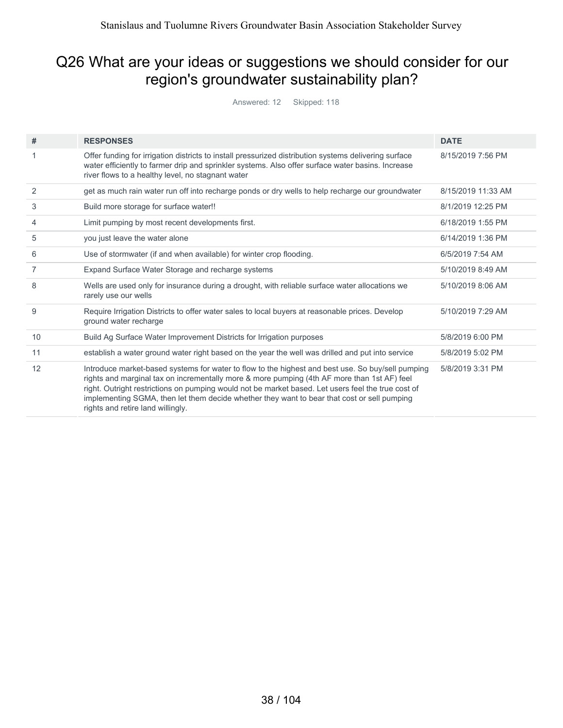# Q26 What are your ideas or suggestions we should consider for our region's groundwater sustainability plan?

Answered: 12 Skipped: 118

| # | RESPONSES | DATE |
| --- | --- | --- |
| 1 | Offer funding for irrigation districts to install pressurized distribution systems delivering surface water efficiently to farmer drip and sprinkler systems. Also offer surface water basins. Increase river flows to a healthy level, no stagnant water | 8/15/2019 7:56 PM |
| 2 | get as much rain water run off into recharge ponds or dry wells to help recharge our groundwater | 8/15/2019 11:33 AM |
| 3 | Build more storage for surface water!! | 8/1/2019 12:25 PM |
| 4 | Limit pumping by most recent developments first. | 6/18/2019 1:55 PM |
| 5 | you just leave the water alone | 6/14/2019 1:36 PM |
| 6 | Use of stormwater (if and when available) for winter crop flooding. | 6/5/2019 7:54 AM |
| 7 | Expand Surface Water Storage and recharge systems | 5/10/2019 8:49 AM |
| 8 | Wells are used only for insurance during a drought, with reliable surface water allocations we rarely use our wells | 5/10/2019 8:06 AM |
| 9 | Require Irrigation Districts to offer water sales to local buyers at reasonable prices. Develop ground water recharge | 5/10/2019 7:29 AM |
| 10 | Build Ag Surface Water Improvement Districts for Irrigation purposes | 5/8/2019 6:00 PM |
| 11 | establish a water ground water right based on the year the well was drilled and put into service | 5/8/2019 5:02 PM |
| 12 | Introduce market-based systems for water to flow to the highest and best use. So buy/sell pumping rights and marginal tax on incrementally more & more pumping (4th AF more than 1st AF) feel right. Outright restrictions on pumping would not be market based. Let users feel the true cost of implementing SGMA, then let them decide whether they want to bear that cost or sell pumping rights and retire land willingly. | 5/8/2019 3:31 PM |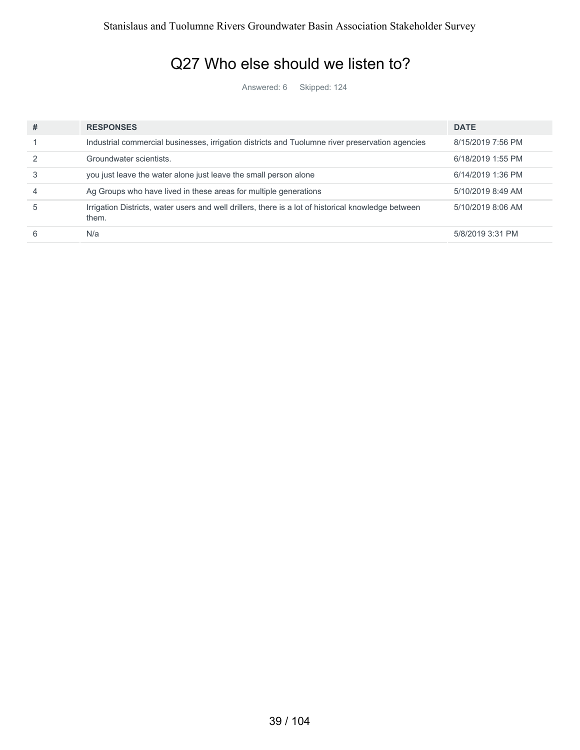## Q27 Who else should we listen to?

Answered: 6 Skipped: 124

| # | RESPONSES | DATE |
|---|---|---|
| 1 | Industrial commercial businesses, irrigation districts and Tuolumne river preservation agencies | 8/15/2019 7:56 PM |
| 2 | Groundwater scientists. | 6/18/2019 1:55 PM |
| 3 | you just leave the water alone just leave the small person alone | 6/14/2019 1:36 PM |
| 4 | Ag Groups who have lived in these areas for multiple generations | 5/10/2019 8:49 AM |
| 5 | Irrigation Districts, water users and well drillers, there is a lot of historical knowledge between them. | 5/10/2019 8:06 AM |
| 6 | N/a | 5/8/2019 3:31 PM |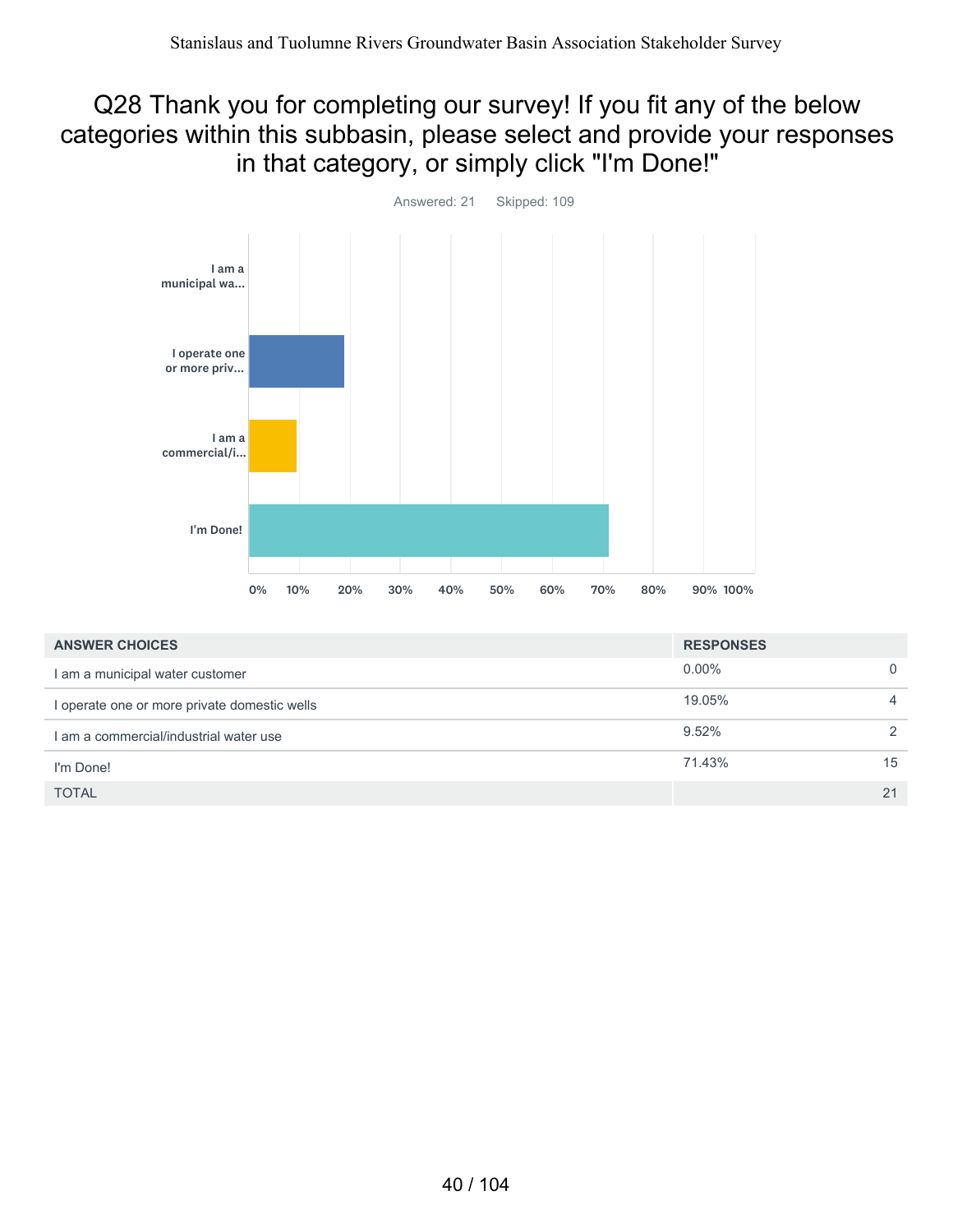# Q28 Thank you for completing our survey! If you fit any of the below categories within this subbasin, please select and provide your responses in that category, or simply click "I'm Done!"

Answered: 21 Skipped: 109

| ANSWER CHOICES | RESPONSES | |
|---|---|---|
| I am a municipal water customer | 0.00% | 0 |
| I operate one or more private domestic wells | 19.05% | 4 |
| I am a commercial/industrial water use | 9.52% | 2 |
| I'm Done! | 71.43% | 15 |
| TOTAL | | 21 |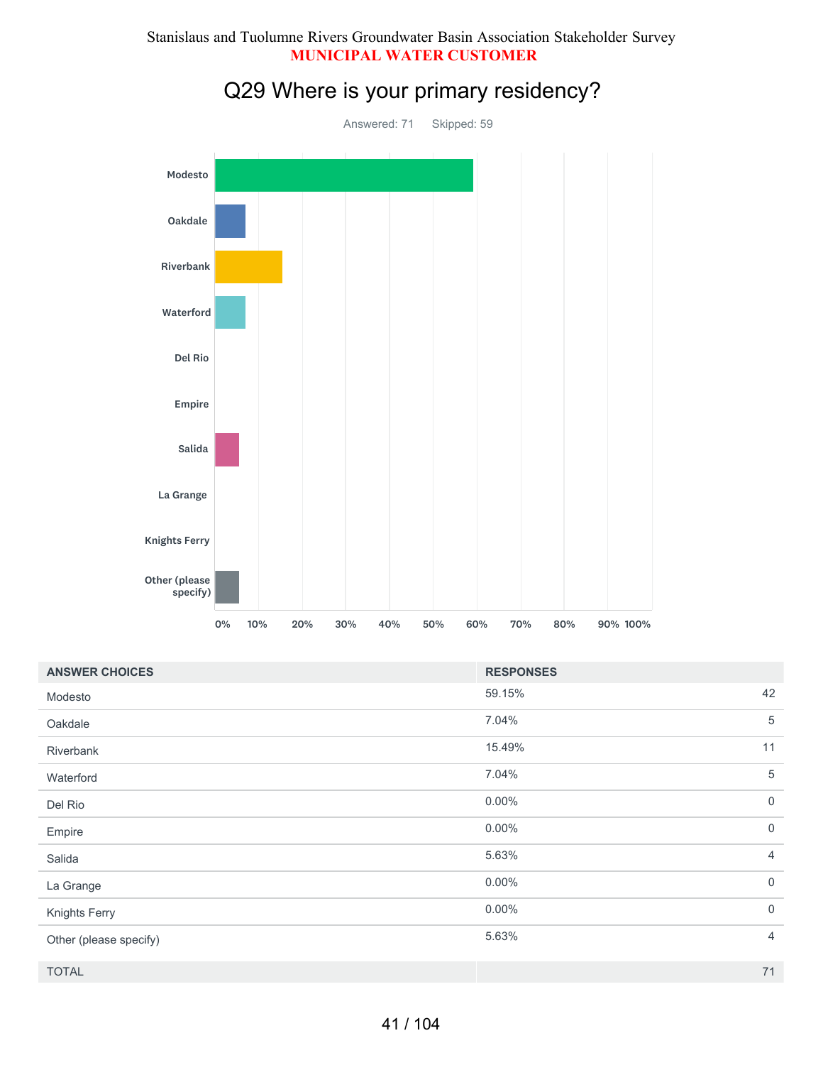Stanislaus and Tuolumne Rivers Groundwater Basin Association Stakeholder Survey

**MUNICIPAL WATER CUSTOMER**

## Q29 Where is your primary residency?

Answered: 71 Skipped: 59

| ANSWER CHOICES | RESPONSES | |
|---|---|---|
| Modesto | 59.15% | 42 |
| Oakdale | 7.04% | 5 |
| Riverbank | 15.49% | 11 |
| Waterford | 7.04% | 5 |
| Del Rio | 0.00% | 0 |
| Empire | 0.00% | 0 |
| Salida | 5.63% | 4 |
| La Grange | 0.00% | 0 |
| Knights Ferry | 0.00% | 0 |
| Other (please specify) | 5.63% | 4 |
| TOTAL | | 71 |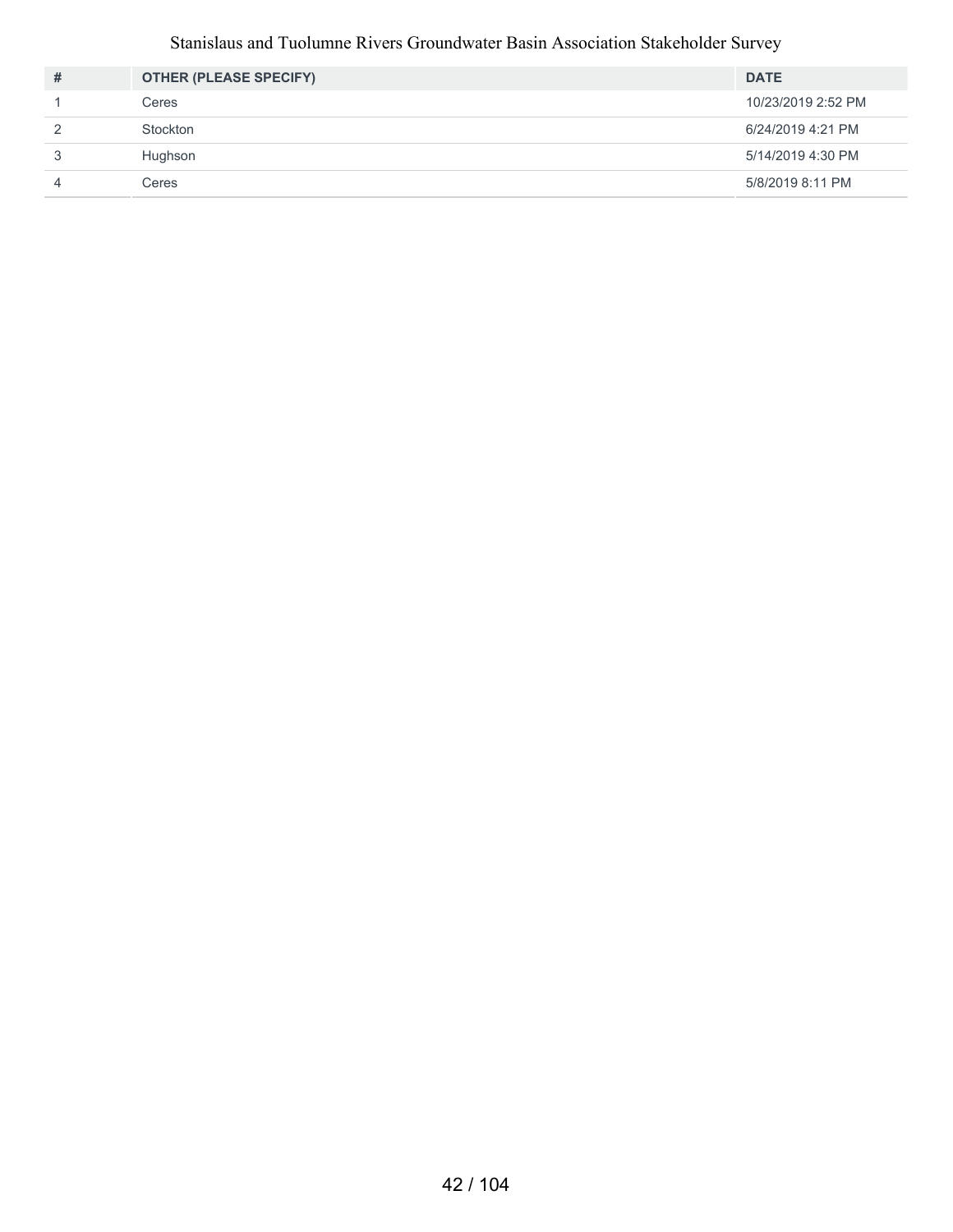| # | OTHER (PLEASE SPECIFY) | DATE |
|---|---|---|
| 1 | Ceres | 10/23/2019 2:52 PM |
| 2 | Stockton | 6/24/2019 4:21 PM |
| 3 | Hughson | 5/14/2019 4:30 PM |
| 4 | Ceres | 5/8/2019 8:11 PM |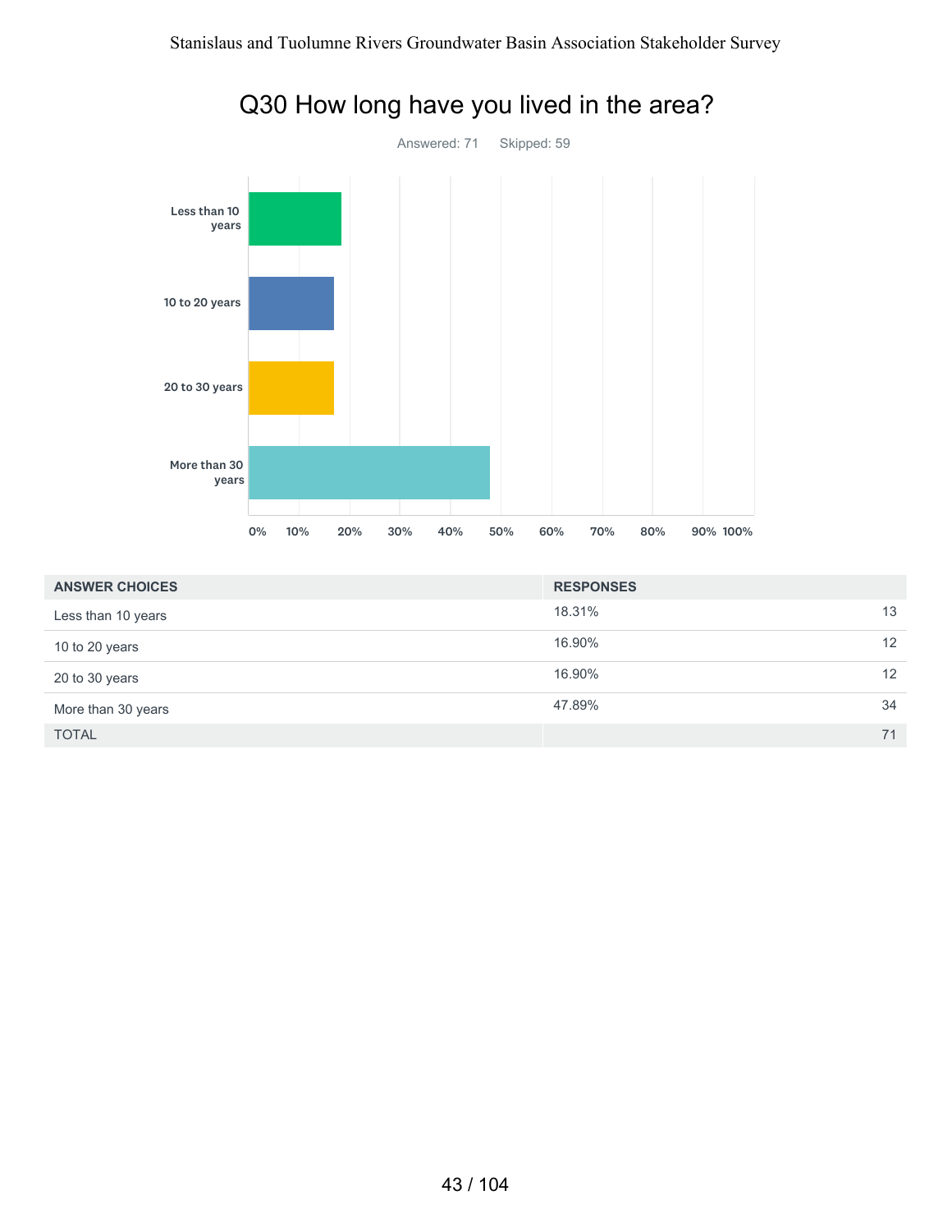# Q30 How long have you lived in the area?

Answered: 71    Skipped: 59

| ANSWER CHOICES | RESPONSES | |
|---|---|---|
| Less than 10 years | 18.31% | 13 |
| 10 to 20 years | 16.90% | 12 |
| 20 to 30 years | 16.90% | 12 |
| More than 30 years | 47.89% | 34 |
| TOTAL | | 71 |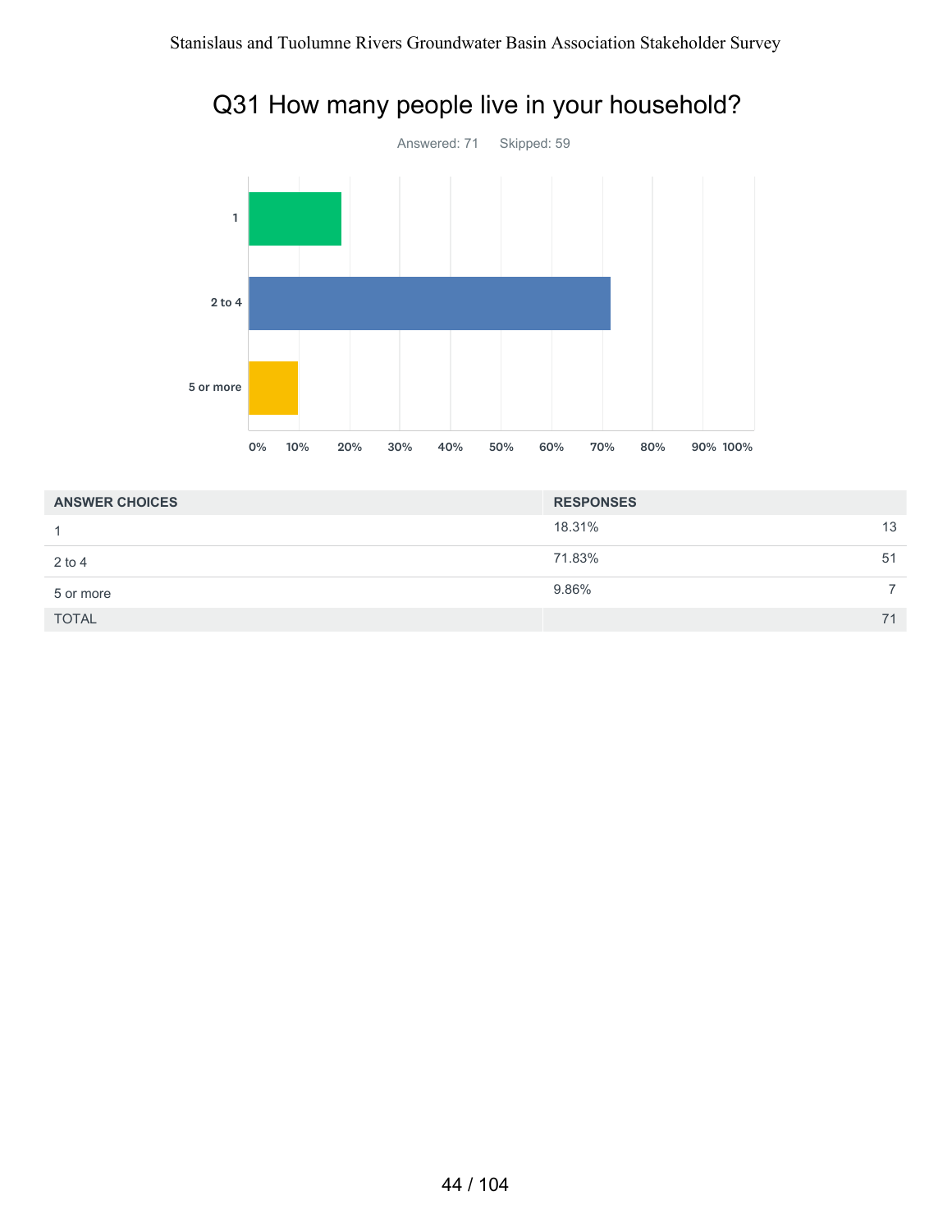## Q31 How many people live in your household?

Answered: 71 Skipped: 59

| ANSWER CHOICES | RESPONSES | |
|---|---|---|
| 1 | 18.31% | 13 |
| 2 to 4 | 71.83% | 51 |
| 5 or more | 9.86% | 7 |
| TOTAL | | 71 |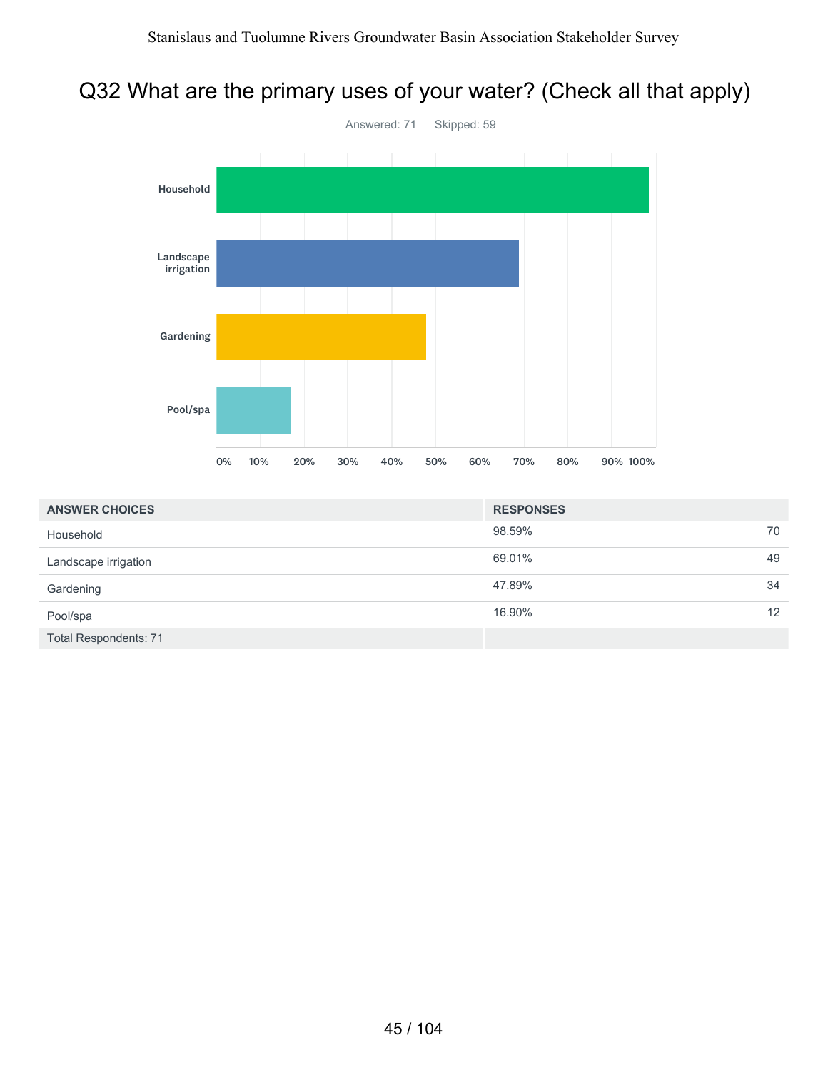# Q32 What are the primary uses of your water? (Check all that apply)

Answered: 71 Skipped: 59

| ANSWER CHOICES | RESPONSES | |
|---|---|---|
| Household | 98.59% | 70 |
| Landscape irrigation | 69.01% | 49 |
| Gardening | 47.89% | 34 |
| Pool/spa | 16.90% | 12 |
| Total Respondents: 71 | | |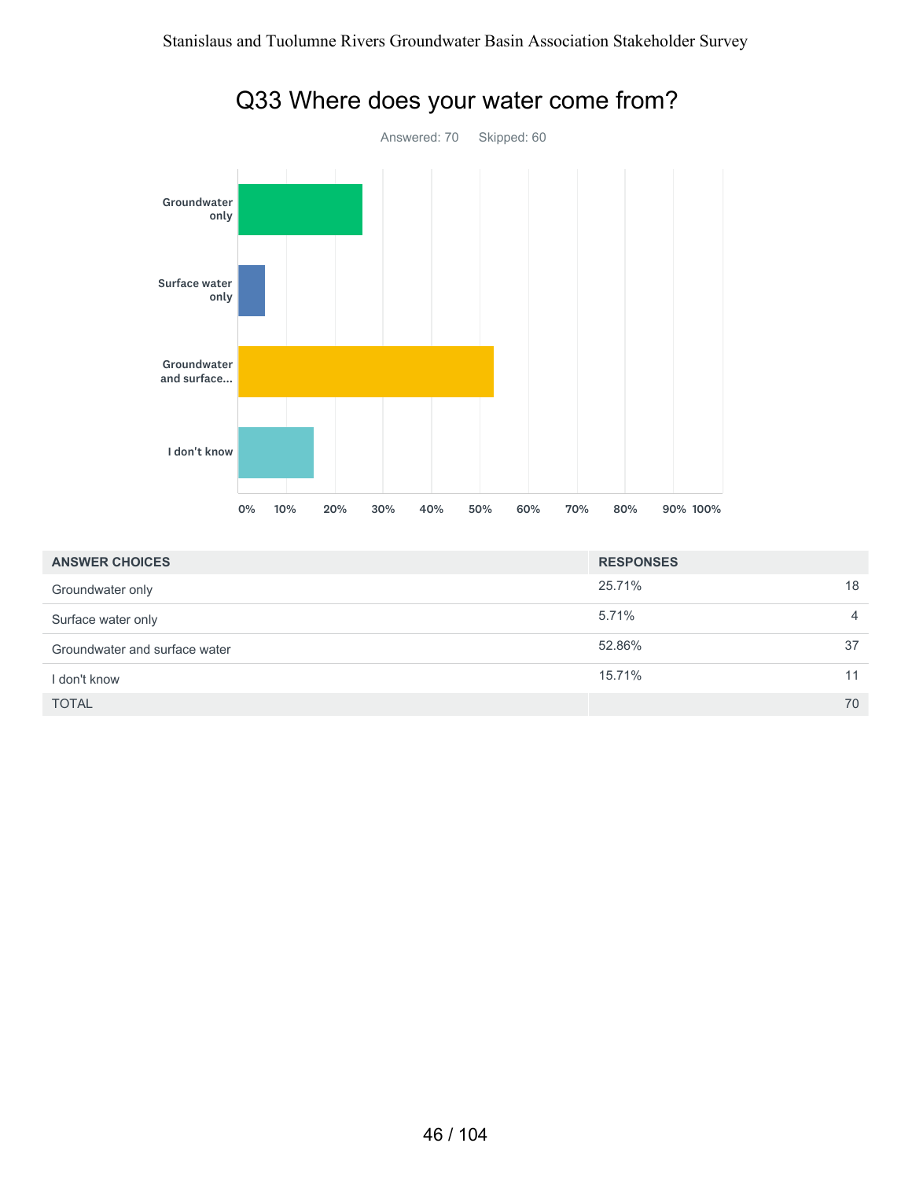# Q33 Where does your water come from?

Answered: 70 Skipped: 60

| ANSWER CHOICES | RESPONSES | |
|---|---|---|
| Groundwater only | 25.71% | 18 |
| Surface water only | 5.71% | 4 |
| Groundwater and surface water | 52.86% | 37 |
| I don't know | 15.71% | 11 |
| TOTAL | | 70 |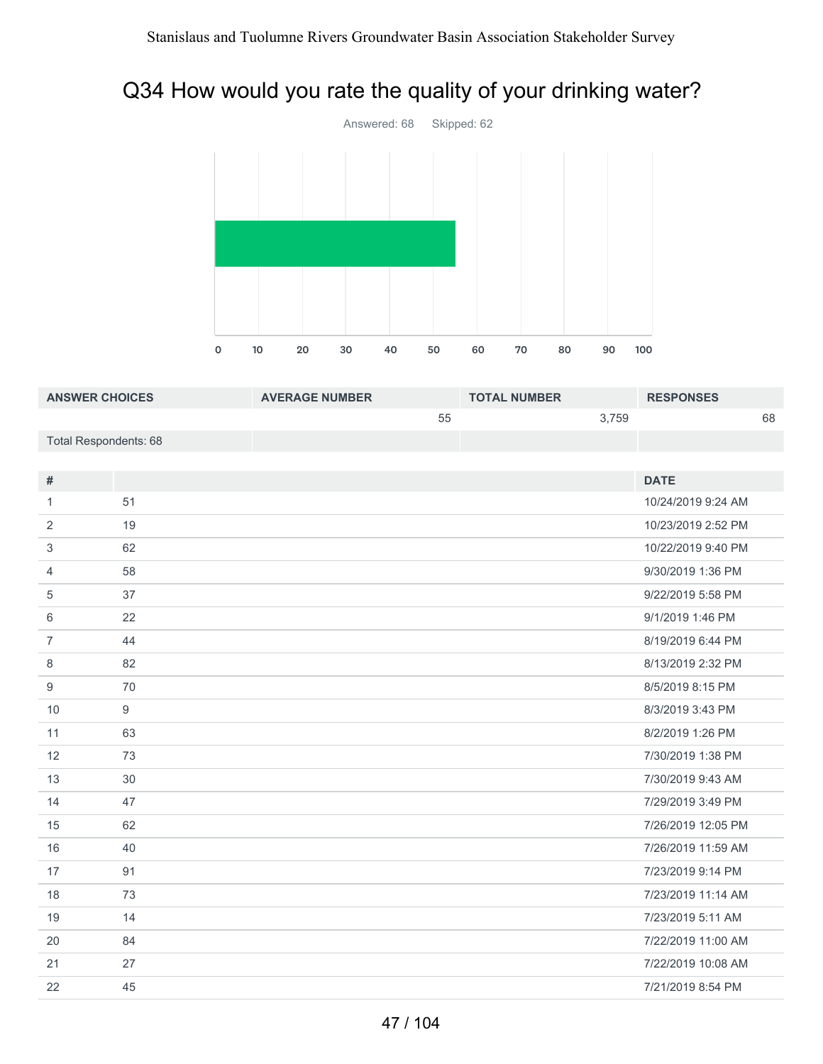## Q34 How would you rate the quality of your drinking water?

Answered: 68 Skipped: 62

| ANSWER CHOICES | AVERAGE NUMBER | TOTAL NUMBER | RESPONSES |
| --- | --- | --- | --- |
| | 55 | 3,759 | 68 |
| Total Respondents: 68 | | | |

| # | | DATE |
| --- | --- | --- |
| 1 | 51 | 10/24/2019 9:24 AM |
| 2 | 19 | 10/23/2019 2:52 PM |
| 3 | 62 | 10/22/2019 9:40 PM |
| 4 | 58 | 9/30/2019 1:36 PM |
| 5 | 37 | 9/22/2019 5:58 PM |
| 6 | 22 | 9/1/2019 1:46 PM |
| 7 | 44 | 8/19/2019 6:44 PM |
| 8 | 82 | 8/13/2019 2:32 PM |
| 9 | 70 | 8/5/2019 8:15 PM |
| 10 | 9 | 8/3/2019 3:43 PM |
| 11 | 63 | 8/2/2019 1:26 PM |
| 12 | 73 | 7/30/2019 1:38 PM |
| 13 | 30 | 7/30/2019 9:43 AM |
| 14 | 47 | 7/29/2019 3:49 PM |
| 15 | 62 | 7/26/2019 12:05 PM |
| 16 | 40 | 7/26/2019 11:59 AM |
| 17 | 91 | 7/23/2019 9:14 PM |
| 18 | 73 | 7/23/2019 11:14 AM |
| 19 | 14 | 7/23/2019 5:11 AM |
| 20 | 84 | 7/22/2019 11:00 AM |
| 21 | 27 | 7/22/2019 10:08 AM |
| 22 | 45 | 7/21/2019 8:54 PM |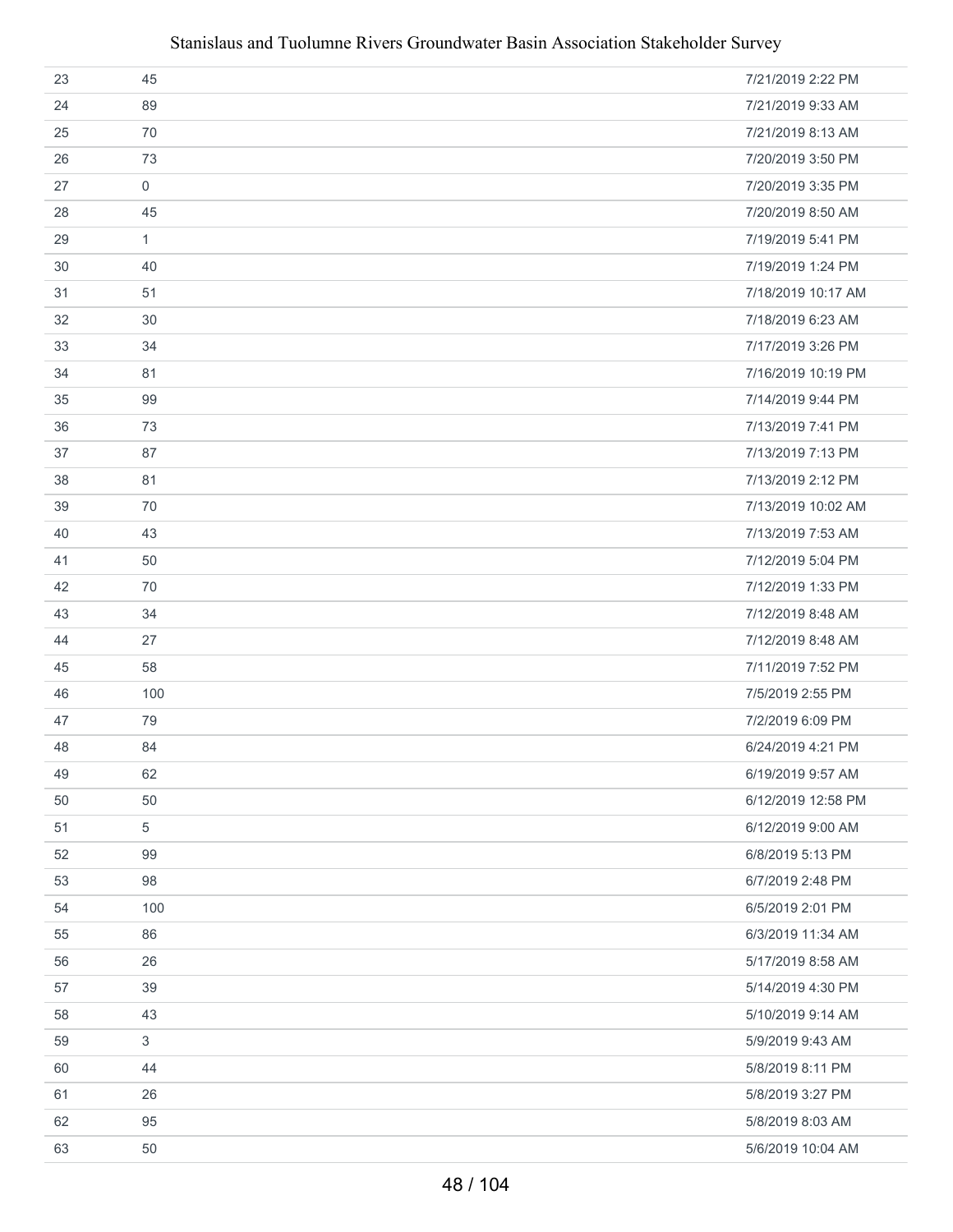| | | |
|---|---|---|
| 23 | 45 | 7/21/2019 2:22 PM |
| 24 | 89 | 7/21/2019 9:33 AM |
| 25 | 70 | 7/21/2019 8:13 AM |
| 26 | 73 | 7/20/2019 3:50 PM |
| 27 | 0 | 7/20/2019 3:35 PM |
| 28 | 45 | 7/20/2019 8:50 AM |
| 29 | 1 | 7/19/2019 5:41 PM |
| 30 | 40 | 7/19/2019 1:24 PM |
| 31 | 51 | 7/18/2019 10:17 AM |
| 32 | 30 | 7/18/2019 6:23 AM |
| 33 | 34 | 7/17/2019 3:26 PM |
| 34 | 81 | 7/16/2019 10:19 PM |
| 35 | 99 | 7/14/2019 9:44 PM |
| 36 | 73 | 7/13/2019 7:41 PM |
| 37 | 87 | 7/13/2019 7:13 PM |
| 38 | 81 | 7/13/2019 2:12 PM |
| 39 | 70 | 7/13/2019 10:02 AM |
| 40 | 43 | 7/13/2019 7:53 AM |
| 41 | 50 | 7/12/2019 5:04 PM |
| 42 | 70 | 7/12/2019 1:33 PM |
| 43 | 34 | 7/12/2019 8:48 AM |
| 44 | 27 | 7/12/2019 8:48 AM |
| 45 | 58 | 7/11/2019 7:52 PM |
| 46 | 100 | 7/5/2019 2:55 PM |
| 47 | 79 | 7/2/2019 6:09 PM |
| 48 | 84 | 6/24/2019 4:21 PM |
| 49 | 62 | 6/19/2019 9:57 AM |
| 50 | 50 | 6/12/2019 12:58 PM |
| 51 | 5 | 6/12/2019 9:00 AM |
| 52 | 99 | 6/8/2019 5:13 PM |
| 53 | 98 | 6/7/2019 2:48 PM |
| 54 | 100 | 6/5/2019 2:01 PM |
| 55 | 86 | 6/3/2019 11:34 AM |
| 56 | 26 | 5/17/2019 8:58 AM |
| 57 | 39 | 5/14/2019 4:30 PM |
| 58 | 43 | 5/10/2019 9:14 AM |
| 59 | 3 | 5/9/2019 9:43 AM |
| 60 | 44 | 5/8/2019 8:11 PM |
| 61 | 26 | 5/8/2019 3:27 PM |
| 62 | 95 | 5/8/2019 8:03 AM |
| 63 | 50 | 5/6/2019 10:04 AM |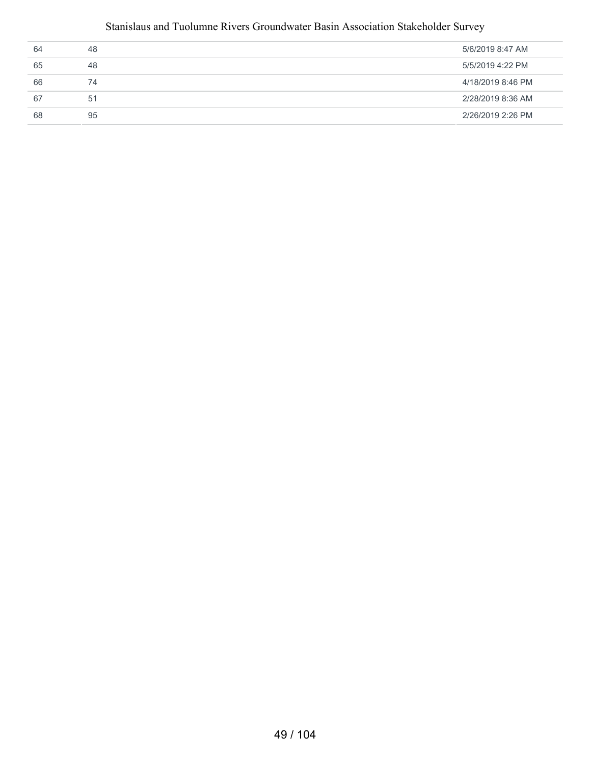| | | |
|---|---|---|
| 64 | 48 | 5/6/2019 8:47 AM |
| 65 | 48 | 5/5/2019 4:22 PM |
| 66 | 74 | 4/18/2019 8:46 PM |
| 67 | 51 | 2/28/2019 8:36 AM |
| 68 | 95 | 2/26/2019 2:26 PM |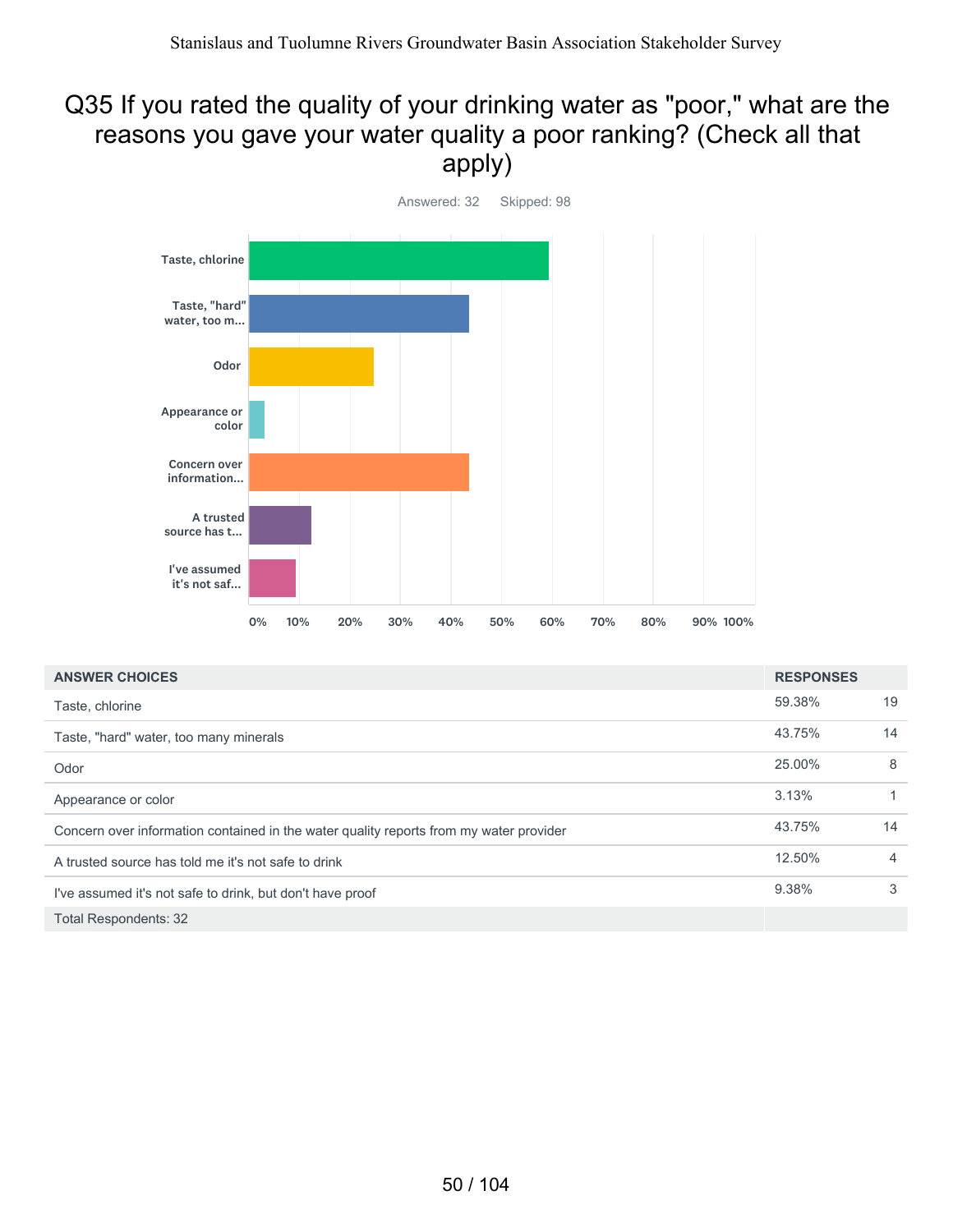# Q35 If you rated the quality of your drinking water as "poor," what are the reasons you gave your water quality a poor ranking? (Check all that apply)

Answered: 32 Skipped: 98

| ANSWER CHOICES | RESPONSES | |
|---|---|---|
| Taste, chlorine | 59.38% | 19 |
| Taste, "hard" water, too many minerals | 43.75% | 14 |
| Odor | 25.00% | 8 |
| Appearance or color | 3.13% | 1 |
| Concern over information contained in the water quality reports from my water provider | 43.75% | 14 |
| A trusted source has told me it's not safe to drink | 12.50% | 4 |
| I've assumed it's not safe to drink, but don't have proof | 9.38% | 3 |
| Total Respondents: 32 | | |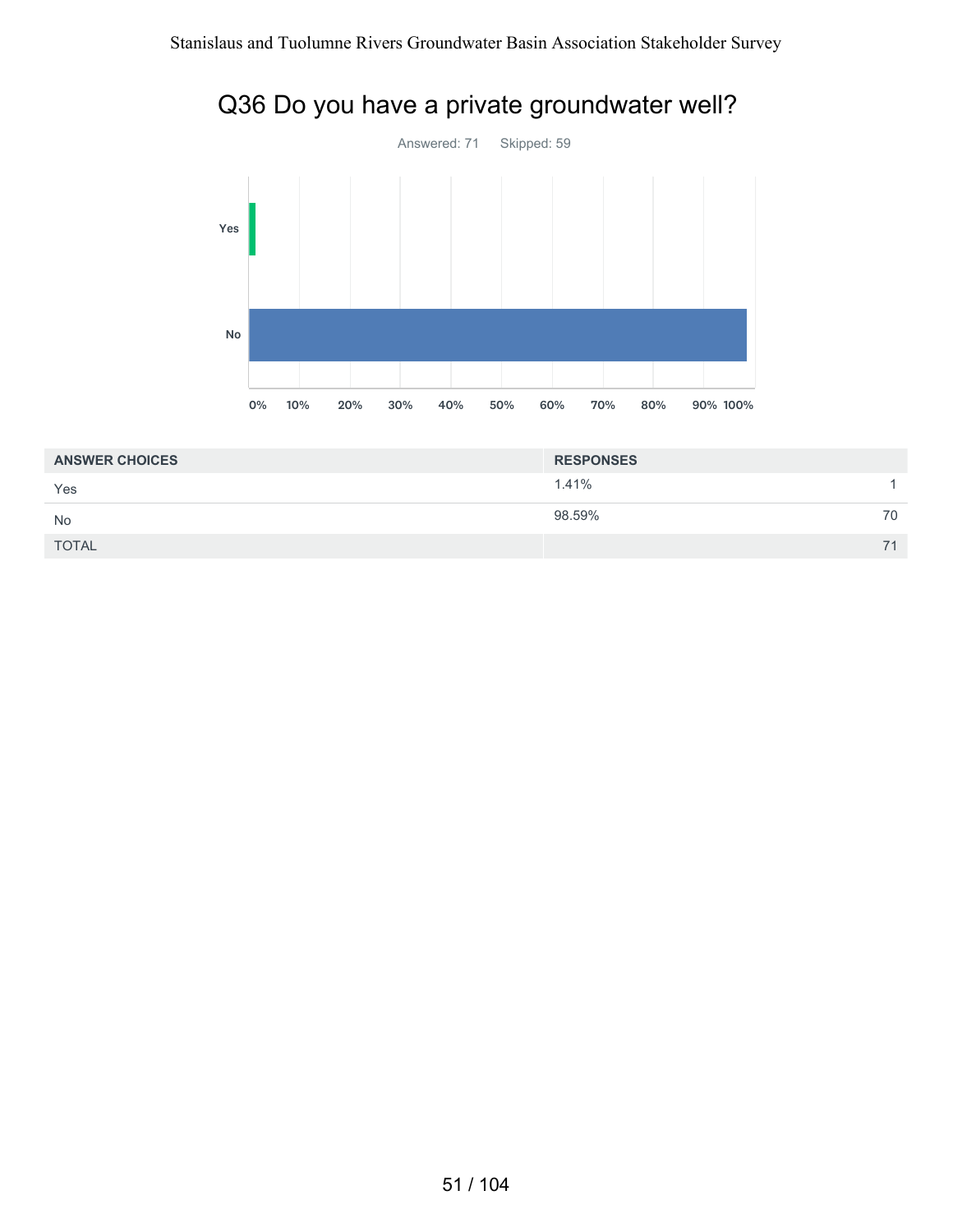# Q36 Do you have a private groundwater well?

Answered: 71 Skipped: 59

| ANSWER CHOICES | RESPONSES | |
|---|---|---|
| Yes | 1.41% | 1 |
| No | 98.59% | 70 |
| TOTAL | | 71 |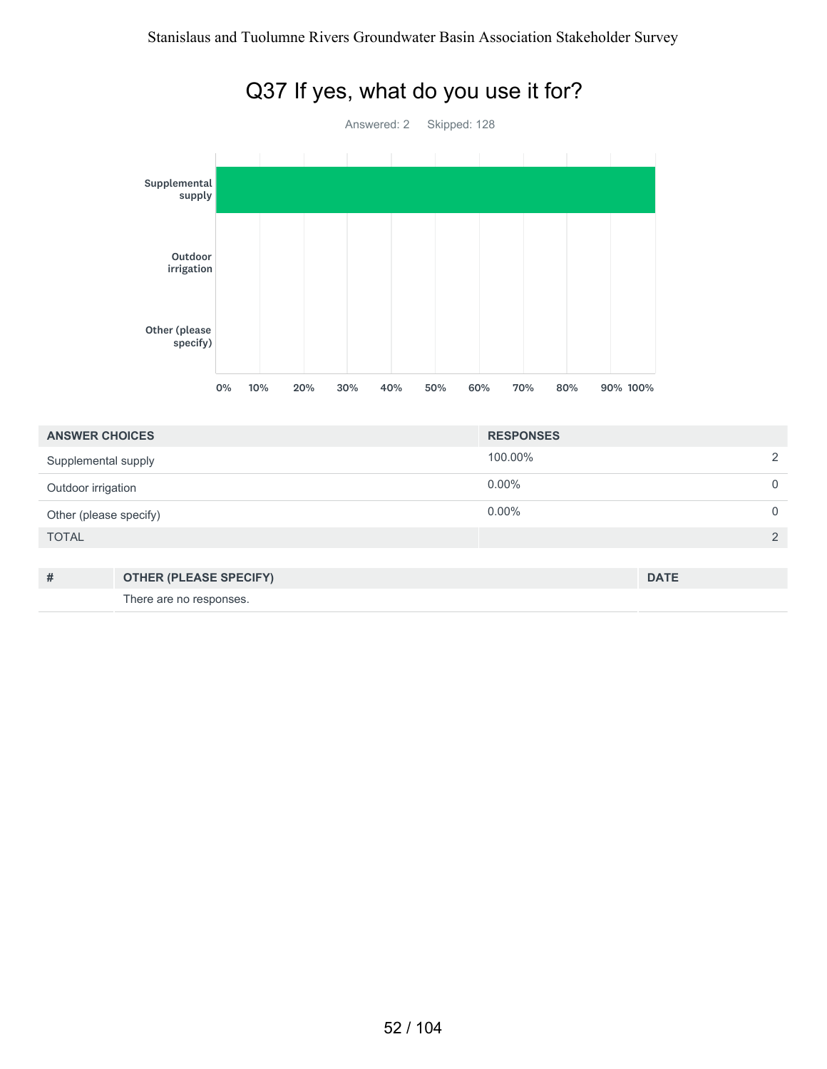# Q37 If yes, what do you use it for?

Answered: 2 Skipped: 128

| ANSWER CHOICES | RESPONSES | |
|---|---|---|
| Supplemental supply | 100.00% | 2 |
| Outdoor irrigation | 0.00% | 0 |
| Other (please specify) | 0.00% | 0 |
| TOTAL | | 2 |

| # | OTHER (PLEASE SPECIFY) | DATE |
|---|---|---|
| | There are no responses. | |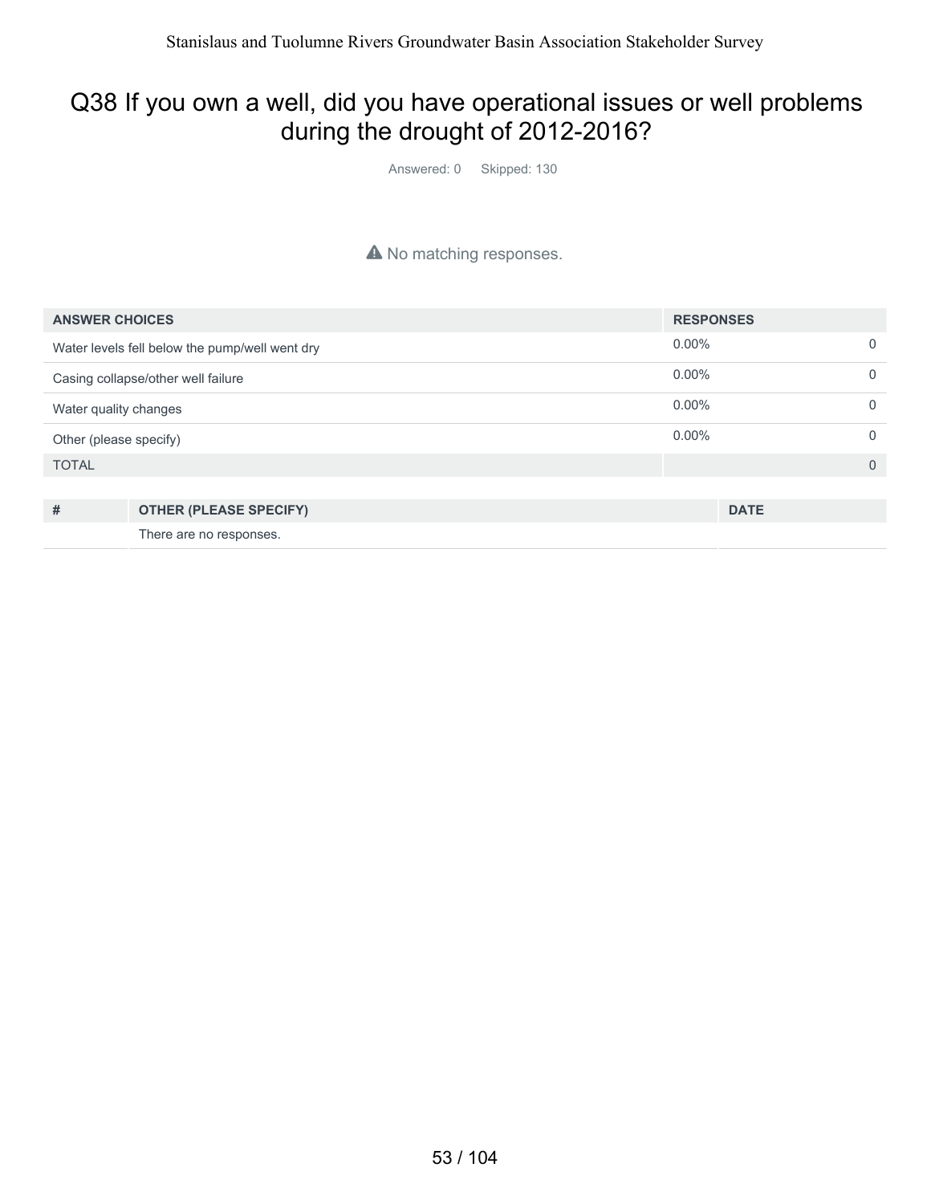# Q38 If you own a well, did you have operational issues or well problems during the drought of 2012-2016?

Answered: 0 Skipped: 130

⚠ No matching responses.

| ANSWER CHOICES | RESPONSES | |
|---|---|---|
| Water levels fell below the pump/well went dry | 0.00% | 0 |
| Casing collapse/other well failure | 0.00% | 0 |
| Water quality changes | 0.00% | 0 |
| Other (please specify) | 0.00% | 0 |
| TOTAL | | 0 |

| # | OTHER (PLEASE SPECIFY) | DATE |
|---|---|---|
| | There are no responses. | |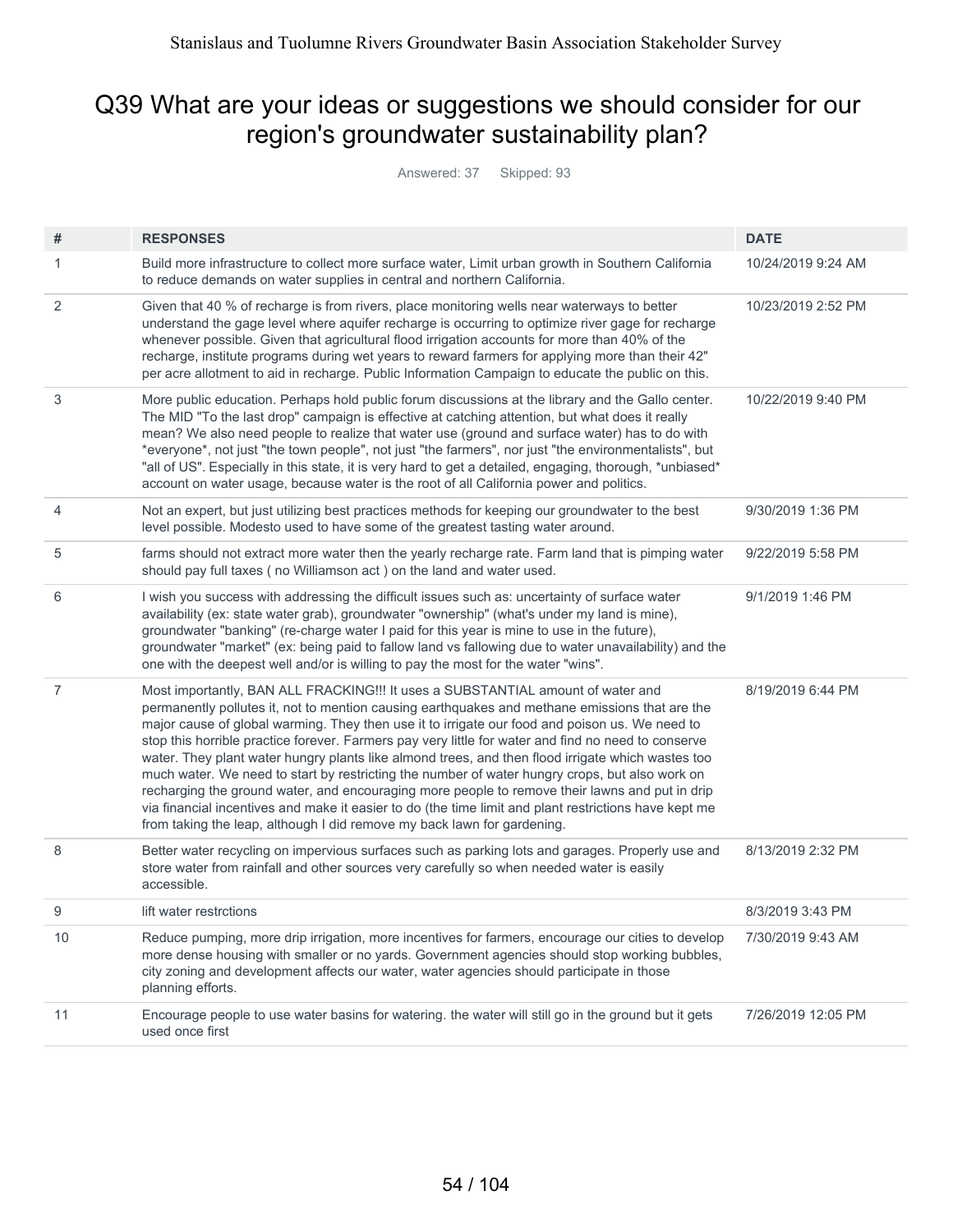## Q39 What are your ideas or suggestions we should consider for our region's groundwater sustainability plan?

Answered: 37 Skipped: 93

| # | RESPONSES | DATE |
|---|---|---|
| 1 | Build more infrastructure to collect more surface water, Limit urban growth in Southern California to reduce demands on water supplies in central and northern California. | 10/24/2019 9:24 AM |
| 2 | Given that 40 % of recharge is from rivers, place monitoring wells near waterways to better understand the gage level where aquifer recharge is occurring to optimize river gage for recharge whenever possible. Given that agricultural flood irrigation accounts for more than 40% of the recharge, institute programs during wet years to reward farmers for applying more than their 42" per acre allotment to aid in recharge. Public Information Campaign to educate the public on this. | 10/23/2019 2:52 PM |
| 3 | More public education. Perhaps hold public forum discussions at the library and the Gallo center. The MID "To the last drop" campaign is effective at catching attention, but what does it really mean? We also need people to realize that water use (ground and surface water) has to do with *everyone*, not just "the town people", not just "the farmers", nor just "the environmentalists", but "all of US". Especially in this state, it is very hard to get a detailed, engaging, thorough, *unbiased* account on water usage, because water is the root of all California power and politics. | 10/22/2019 9:40 PM |
| 4 | Not an expert, but just utilizing best practices methods for keeping our groundwater to the best level possible. Modesto used to have some of the greatest tasting water around. | 9/30/2019 1:36 PM |
| 5 | farms should not extract more water then the yearly recharge rate. Farm land that is pimping water should pay full taxes ( no Williamson act ) on the land and water used. | 9/22/2019 5:58 PM |
| 6 | I wish you success with addressing the difficult issues such as: uncertainty of surface water availability (ex: state water grab), groundwater "ownership" (what's under my land is mine), groundwater "banking" (re-charge water I paid for this year is mine to use in the future), groundwater "market" (ex: being paid to fallow land vs fallowing due to water unavailability) and the one with the deepest well and/or is willing to pay the most for the water "wins". | 9/1/2019 1:46 PM |
| 7 | Most importantly, BAN ALL FRACKING!!! It uses a SUBSTANTIAL amount of water and permanently pollutes it, not to mention causing earthquakes and methane emissions that are the major cause of global warming. They then use it to irrigate our food and poison us. We need to stop this horrible practice forever. Farmers pay very little for water and find no need to conserve water. They plant water hungry plants like almond trees, and then flood irrigate which wastes too much water. We need to start by restricting the number of water hungry crops, but also work on recharging the ground water, and encouraging more people to remove their lawns and put in drip via financial incentives and make it easier to do (the time limit and plant restrictions have kept me from taking the leap, although I did remove my back lawn for gardening. | 8/19/2019 6:44 PM |
| 8 | Better water recycling on impervious surfaces such as parking lots and garages. Properly use and store water from rainfall and other sources very carefully so when needed water is easily accessible. | 8/13/2019 2:32 PM |
| 9 | lift water restrctions | 8/3/2019 3:43 PM |
| 10 | Reduce pumping, more drip irrigation, more incentives for farmers, encourage our cities to develop more dense housing with smaller or no yards. Government agencies should stop working bubbles, city zoning and development affects our water, water agencies should participate in those planning efforts. | 7/30/2019 9:43 AM |
| 11 | Encourage people to use water basins for watering. the water will still go in the ground but it gets used once first | 7/26/2019 12:05 PM |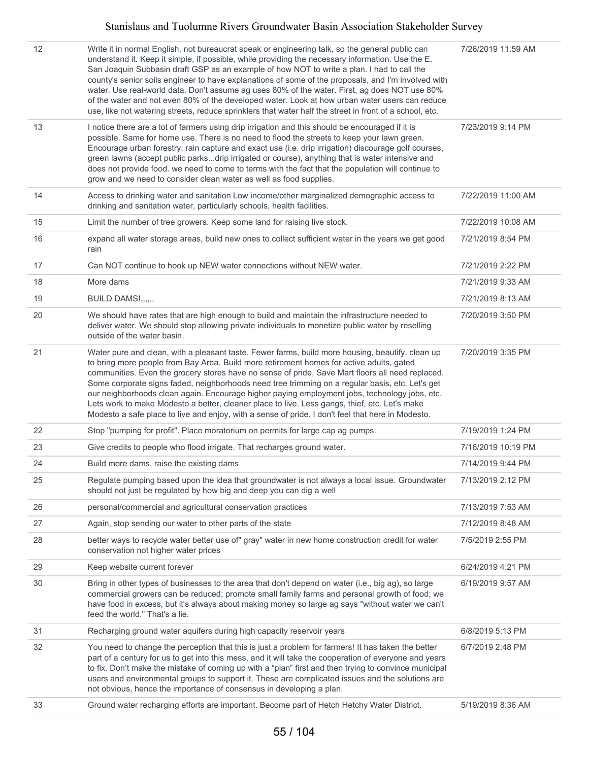| | | |
|---|---|---|
| 12 | Write it in normal English, not bureaucrat speak or engineering talk, so the general public can understand it. Keep it simple, if possible, while providing the necessary information. Use the E. San Joaquin Subbasin draft GSP as an example of how NOT to write a plan. I had to call the county's senior soils engineer to have explanations of some of the proposals, and I'm involved with water. Use real-world data. Don't assume ag uses 80% of the water. First, ag does NOT use 80% of the water and not even 80% of the developed water. Look at how urban water users can reduce use, like not watering streets, reduce sprinklers that water half the street in front of a school, etc. | 7/26/2019 11:59 AM |
| 13 | I notice there are a lot of farmers using drip irrigation and this should be encouraged if it is possible. Same for home use. There is no need to flood the streets to keep your lawn green. Encourage urban forestry, rain capture and exact use (i.e. drip irrigation) discourage golf courses, green lawns (accept public parks...drip irrigated or course), anything that is water intensive and does not provide food. we need to come to terms with the fact that the population will continue to grow and we need to consider clean water as well as food supplies. | 7/23/2019 9:14 PM |
| 14 | Access to drinking water and sanitation Low income/other marginalized demographic access to drinking and sanitation water, particularly schools, health facilities. | 7/22/2019 11:00 AM |
| 15 | Limit the number of tree growers. Keep some land for raising live stock. | 7/22/2019 10:08 AM |
| 16 | expand all water storage areas, build new ones to collect sufficient water in the years we get good rain | 7/21/2019 8:54 PM |
| 17 | Can NOT continue to hook up NEW water connections without NEW water. | 7/21/2019 2:22 PM |
| 18 | More dams | 7/21/2019 9:33 AM |
| 19 | BUILD DAMS!,,,,,, | 7/21/2019 8:13 AM |
| 20 | We should have rates that are high enough to build and maintain the infrastructure needed to deliver water. We should stop allowing private individuals to monetize public water by reselling outside of the water basin. | 7/20/2019 3:50 PM |
| 21 | Water pure and clean, with a pleasant taste. Fewer farms, build more housing, beautify, clean up to bring more people from Bay Area. Build more retirement homes for active adults, gated communities. Even the grocery stores have no sense of pride, Save Mart floors all need replaced. Some corporate signs faded, neighborhoods need tree trimming on a regular basis, etc. Let's get our neighborhoods clean again. Encourage higher paying employment jobs, technology jobs, etc. Lets work to make Modesto a better, cleaner place to live. Less gangs, thief, etc. Let's make Modesto a safe place to live and enjoy, with a sense of pride. I don't feel that here in Modesto. | 7/20/2019 3:35 PM |
| 22 | Stop "pumping for profit". Place moratorium on permits for large cap ag pumps. | 7/19/2019 1:24 PM |
| 23 | Give credits to people who flood irrigate. That recharges ground water. | 7/16/2019 10:19 PM |
| 24 | Build more dams, raise the existing dams | 7/14/2019 9:44 PM |
| 25 | Regulate pumping based upon the idea that groundwater is not always a local issue. Groundwater should not just be regulated by how big and deep you can dig a well | 7/13/2019 2:12 PM |
| 26 | personal/commercial and agricultural conservation practices | 7/13/2019 7:53 AM |
| 27 | Again, stop sending our water to other parts of the state | 7/12/2019 8:48 AM |
| 28 | better ways to recycle water better use of" gray" water in new home construction credit for water conservation not higher water prices | 7/5/2019 2:55 PM |
| 29 | Keep website current forever | 6/24/2019 4:21 PM |
| 30 | Bring in other types of businesses to the area that don't depend on water (i.e., big ag), so large commercial growers can be reduced; promote small family farms and personal growth of food; we have food in excess, but it's always about making money so large ag says "without water we can't feed the world." That's a lie. | 6/19/2019 9:57 AM |
| 31 | Recharging ground water aquifers during high capacity reservoir years | 6/8/2019 5:13 PM |
| 32 | You need to change the perception that this is just a problem for farmers! It has taken the better part of a century for us to get into this mess, and it will take the cooperation of everyone and years to fix. Don't make the mistake of coming up with a "plan" first and then trying to convince municipal users and environmental groups to support it. These are complicated issues and the solutions are not obvious, hence the importance of consensus in developing a plan. | 6/7/2019 2:48 PM |
| 33 | Ground water recharging efforts are important. Become part of Hetch Hetchy Water District. | 5/19/2019 8:36 AM |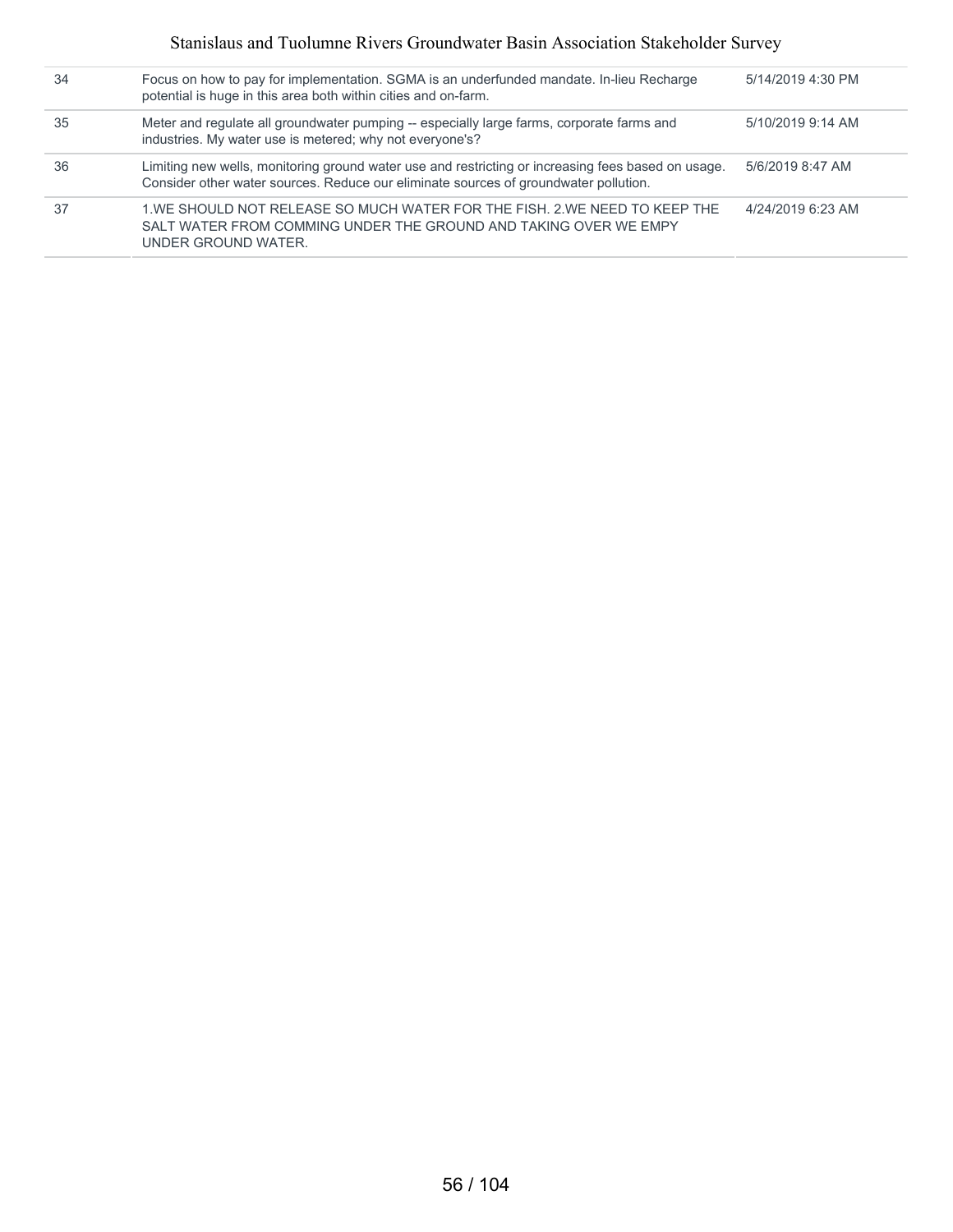| | | |
|---|---|---|
| 34 | Focus on how to pay for implementation. SGMA is an underfunded mandate. In-lieu Recharge potential is huge in this area both within cities and on-farm. | 5/14/2019 4:30 PM |
| 35 | Meter and regulate all groundwater pumping -- especially large farms, corporate farms and industries. My water use is metered; why not everyone's? | 5/10/2019 9:14 AM |
| 36 | Limiting new wells, monitoring ground water use and restricting or increasing fees based on usage. Consider other water sources. Reduce our eliminate sources of groundwater pollution. | 5/6/2019 8:47 AM |
| 37 | 1.WE SHOULD NOT RELEASE SO MUCH WATER FOR THE FISH. 2.WE NEED TO KEEP THE SALT WATER FROM COMMING UNDER THE GROUND AND TAKING OVER WE EMPY UNDER GROUND WATER. | 4/24/2019 6:23 AM |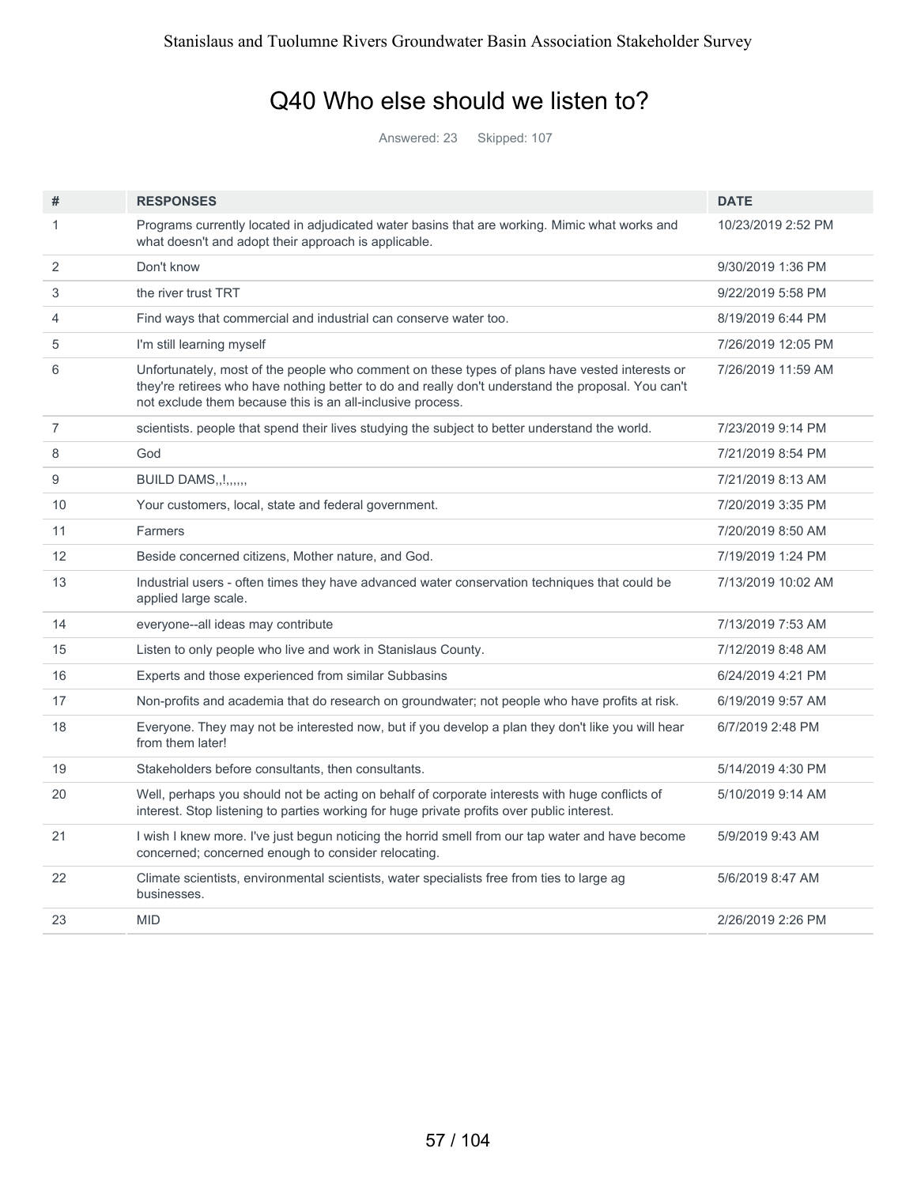# Q40 Who else should we listen to?

Answered: 23 Skipped: 107

| # | RESPONSES | DATE |
|---|---|---|
| 1 | Programs currently located in adjudicated water basins that are working. Mimic what works and what doesn't and adopt their approach is applicable. | 10/23/2019 2:52 PM |
| 2 | Don't know | 9/30/2019 1:36 PM |
| 3 | the river trust TRT | 9/22/2019 5:58 PM |
| 4 | Find ways that commercial and industrial can conserve water too. | 8/19/2019 6:44 PM |
| 5 | I'm still learning myself | 7/26/2019 12:05 PM |
| 6 | Unfortunately, most of the people who comment on these types of plans have vested interests or they're retirees who have nothing better to do and really don't understand the proposal. You can't not exclude them because this is an all-inclusive process. | 7/26/2019 11:59 AM |
| 7 | scientists. people that spend their lives studying the subject to better understand the world. | 7/23/2019 9:14 PM |
| 8 | God | 7/21/2019 8:54 PM |
| 9 | BUILD DAMS,,!,,,,,, | 7/21/2019 8:13 AM |
| 10 | Your customers, local, state and federal government. | 7/20/2019 3:35 PM |
| 11 | Farmers | 7/20/2019 8:50 AM |
| 12 | Beside concerned citizens, Mother nature, and God. | 7/19/2019 1:24 PM |
| 13 | Industrial users - often times they have advanced water conservation techniques that could be applied large scale. | 7/13/2019 10:02 AM |
| 14 | everyone--all ideas may contribute | 7/13/2019 7:53 AM |
| 15 | Listen to only people who live and work in Stanislaus County. | 7/12/2019 8:48 AM |
| 16 | Experts and those experienced from similar Subbasins | 6/24/2019 4:21 PM |
| 17 | Non-profits and academia that do research on groundwater; not people who have profits at risk. | 6/19/2019 9:57 AM |
| 18 | Everyone. They may not be interested now, but if you develop a plan they don't like you will hear from them later! | 6/7/2019 2:48 PM |
| 19 | Stakeholders before consultants, then consultants. | 5/14/2019 4:30 PM |
| 20 | Well, perhaps you should not be acting on behalf of corporate interests with huge conflicts of interest. Stop listening to parties working for huge private profits over public interest. | 5/10/2019 9:14 AM |
| 21 | I wish I knew more. I've just begun noticing the horrid smell from our tap water and have become concerned; concerned enough to consider relocating. | 5/9/2019 9:43 AM |
| 22 | Climate scientists, environmental scientists, water specialists free from ties to large ag businesses. | 5/6/2019 8:47 AM |
| 23 | MID | 2/26/2019 2:26 PM |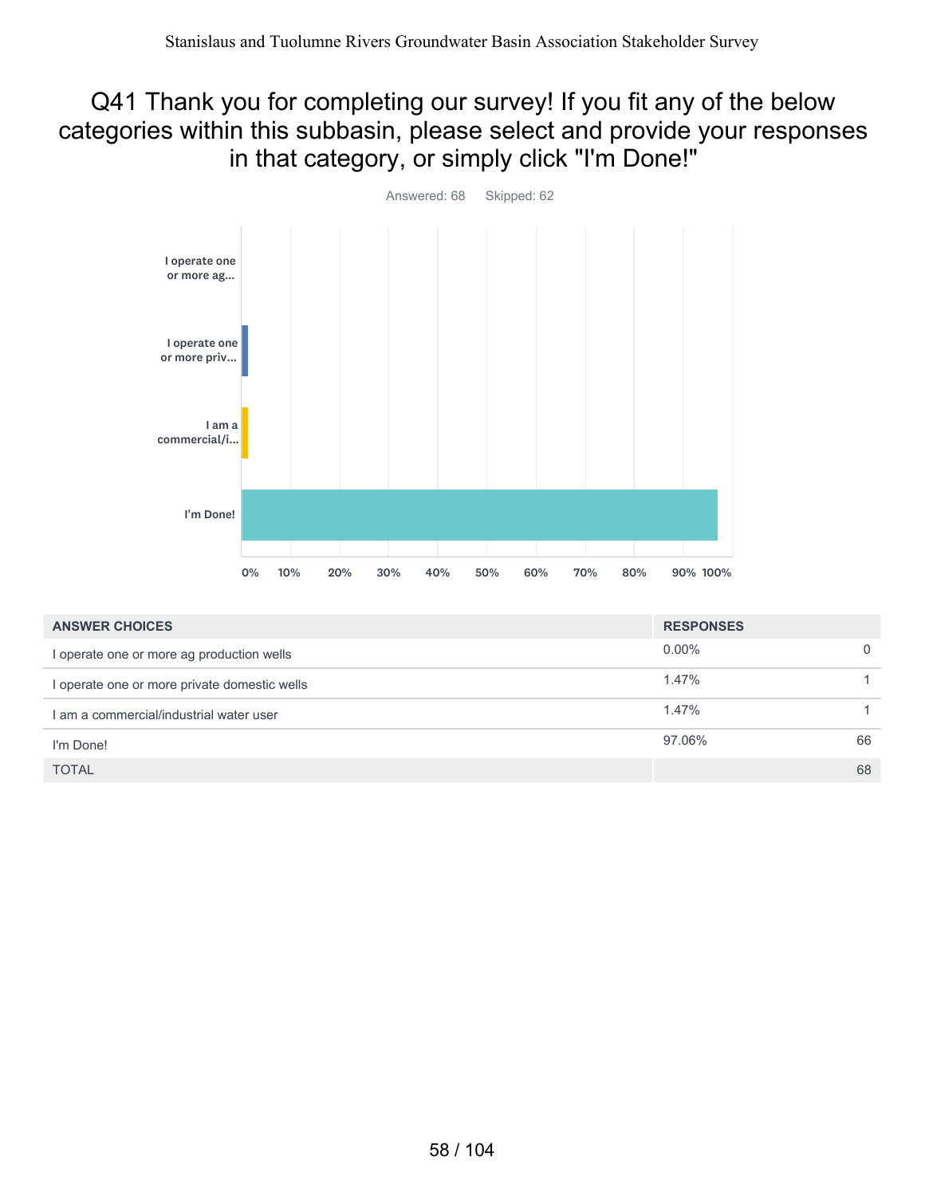# Q41 Thank you for completing our survey! If you fit any of the below categories within this subbasin, please select and provide your responses in that category, or simply click "I'm Done!"

Answered: 68    Skipped: 62

| ANSWER CHOICES | RESPONSES | |
|---|---|---|
| I operate one or more ag production wells | 0.00% | 0 |
| I operate one or more private domestic wells | 1.47% | 1 |
| I am a commercial/industrial water user | 1.47% | 1 |
| I'm Done! | 97.06% | 66 |
| TOTAL | | 68 |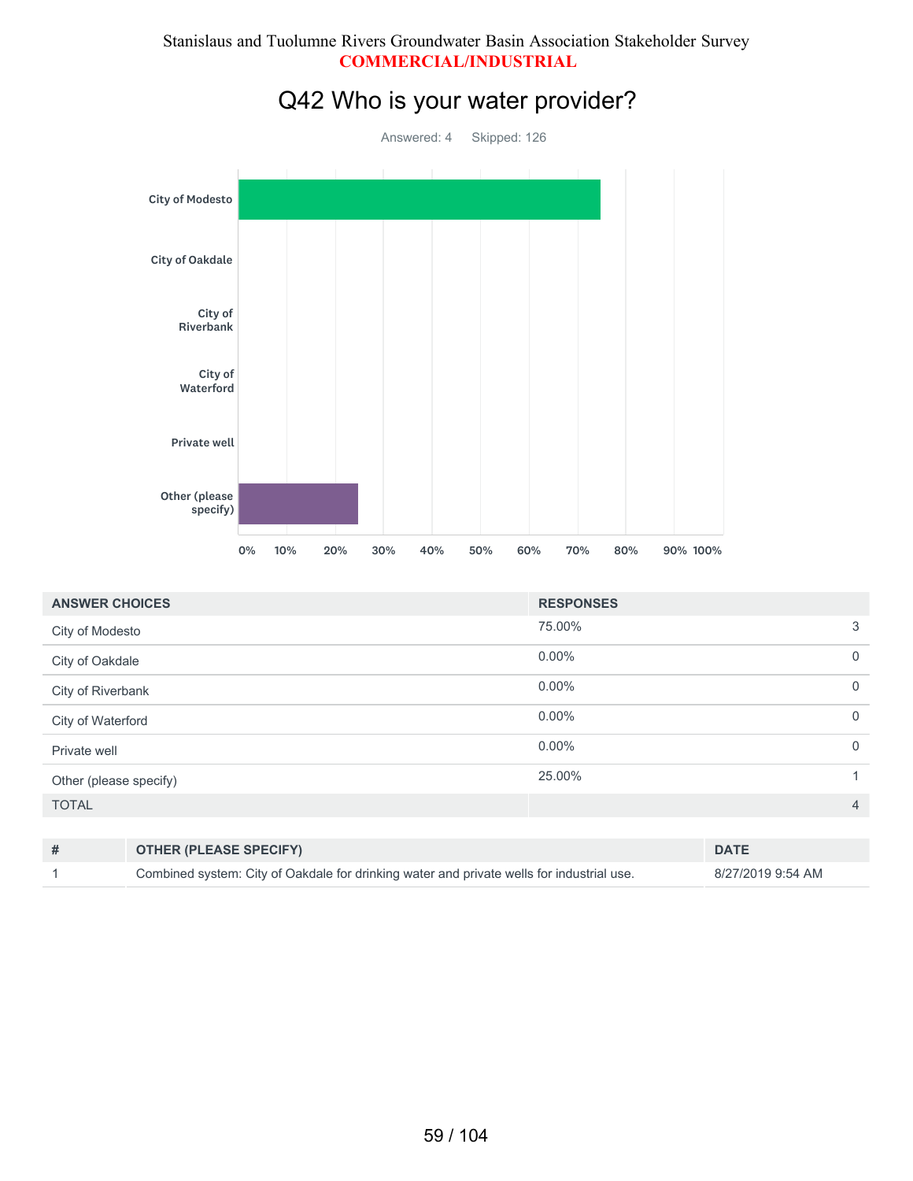Stanislaus and Tuolumne Rivers Groundwater Basin Association Stakeholder Survey
**COMMERCIAL/INDUSTRIAL**

# Q42 Who is your water provider?

Answered: 4 Skipped: 126

| ANSWER CHOICES | RESPONSES | |
|---|---|---|
| City of Modesto | 75.00% | 3 |
| City of Oakdale | 0.00% | 0 |
| City of Riverbank | 0.00% | 0 |
| City of Waterford | 0.00% | 0 |
| Private well | 0.00% | 0 |
| Other (please specify) | 25.00% | 1 |
| TOTAL | | 4 |

| # | OTHER (PLEASE SPECIFY) | DATE |
|---|---|---|
| 1 | Combined system: City of Oakdale for drinking water and private wells for industrial use. | 8/27/2019 9:54 AM |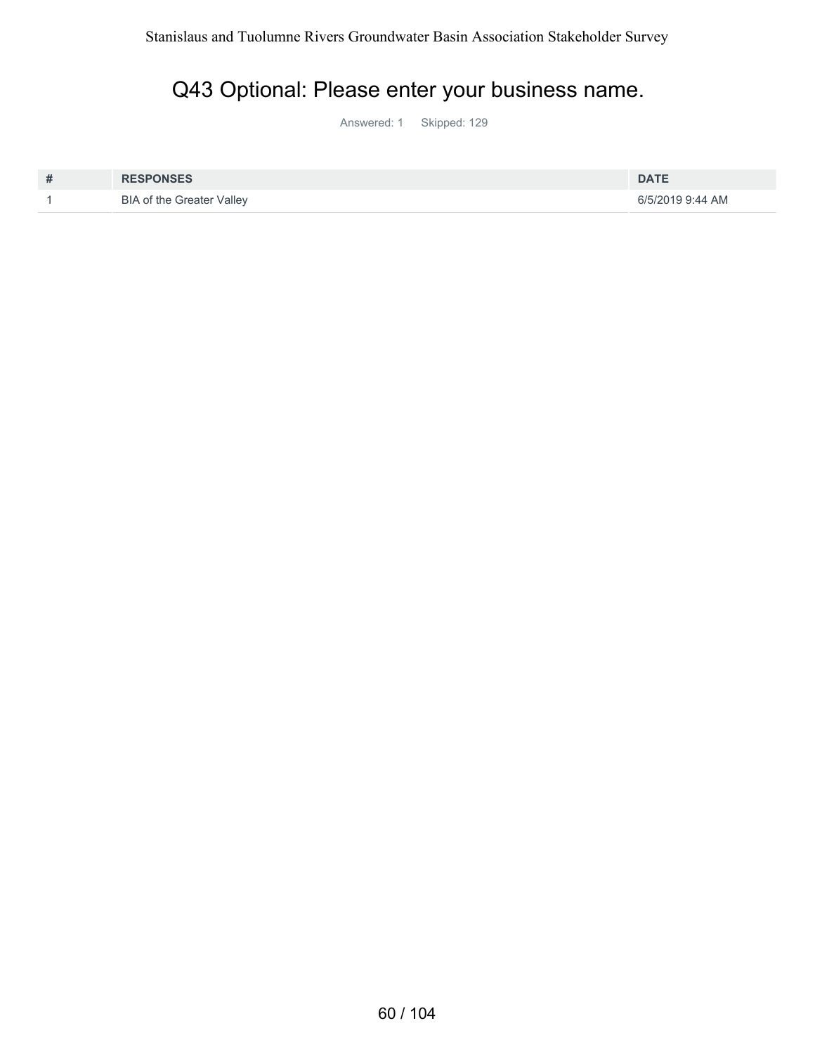## Q43 Optional: Please enter your business name.

Answered: 1 Skipped: 129

| # | RESPONSES | DATE |
|---|---|---|
| 1 | BIA of the Greater Valley | 6/5/2019 9:44 AM |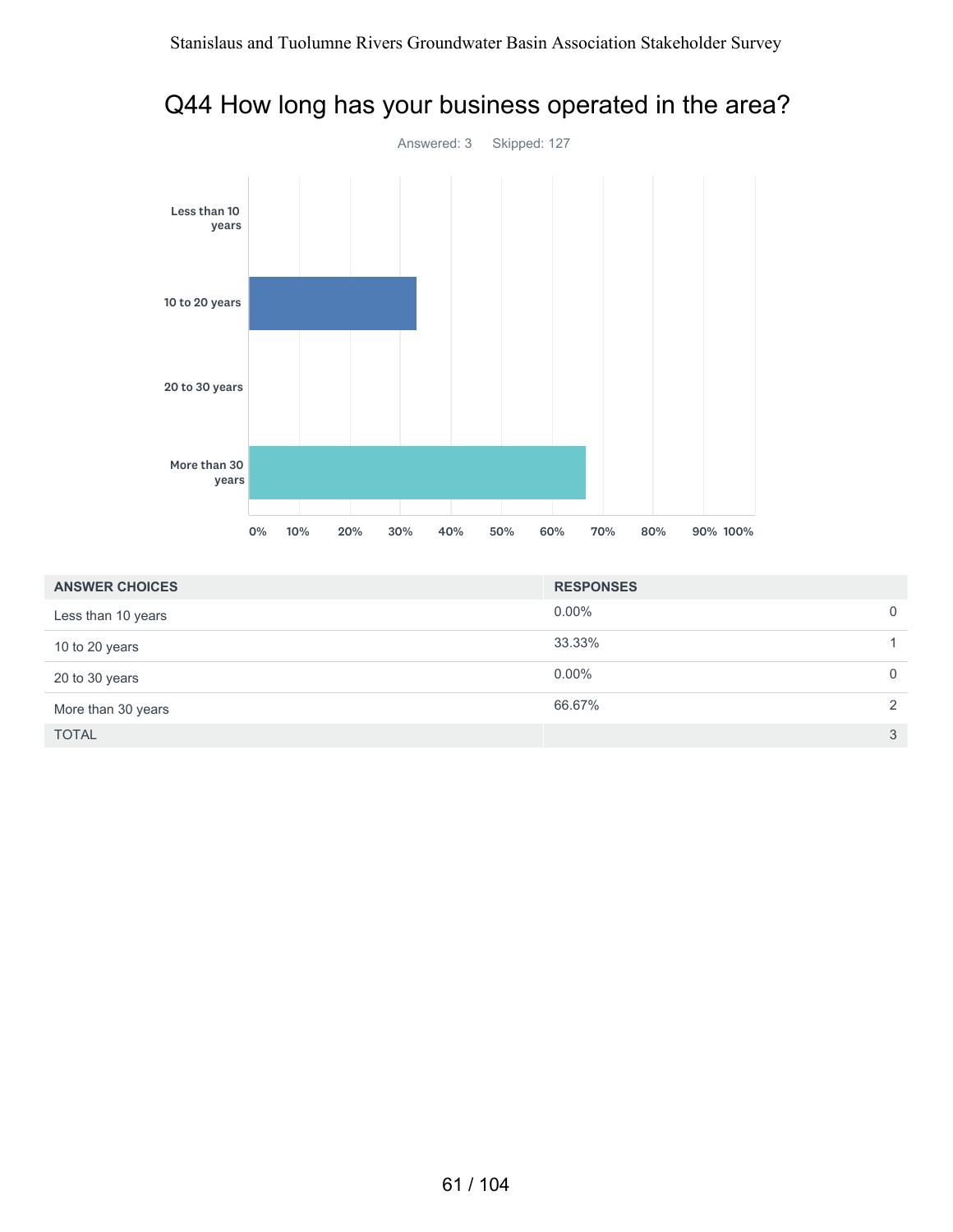## Q44 How long has your business operated in the area?

Answered: 3 Skipped: 127

| ANSWER CHOICES | RESPONSES | |
|---|---|---|
| Less than 10 years | 0.00% | 0 |
| 10 to 20 years | 33.33% | 1 |
| 20 to 30 years | 0.00% | 0 |
| More than 30 years | 66.67% | 2 |
| TOTAL | | 3 |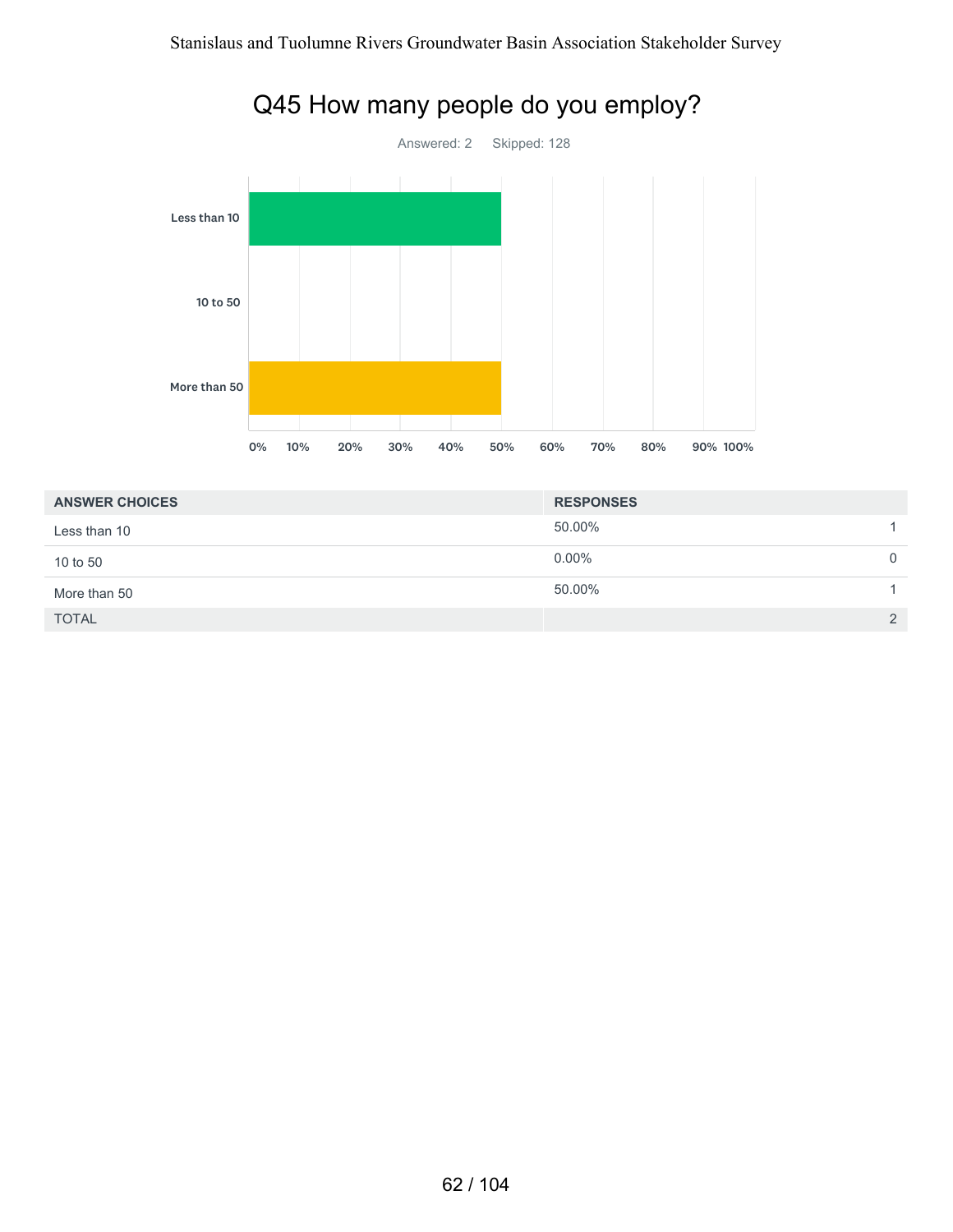# Q45 How many people do you employ?

Answered: 2 Skipped: 128

| ANSWER CHOICES | RESPONSES | |
|---|---|---|
| Less than 10 | 50.00% | 1 |
| 10 to 50 | 0.00% | 0 |
| More than 50 | 50.00% | 1 |
| TOTAL | | 2 |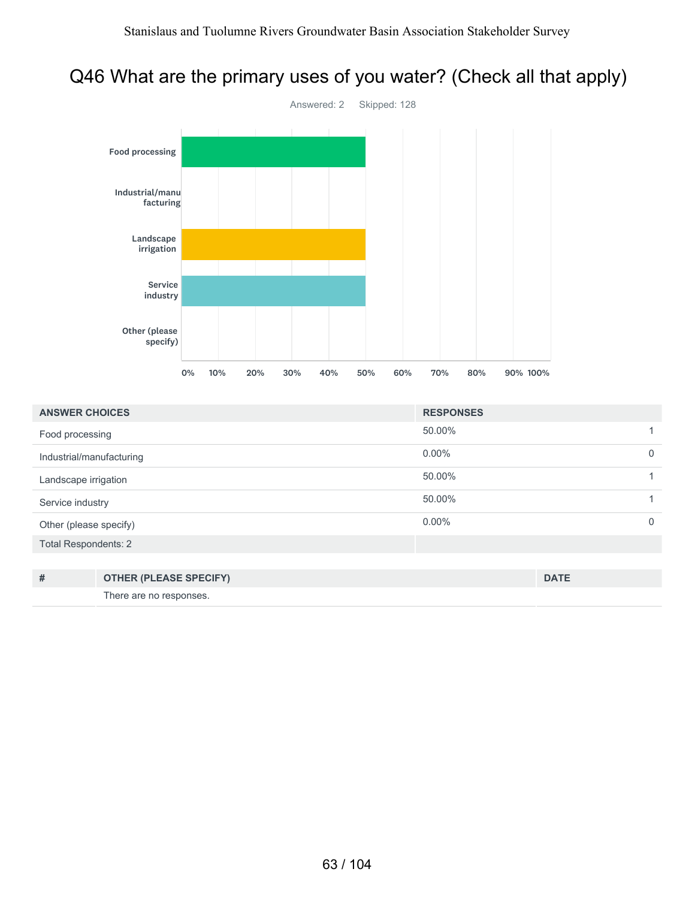# Q46 What are the primary uses of you water? (Check all that apply)

Answered: 2 Skipped: 128

| ANSWER CHOICES | RESPONSES | |
|---|---|---|
| Food processing | 50.00% | 1 |
| Industrial/manufacturing | 0.00% | 0 |
| Landscape irrigation | 50.00% | 1 |
| Service industry | 50.00% | 1 |
| Other (please specify) | 0.00% | 0 |
| Total Respondents: 2 | | |

| # | OTHER (PLEASE SPECIFY) | DATE |
|---|---|---|
| | There are no responses. | |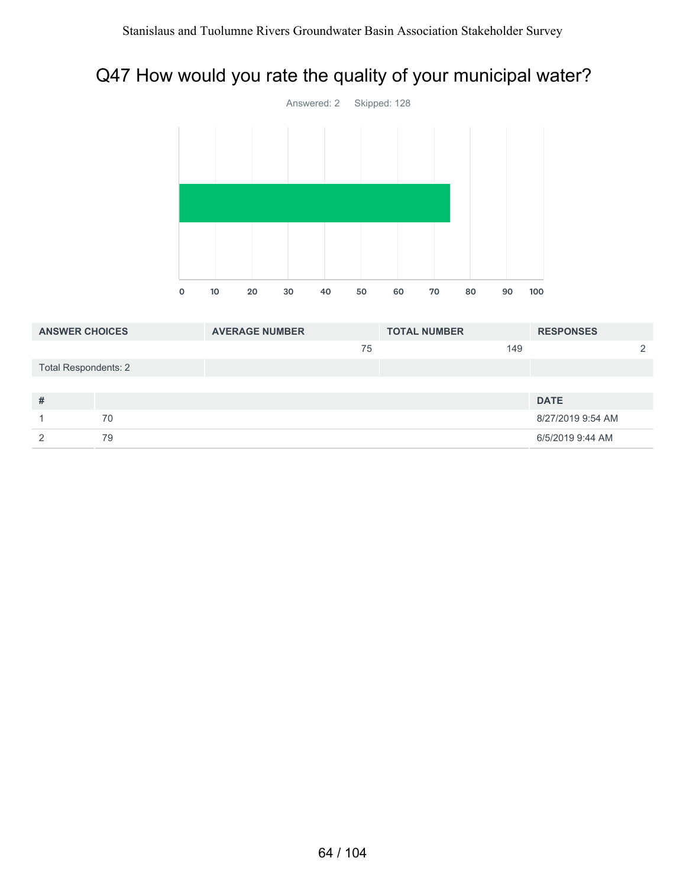## Q47 How would you rate the quality of your municipal water?

Answered: 2 Skipped: 128

0 10 20 30 40 50 60 70 80 90 100

| ANSWER CHOICES | AVERAGE NUMBER | TOTAL NUMBER | RESPONSES |
|---|---|---|---|
| | 75 | 149 | 2 |
| Total Respondents: 2 | | | |

| # | | DATE |
|---|---|---|
| 1 | 70 | 8/27/2019 9:54 AM |
| 2 | 79 | 6/5/2019 9:44 AM |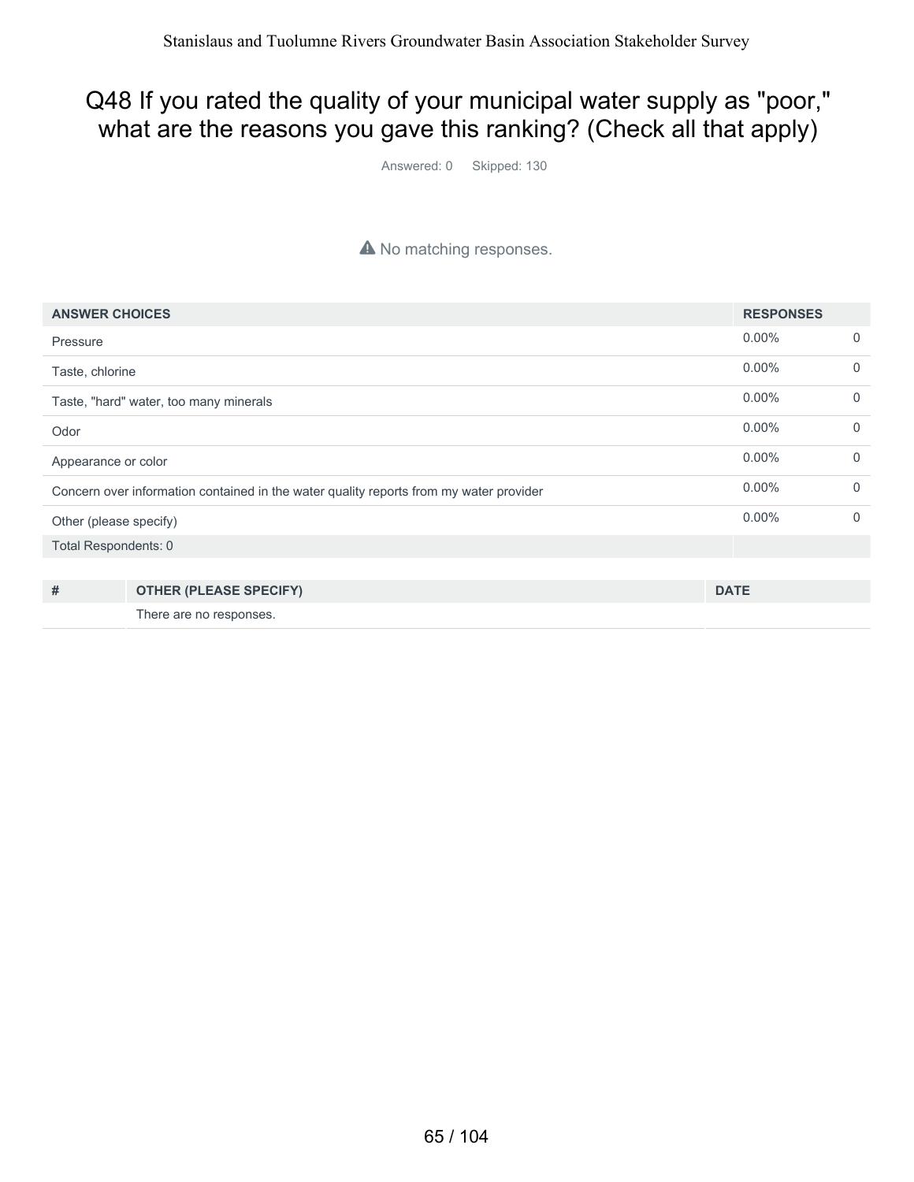## Q48 If you rated the quality of your municipal water supply as "poor," what are the reasons you gave this ranking? (Check all that apply)

Answered: 0 Skipped: 130

⚠ No matching responses.

| ANSWER CHOICES | RESPONSES | |
|---|---|---|
| Pressure | 0.00% | 0 |
| Taste, chlorine | 0.00% | 0 |
| Taste, "hard" water, too many minerals | 0.00% | 0 |
| Odor | 0.00% | 0 |
| Appearance or color | 0.00% | 0 |
| Concern over information contained in the water quality reports from my water provider | 0.00% | 0 |
| Other (please specify) | 0.00% | 0 |
| Total Respondents: 0 | | |

| # | OTHER (PLEASE SPECIFY) | DATE |
|---|---|---|
| | There are no responses. | |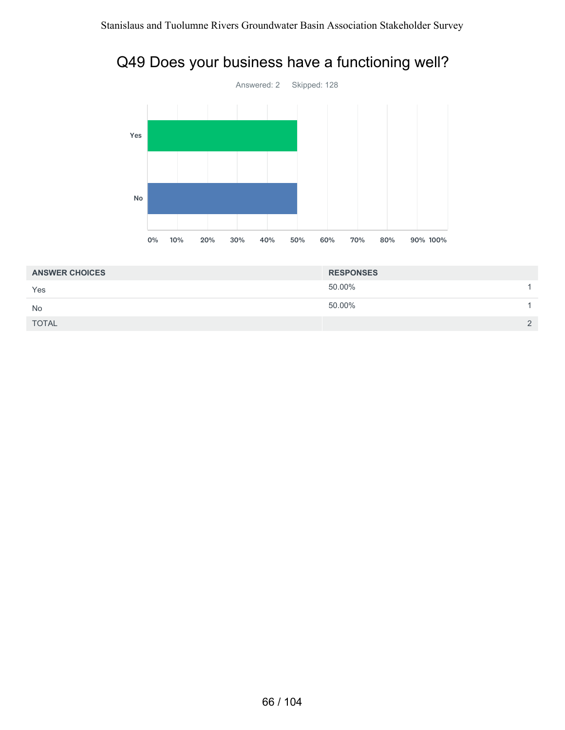# Q49 Does your business have a functioning well?

Answered: 2 Skipped: 128

| ANSWER CHOICES | RESPONSES | |
|---|---|---|
| Yes | 50.00% | 1 |
| No | 50.00% | 1 |
| TOTAL | | 2 |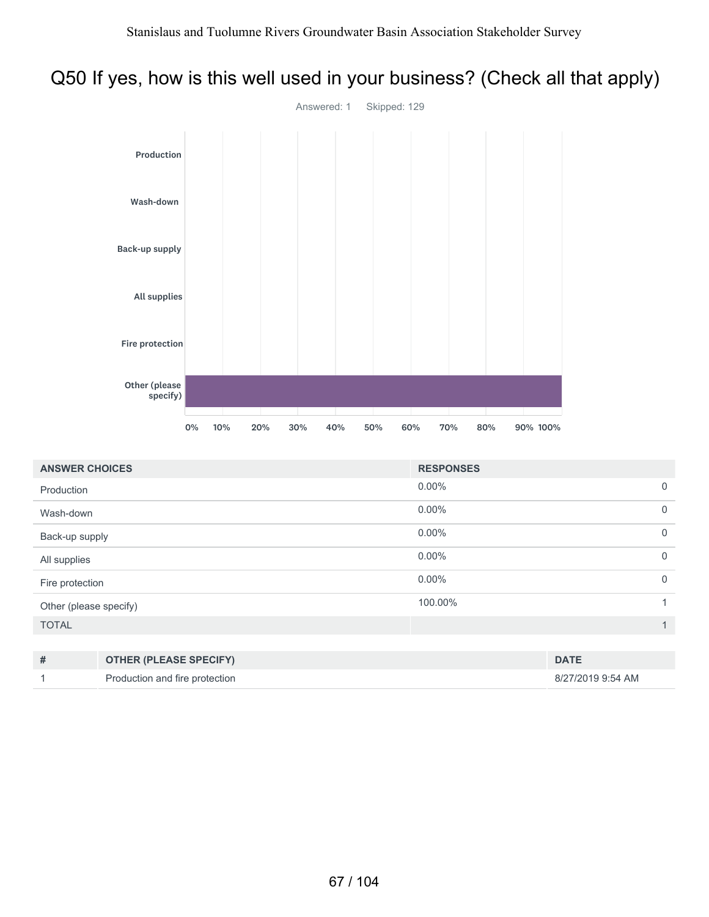# Q50 If yes, how is this well used in your business? (Check all that apply)

Answered: 1    Skipped: 129

| ANSWER CHOICES | RESPONSES | |
|---|---|---|
| Production | 0.00% | 0 |
| Wash-down | 0.00% | 0 |
| Back-up supply | 0.00% | 0 |
| All supplies | 0.00% | 0 |
| Fire protection | 0.00% | 0 |
| Other (please specify) | 100.00% | 1 |
| TOTAL | | 1 |

| # | OTHER (PLEASE SPECIFY) | DATE |
|---|---|---|
| 1 | Production and fire protection | 8/27/2019 9:54 AM |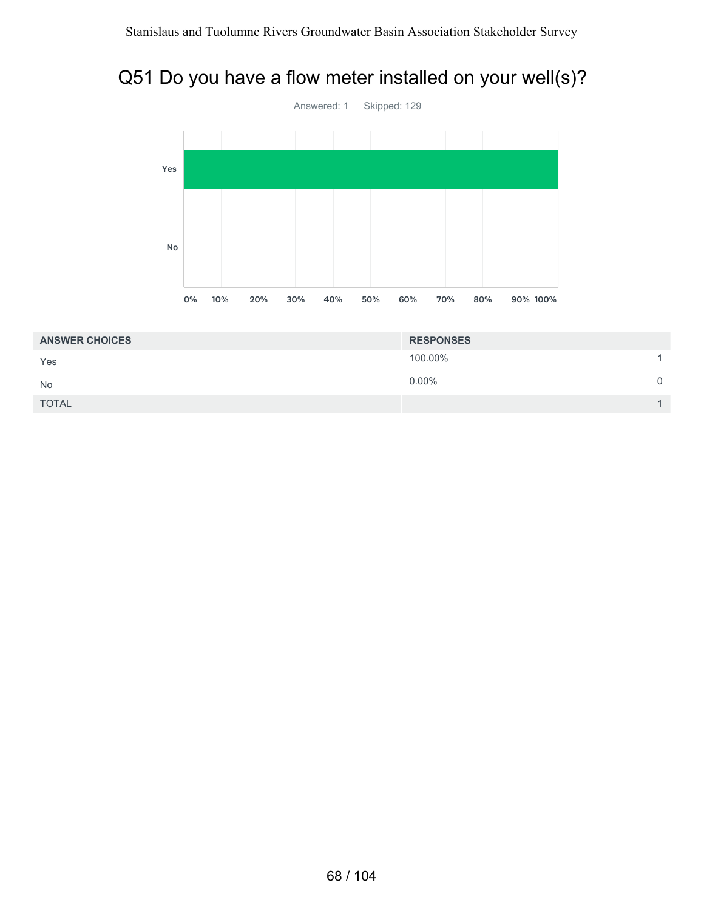## Q51 Do you have a flow meter installed on your well(s)?

Answered: 1  Skipped: 129

| ANSWER CHOICES | RESPONSES | |
|---|---|---|
| Yes | 100.00% | 1 |
| No | 0.00% | 0 |
| TOTAL | | 1 |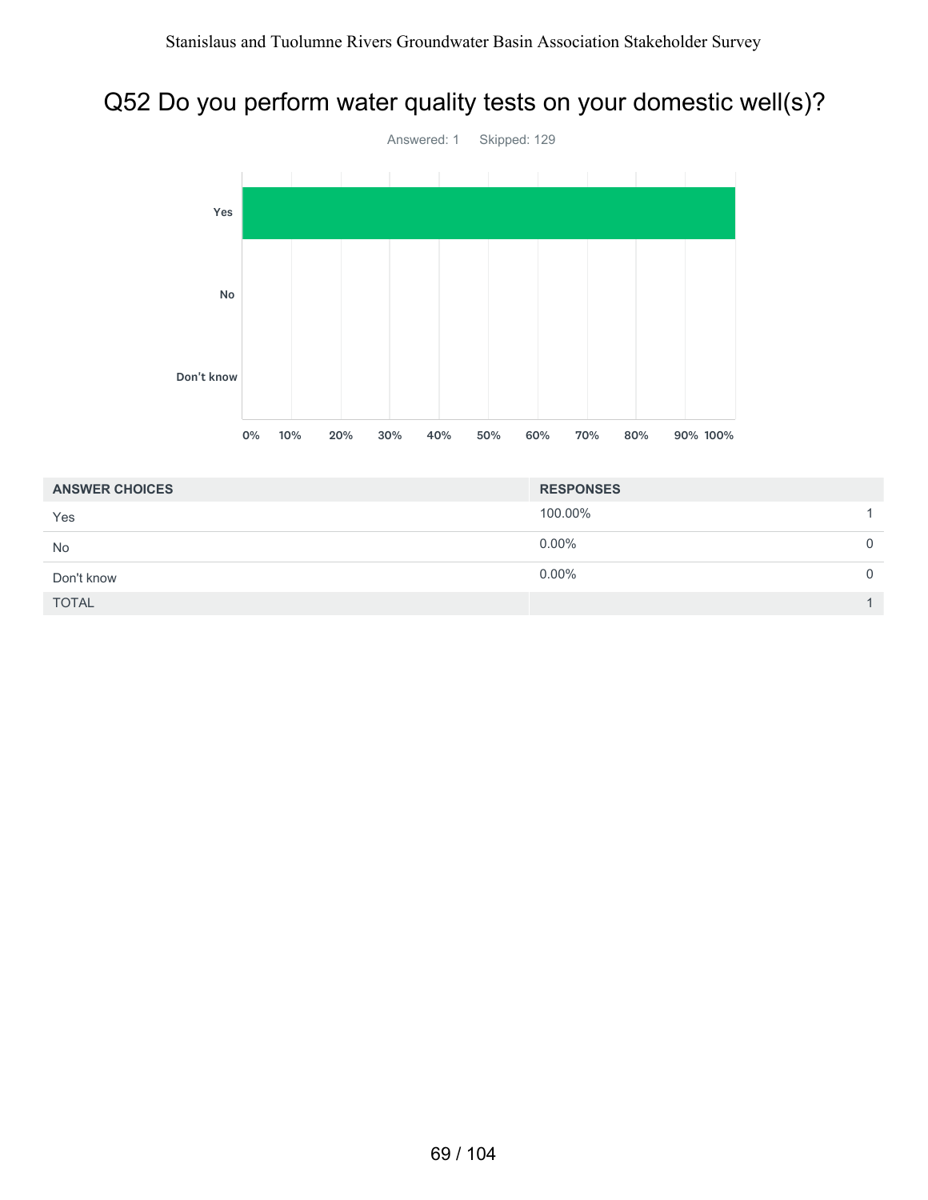# Q52 Do you perform water quality tests on your domestic well(s)?

Answered: 1 Skipped: 129

| ANSWER CHOICES | RESPONSES | |
|---|---|---|
| Yes | 100.00% | 1 |
| No | 0.00% | 0 |
| Don't know | 0.00% | 0 |
| TOTAL | | 1 |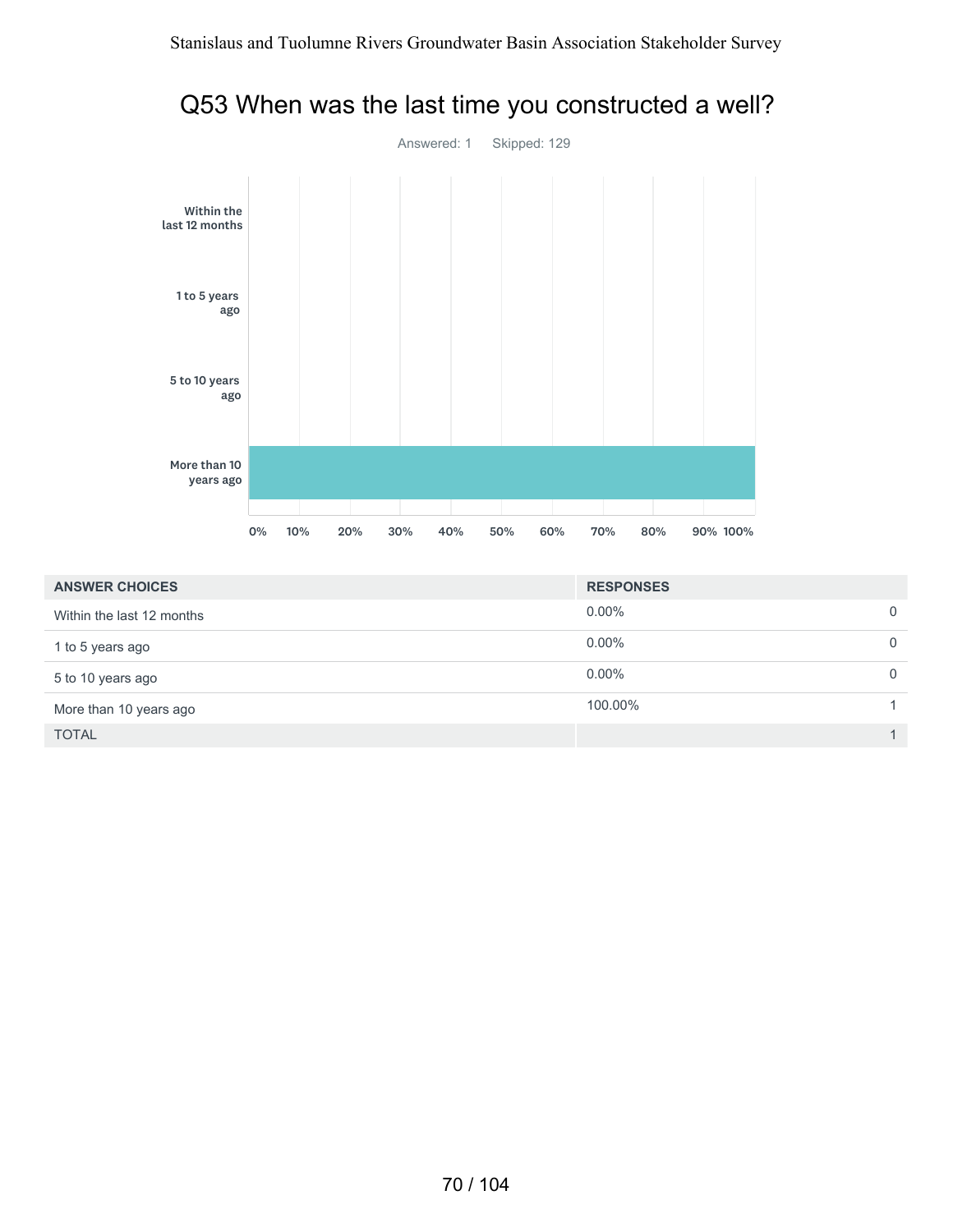# Q53 When was the last time you constructed a well?

Answered: 1 Skipped: 129

| ANSWER CHOICES | RESPONSES | |
|---|---|---|
| Within the last 12 months | 0.00% | 0 |
| 1 to 5 years ago | 0.00% | 0 |
| 5 to 10 years ago | 0.00% | 0 |
| More than 10 years ago | 100.00% | 1 |
| TOTAL | | 1 |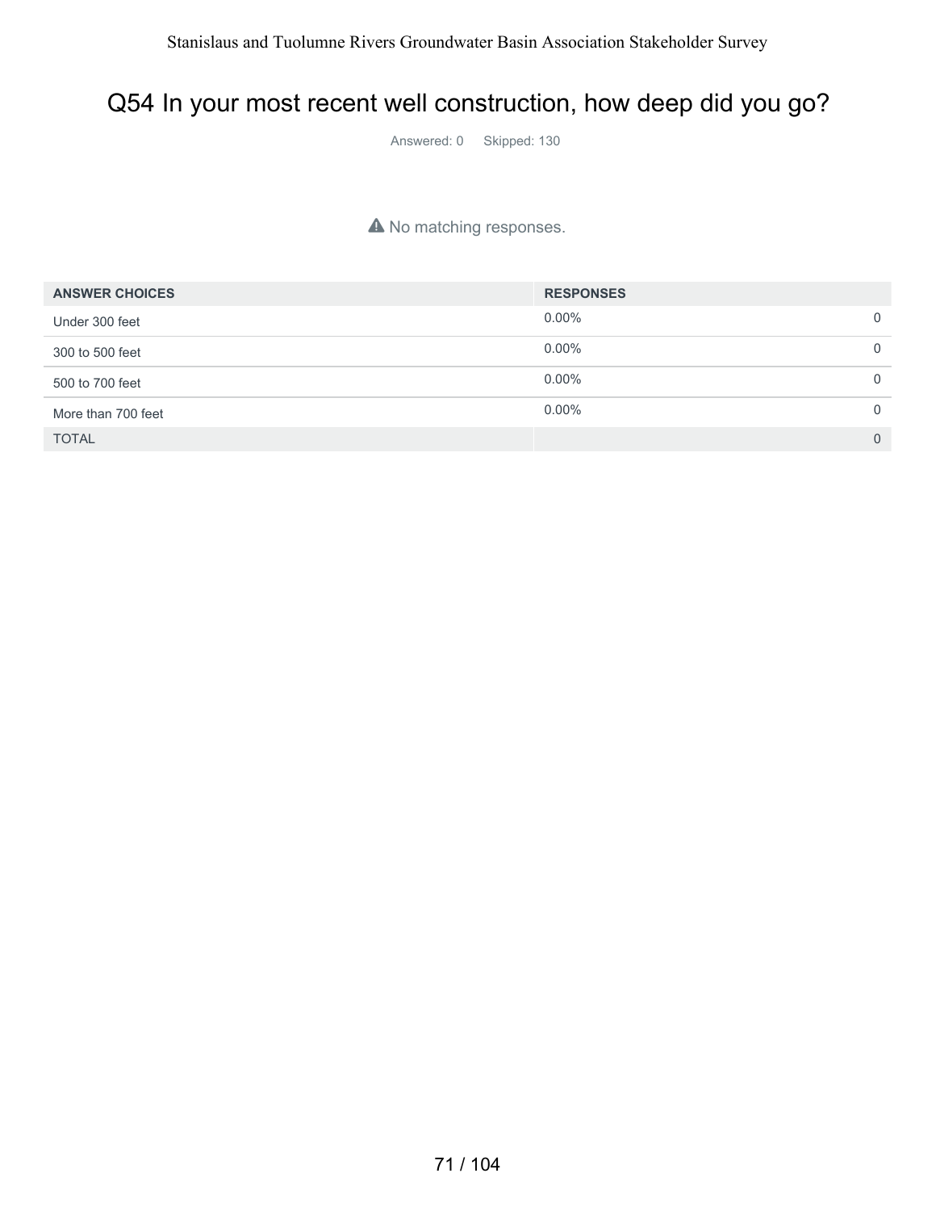# Q54 In your most recent well construction, how deep did you go?

Answered: 0 Skipped: 130

No matching responses.

| ANSWER CHOICES | RESPONSES | |
|---|---|---|
| Under 300 feet | 0.00% | 0 |
| 300 to 500 feet | 0.00% | 0 |
| 500 to 700 feet | 0.00% | 0 |
| More than 700 feet | 0.00% | 0 |
| TOTAL | | 0 |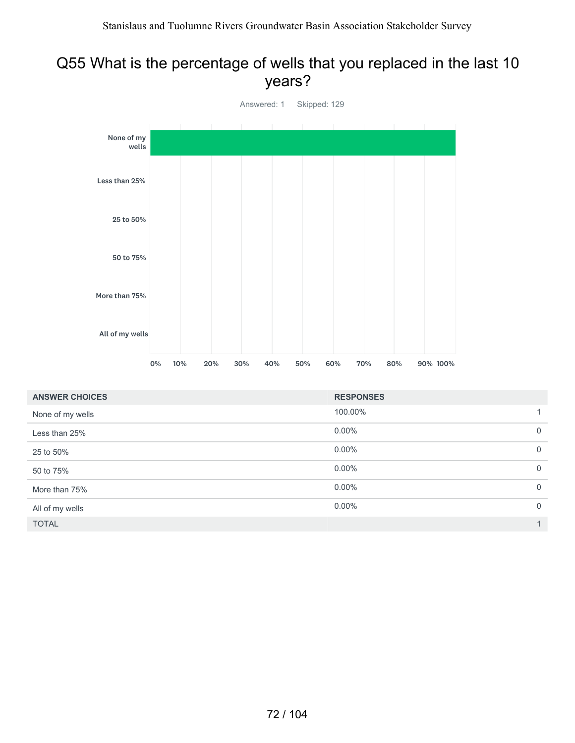# Q55 What is the percentage of wells that you replaced in the last 10 years?

Answered: 1 Skipped: 129

| ANSWER CHOICES | RESPONSES | |
|---|---|---|
| None of my wells | 100.00% | 1 |
| Less than 25% | 0.00% | 0 |
| 25 to 50% | 0.00% | 0 |
| 50 to 75% | 0.00% | 0 |
| More than 75% | 0.00% | 0 |
| All of my wells | 0.00% | 0 |
| TOTAL | | 1 |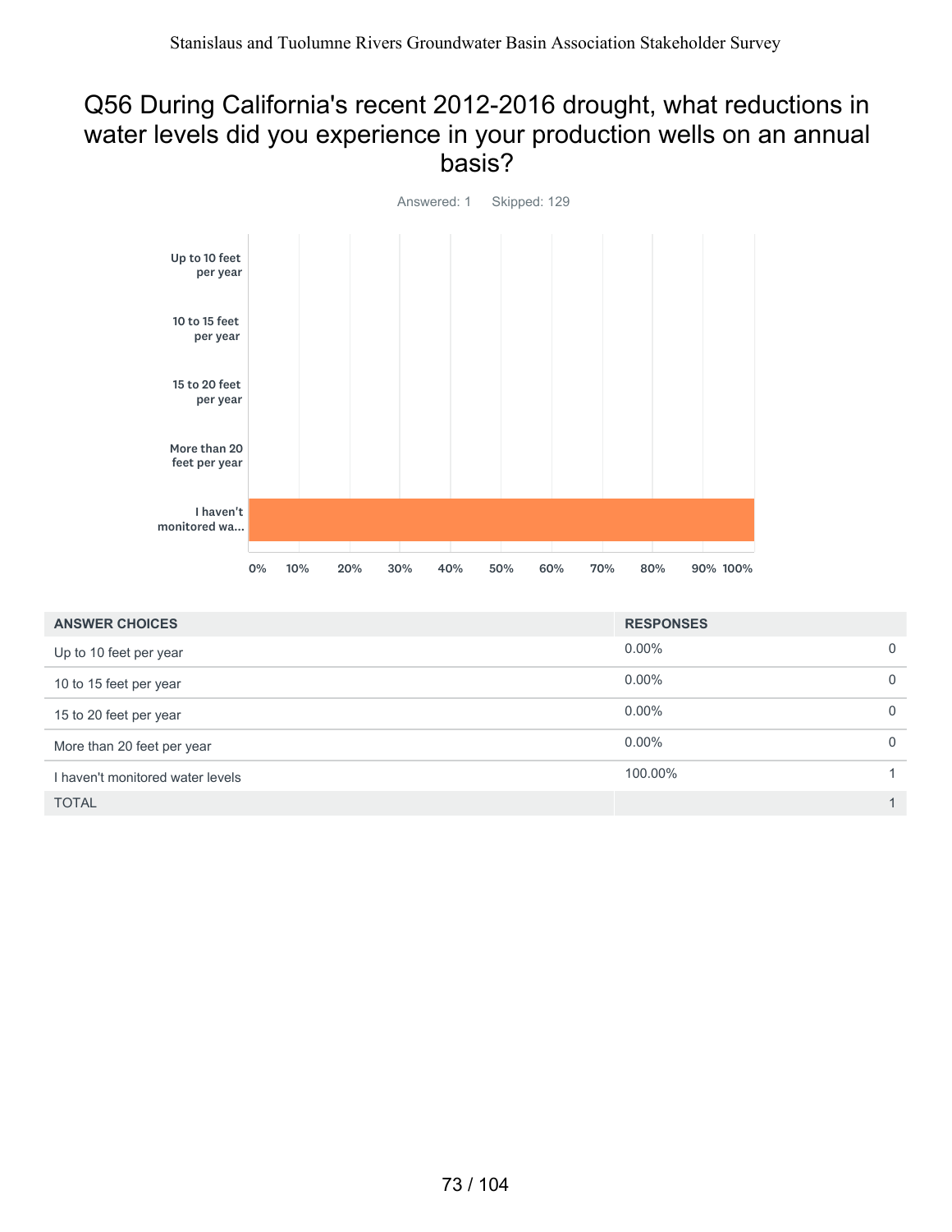# Q56 During California's recent 2012-2016 drought, what reductions in water levels did you experience in your production wells on an annual basis?

Answered: 1 Skipped: 129

| ANSWER CHOICES | RESPONSES | |
|---|---|---|
| Up to 10 feet per year | 0.00% | 0 |
| 10 to 15 feet per year | 0.00% | 0 |
| 15 to 20 feet per year | 0.00% | 0 |
| More than 20 feet per year | 0.00% | 0 |
| I haven't monitored water levels | 100.00% | 1 |
| TOTAL | | 1 |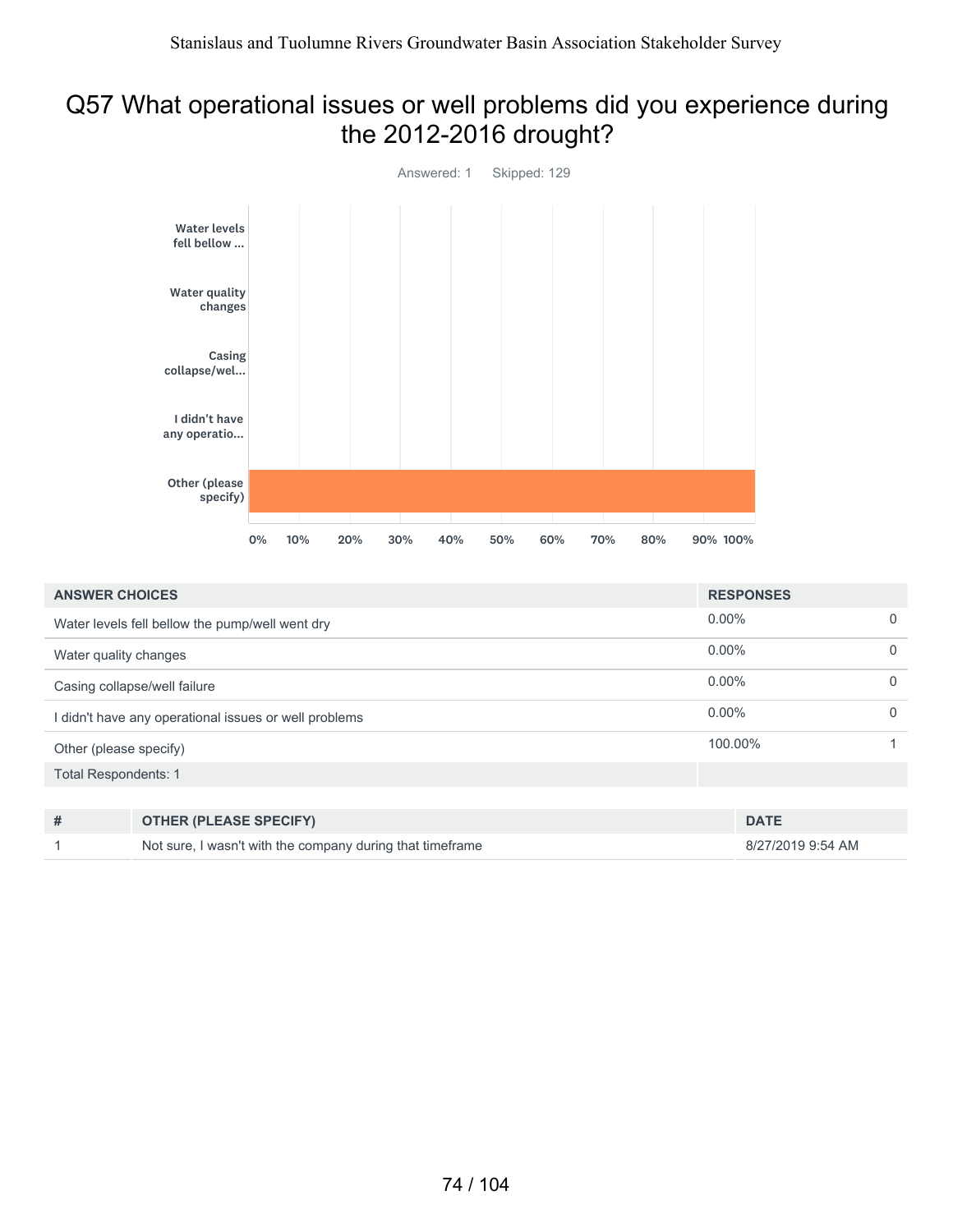# Q57 What operational issues or well problems did you experience during the 2012-2016 drought?

Answered: 1 Skipped: 129

| ANSWER CHOICES | RESPONSES | |
|---|---|---|
| Water levels fell bellow the pump/well went dry | 0.00% | 0 |
| Water quality changes | 0.00% | 0 |
| Casing collapse/well failure | 0.00% | 0 |
| I didn't have any operational issues or well problems | 0.00% | 0 |
| Other (please specify) | 100.00% | 1 |
| Total Respondents: 1 | | |

| # | OTHER (PLEASE SPECIFY) | DATE |
|---|---|---|
| 1 | Not sure, I wasn't with the company during that timeframe | 8/27/2019 9:54 AM |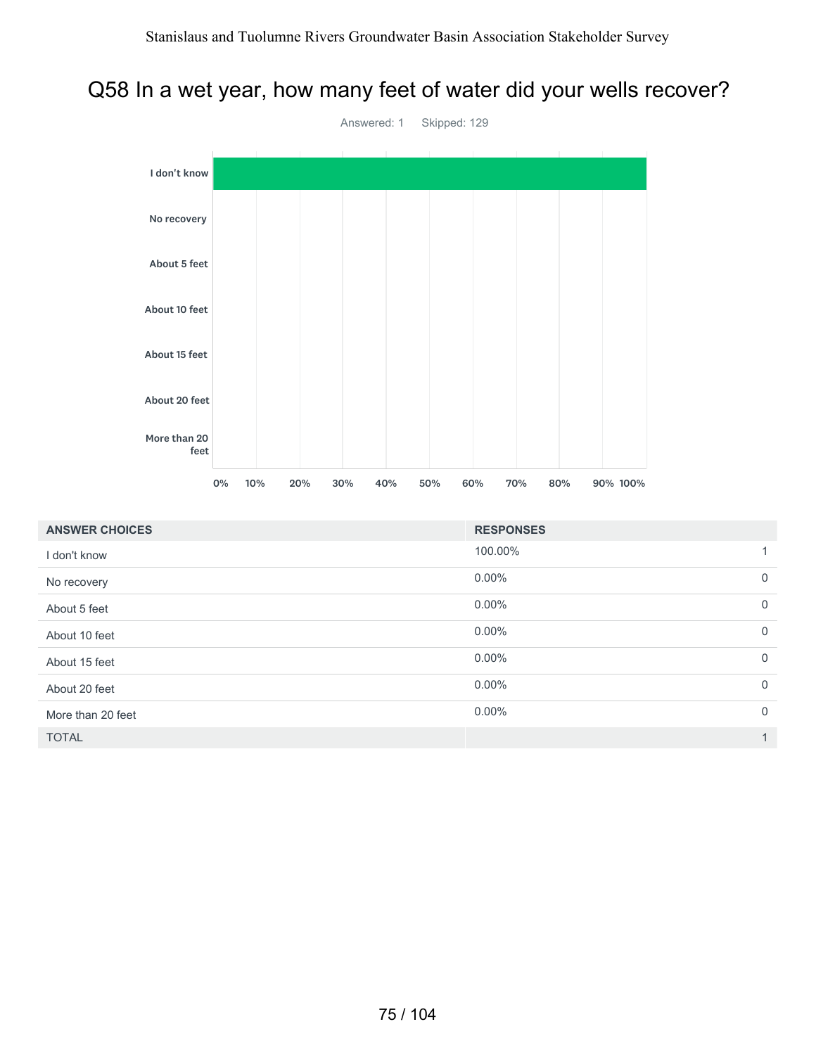# Q58 In a wet year, how many feet of water did your wells recover?

Answered: 1 Skipped: 129

| ANSWER CHOICES | RESPONSES | |
|---|---|---|
| I don't know | 100.00% | 1 |
| No recovery | 0.00% | 0 |
| About 5 feet | 0.00% | 0 |
| About 10 feet | 0.00% | 0 |
| About 15 feet | 0.00% | 0 |
| About 20 feet | 0.00% | 0 |
| More than 20 feet | 0.00% | 0 |
| TOTAL | | 1 |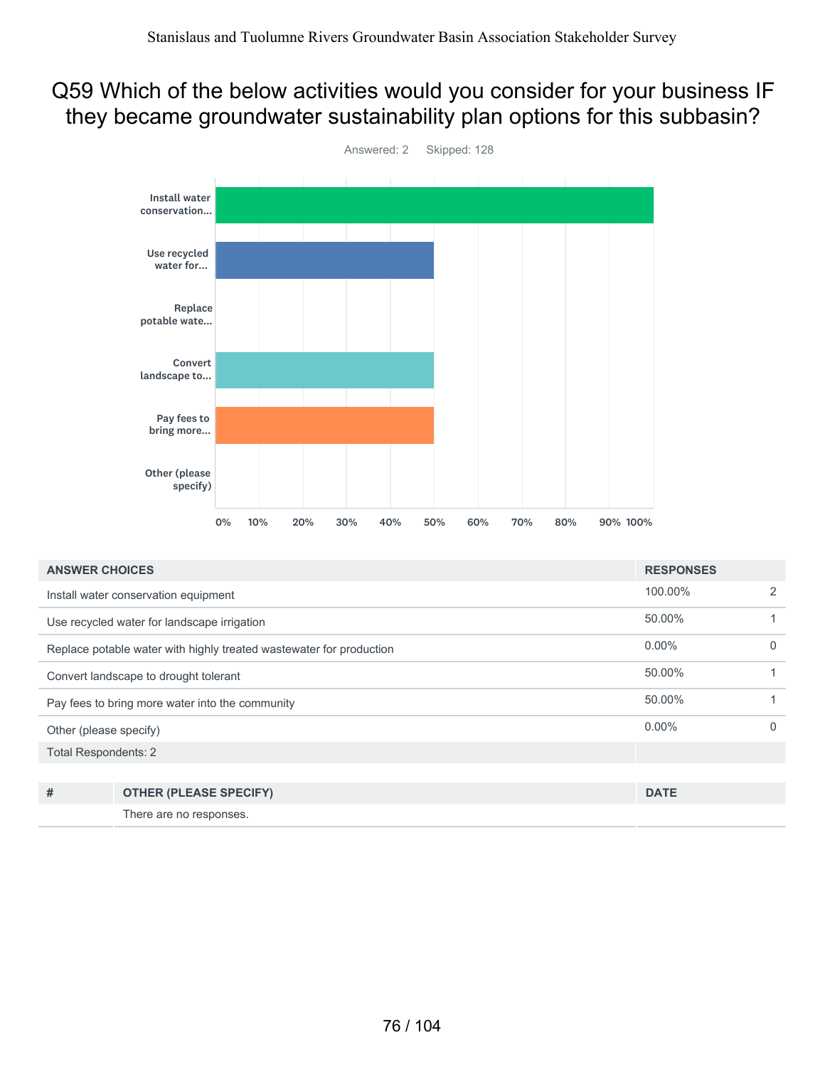# Q59 Which of the below activities would you consider for your business IF they became groundwater sustainability plan options for this subbasin?

Answered: 2 Skipped: 128

| ANSWER CHOICES | RESPONSES | |
|---|---|---|
| Install water conservation equipment | 100.00% | 2 |
| Use recycled water for landscape irrigation | 50.00% | 1 |
| Replace potable water with highly treated wastewater for production | 0.00% | 0 |
| Convert landscape to drought tolerant | 50.00% | 1 |
| Pay fees to bring more water into the community | 50.00% | 1 |
| Other (please specify) | 0.00% | 0 |
| Total Respondents: 2 | | |

| # | OTHER (PLEASE SPECIFY) | DATE |
|---|---|---|
| | There are no responses. | |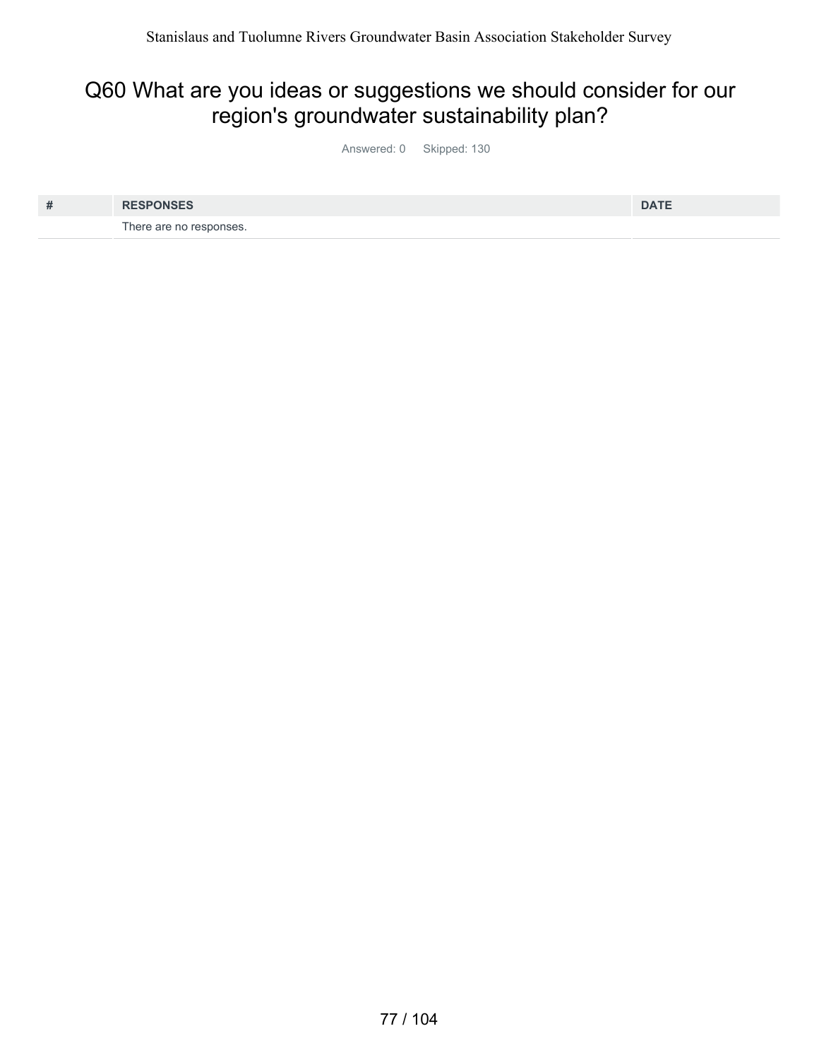## Q60 What are you ideas or suggestions we should consider for our region's groundwater sustainability plan?

Answered: 0 Skipped: 130

| # | RESPONSES | DATE |
|---|---|---|
| | There are no responses. | |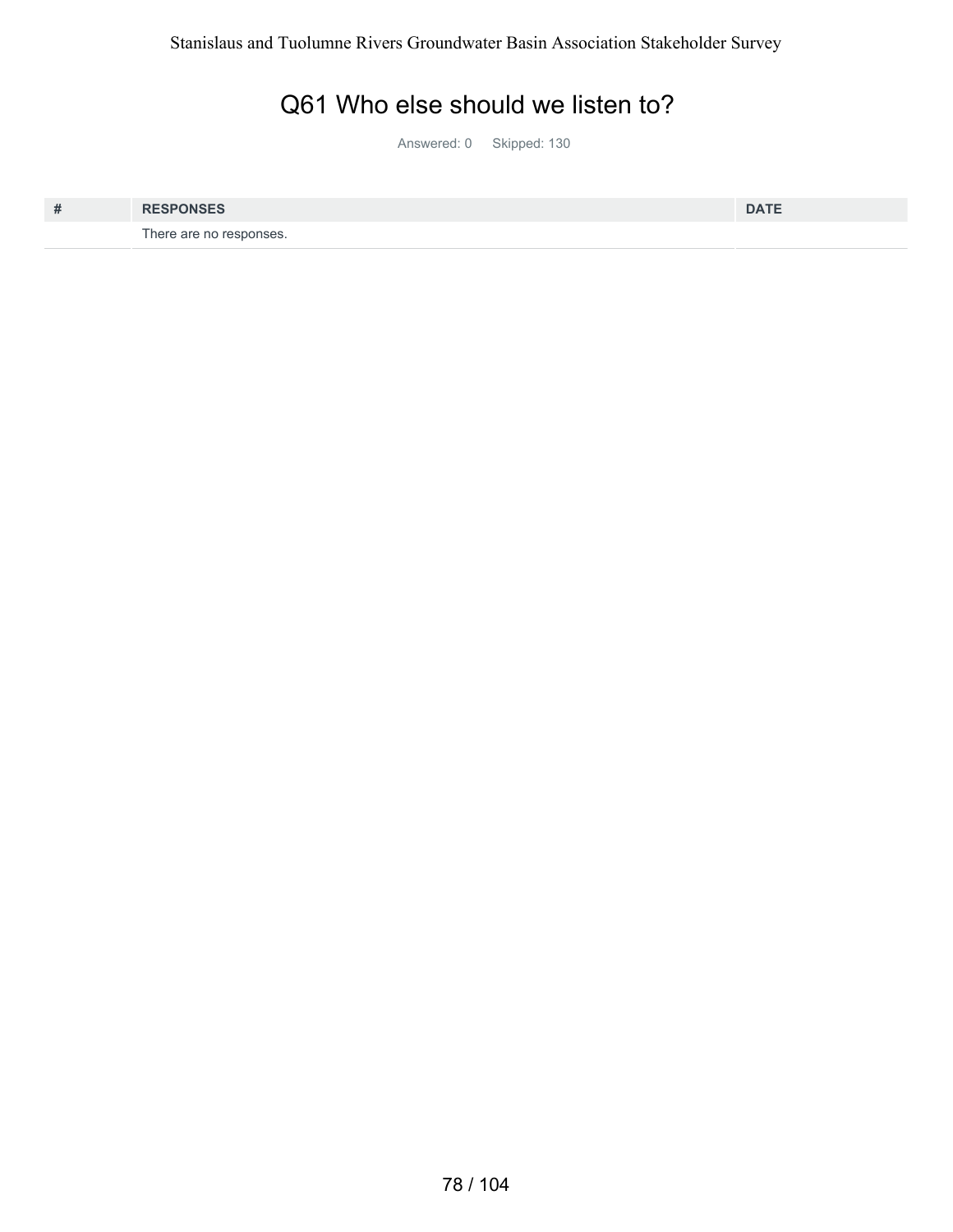# Q61 Who else should we listen to?

Answered: 0 Skipped: 130

| # | RESPONSES | DATE |
|---|---|---|
| | There are no responses. | |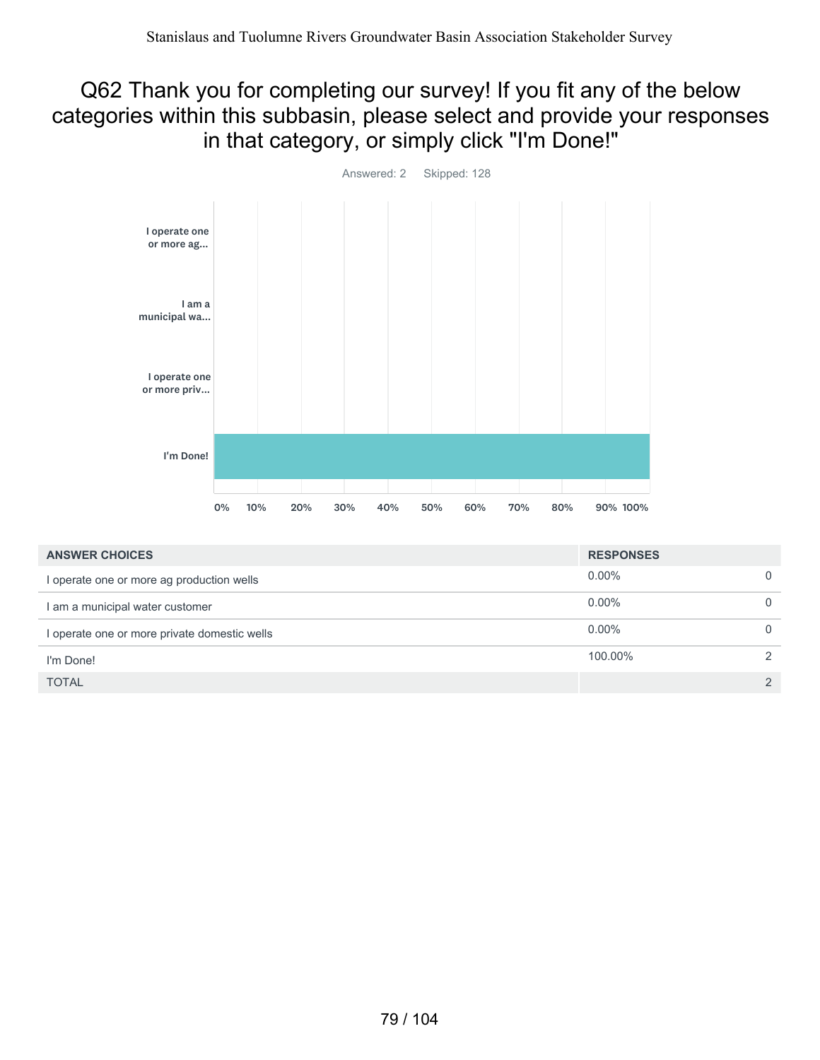# Q62 Thank you for completing our survey! If you fit any of the below categories within this subbasin, please select and provide your responses in that category, or simply click "I'm Done!"

Answered: 2    Skipped: 128

| ANSWER CHOICES | RESPONSES | |
|---|---|---|
| I operate one or more ag production wells | 0.00% | 0 |
| I am a municipal water customer | 0.00% | 0 |
| I operate one or more private domestic wells | 0.00% | 0 |
| I'm Done! | 100.00% | 2 |
| TOTAL | | 2 |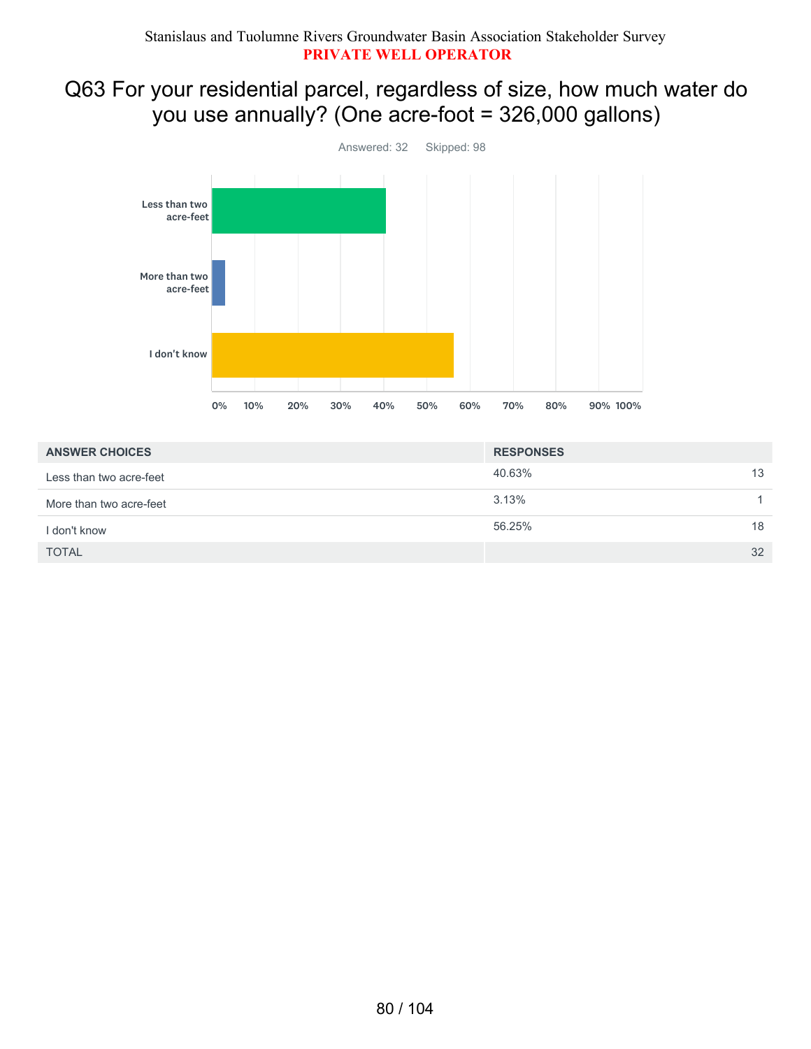Stanislaus and Tuolumne Rivers Groundwater Basin Association Stakeholder Survey

**PRIVATE WELL OPERATOR**

## Q63 For your residential parcel, regardless of size, how much water do you use annually? (One acre-foot = 326,000 gallons)

Answered: 32 Skipped: 98

| ANSWER CHOICES | RESPONSES | |
|---|---|---|
| Less than two acre-feet | 40.63% | 13 |
| More than two acre-feet | 3.13% | 1 |
| I don't know | 56.25% | 18 |
| TOTAL | | 32 |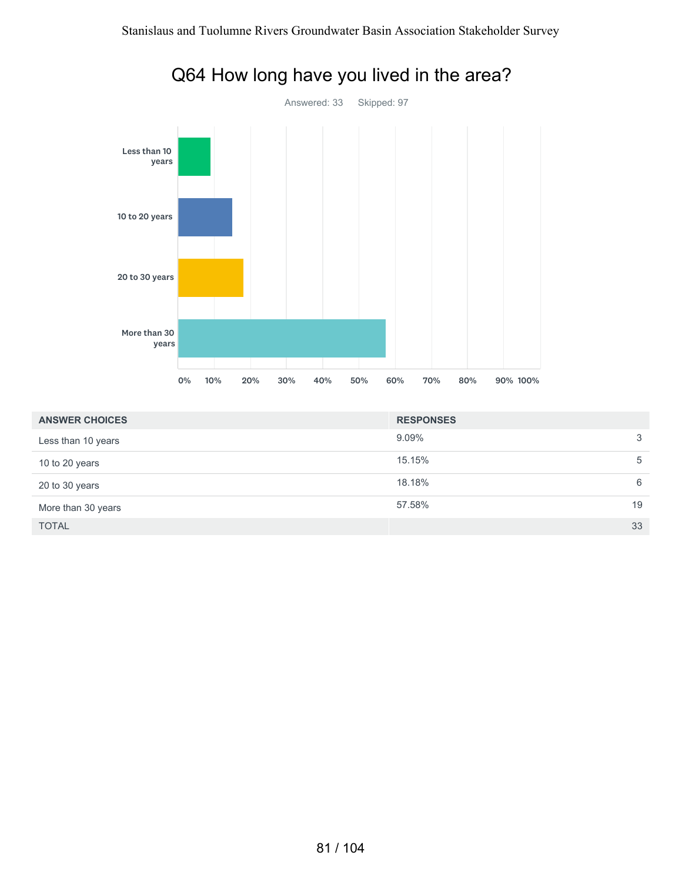## Q64 How long have you lived in the area?

Answered: 33    Skipped: 97

| ANSWER CHOICES | RESPONSES | |
|---|---|---|
| Less than 10 years | 9.09% | 3 |
| 10 to 20 years | 15.15% | 5 |
| 20 to 30 years | 18.18% | 6 |
| More than 30 years | 57.58% | 19 |
| TOTAL | | 33 |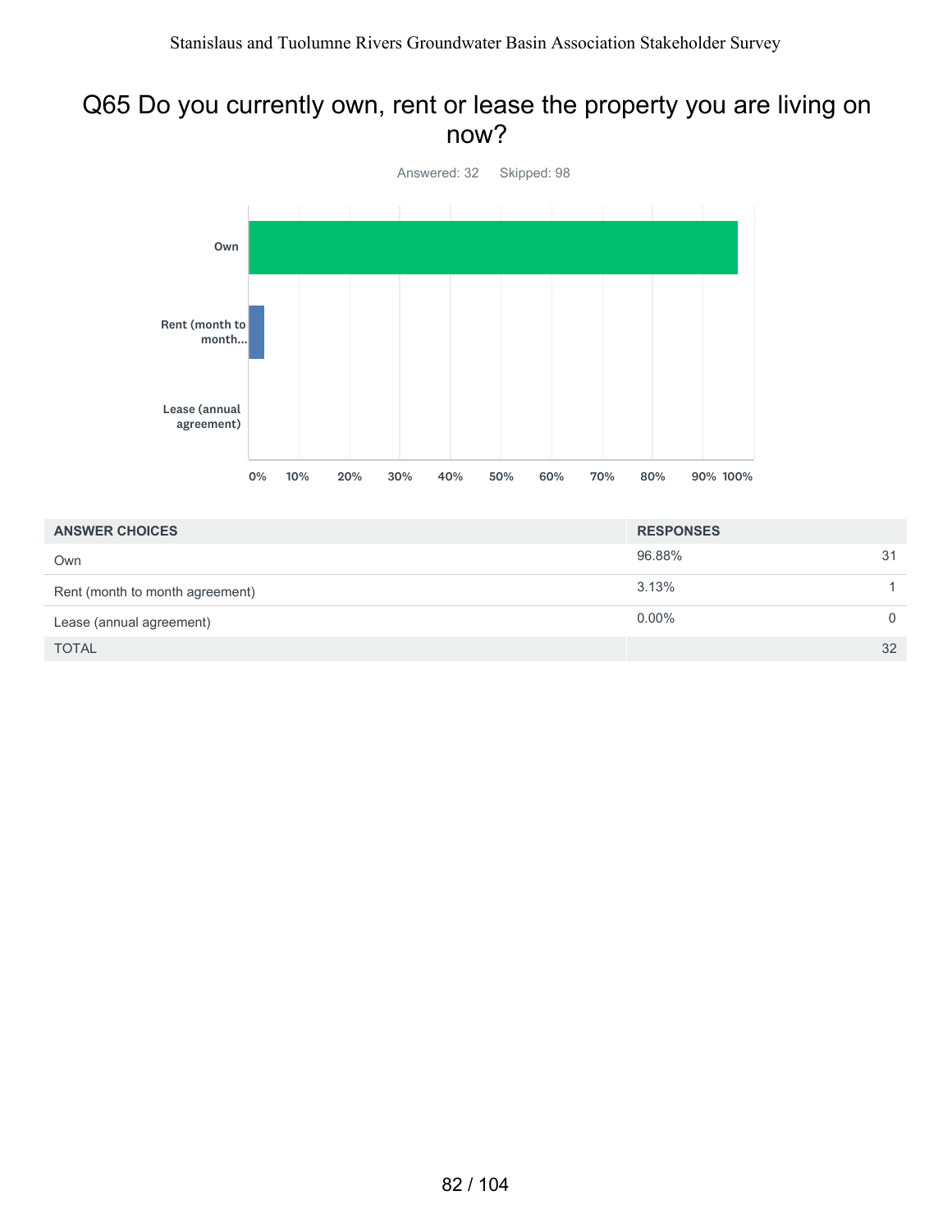## Q65 Do you currently own, rent or lease the property you are living on now?

Answered: 32 Skipped: 98

| ANSWER CHOICES | RESPONSES | |
|---|---|---|
| Own | 96.88% | 31 |
| Rent (month to month agreement) | 3.13% | 1 |
| Lease (annual agreement) | 0.00% | 0 |
| TOTAL | | 32 |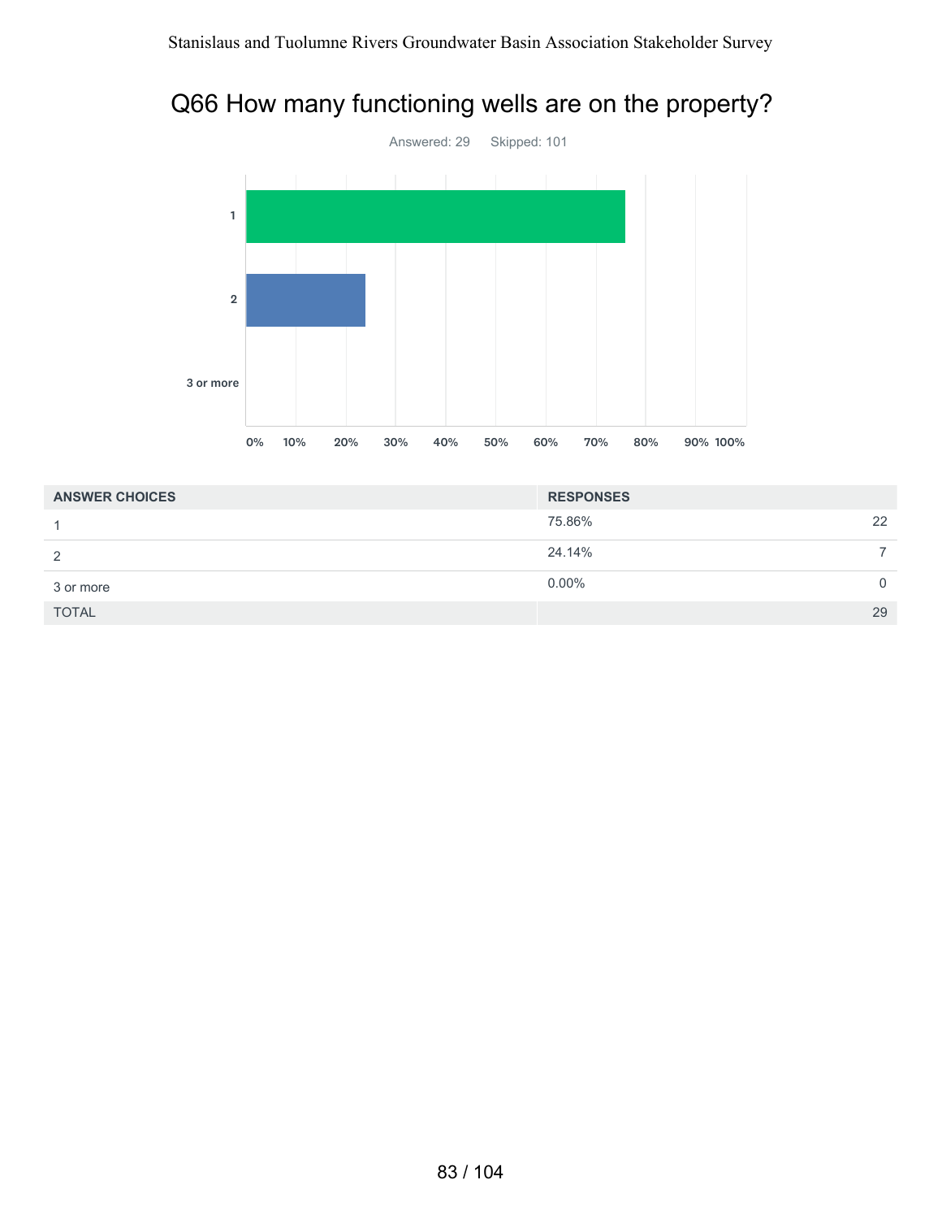# Q66 How many functioning wells are on the property?

Answered: 29    Skipped: 101

| ANSWER CHOICES | RESPONSES | |
|---|---|---|
| 1 | 75.86% | 22 |
| 2 | 24.14% | 7 |
| 3 or more | 0.00% | 0 |
| TOTAL | | 29 |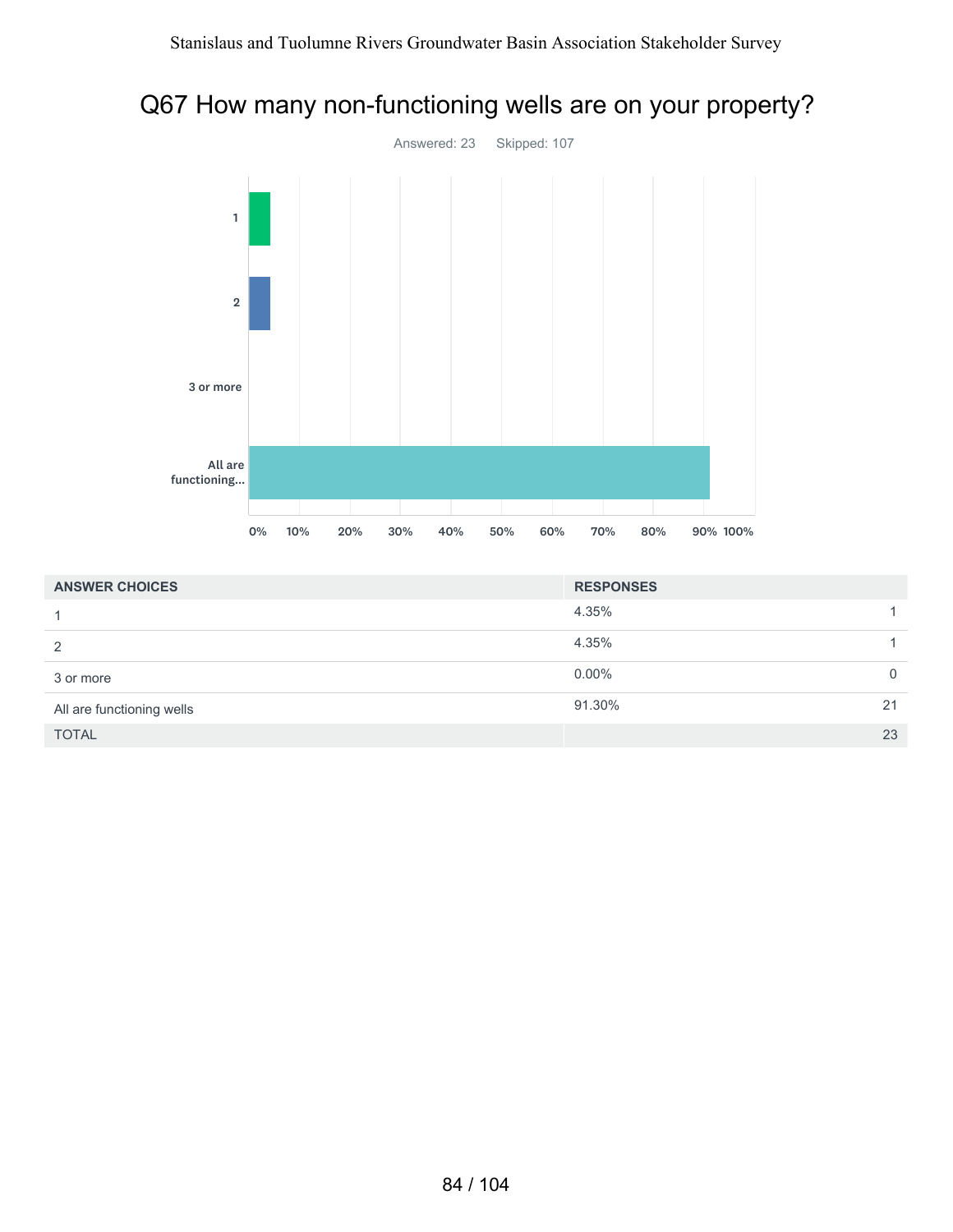## Q67 How many non-functioning wells are on your property?

Answered: 23 Skipped: 107

| ANSWER CHOICES | RESPONSES | |
|---|---|---|
| 1 | 4.35% | 1 |
| 2 | 4.35% | 1 |
| 3 or more | 0.00% | 0 |
| All are functioning wells | 91.30% | 21 |
| TOTAL | | 23 |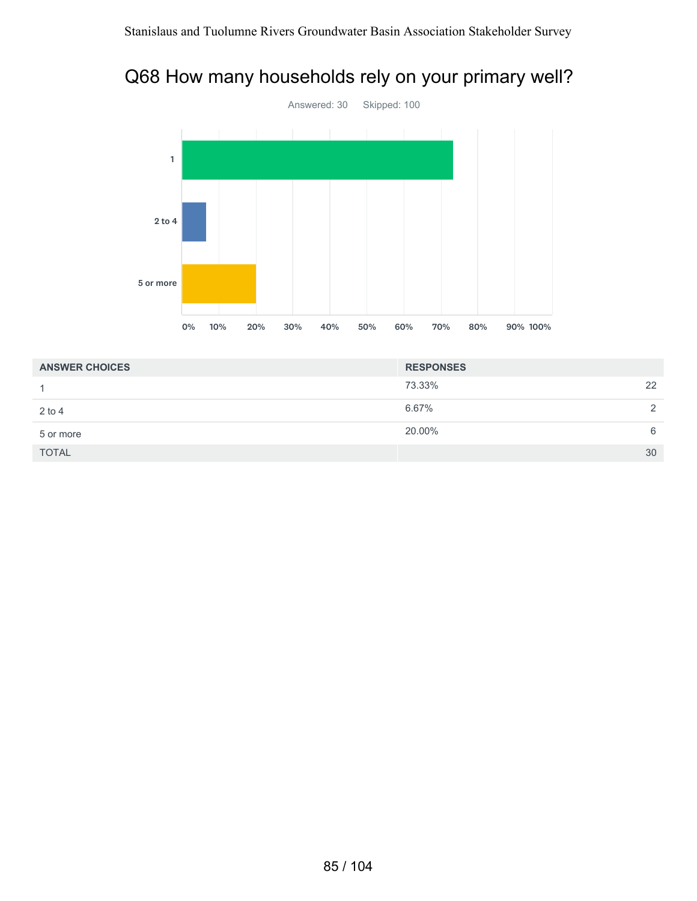# Q68 How many households rely on your primary well?

Answered: 30 Skipped: 100

| ANSWER CHOICES | RESPONSES | |
|---|---|---|
| 1 | 73.33% | 22 |
| 2 to 4 | 6.67% | 2 |
| 5 or more | 20.00% | 6 |
| TOTAL | | 30 |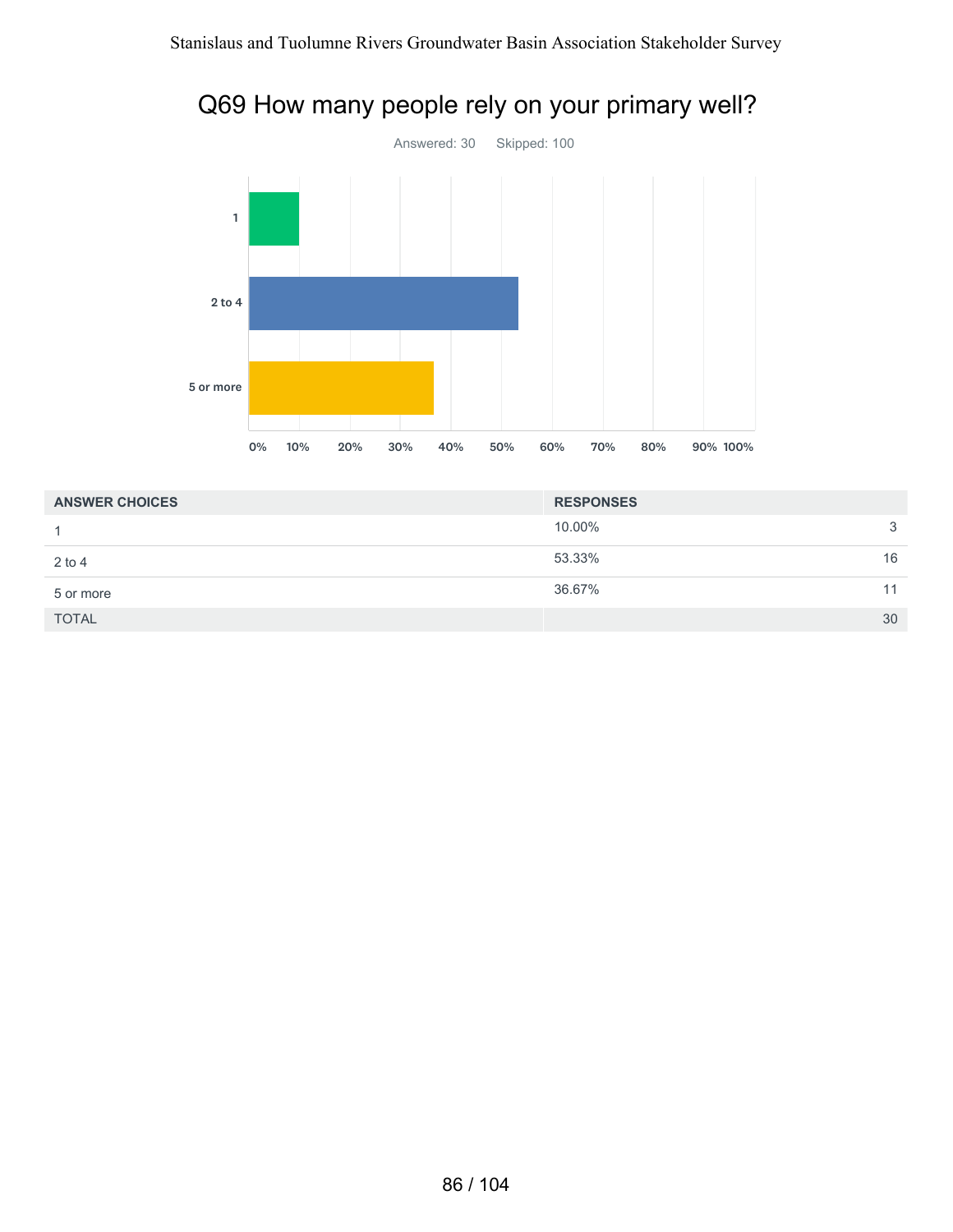# Q69 How many people rely on your primary well?

Answered: 30 Skipped: 100

| ANSWER CHOICES | RESPONSES | |
|---|---|---|
| 1 | 10.00% | 3 |
| 2 to 4 | 53.33% | 16 |
| 5 or more | 36.67% | 11 |
| TOTAL | | 30 |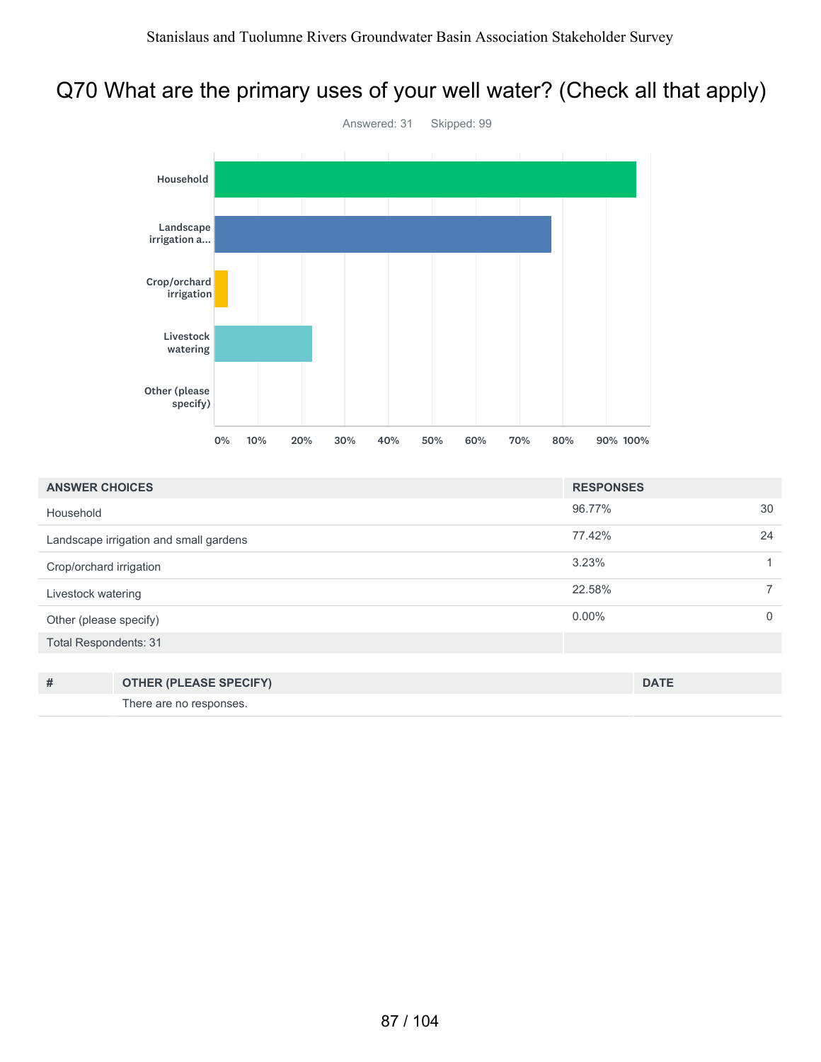# Q70 What are the primary uses of your well water? (Check all that apply)

Answered: 31 Skipped: 99

| ANSWER CHOICES | RESPONSES | |
|---|---|---|
| Household | 96.77% | 30 |
| Landscape irrigation and small gardens | 77.42% | 24 |
| Crop/orchard irrigation | 3.23% | 1 |
| Livestock watering | 22.58% | 7 |
| Other (please specify) | 0.00% | 0 |
| Total Respondents: 31 | | |

| # | OTHER (PLEASE SPECIFY) | DATE |
|---|---|---|
| | There are no responses. | |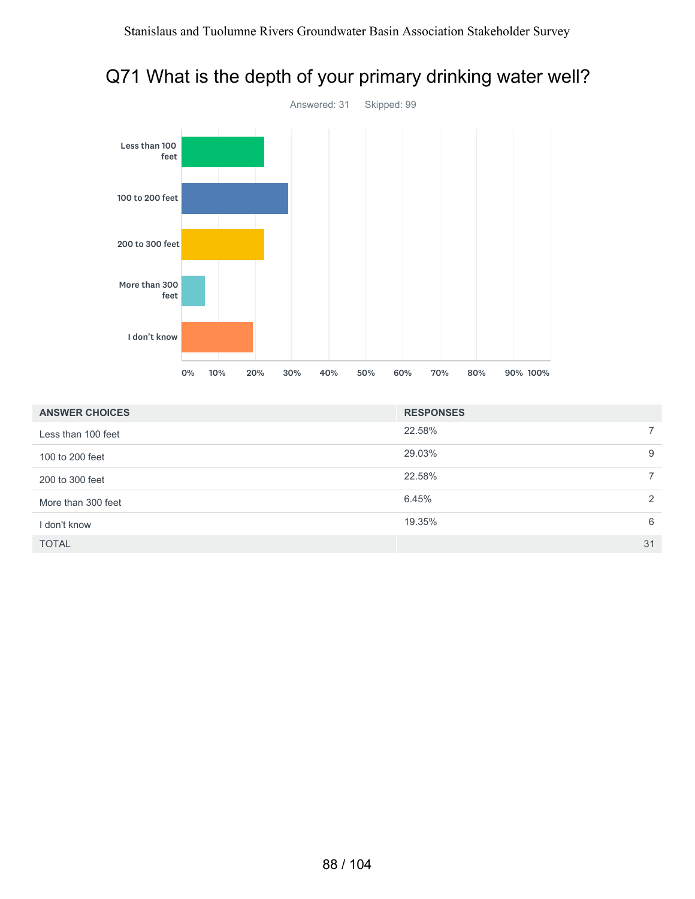# Q71 What is the depth of your primary drinking water well?

Answered: 31 Skipped: 99

| ANSWER CHOICES | RESPONSES | |
|---|---|---|
| Less than 100 feet | 22.58% | 7 |
| 100 to 200 feet | 29.03% | 9 |
| 200 to 300 feet | 22.58% | 7 |
| More than 300 feet | 6.45% | 2 |
| I don't know | 19.35% | 6 |
| TOTAL | | 31 |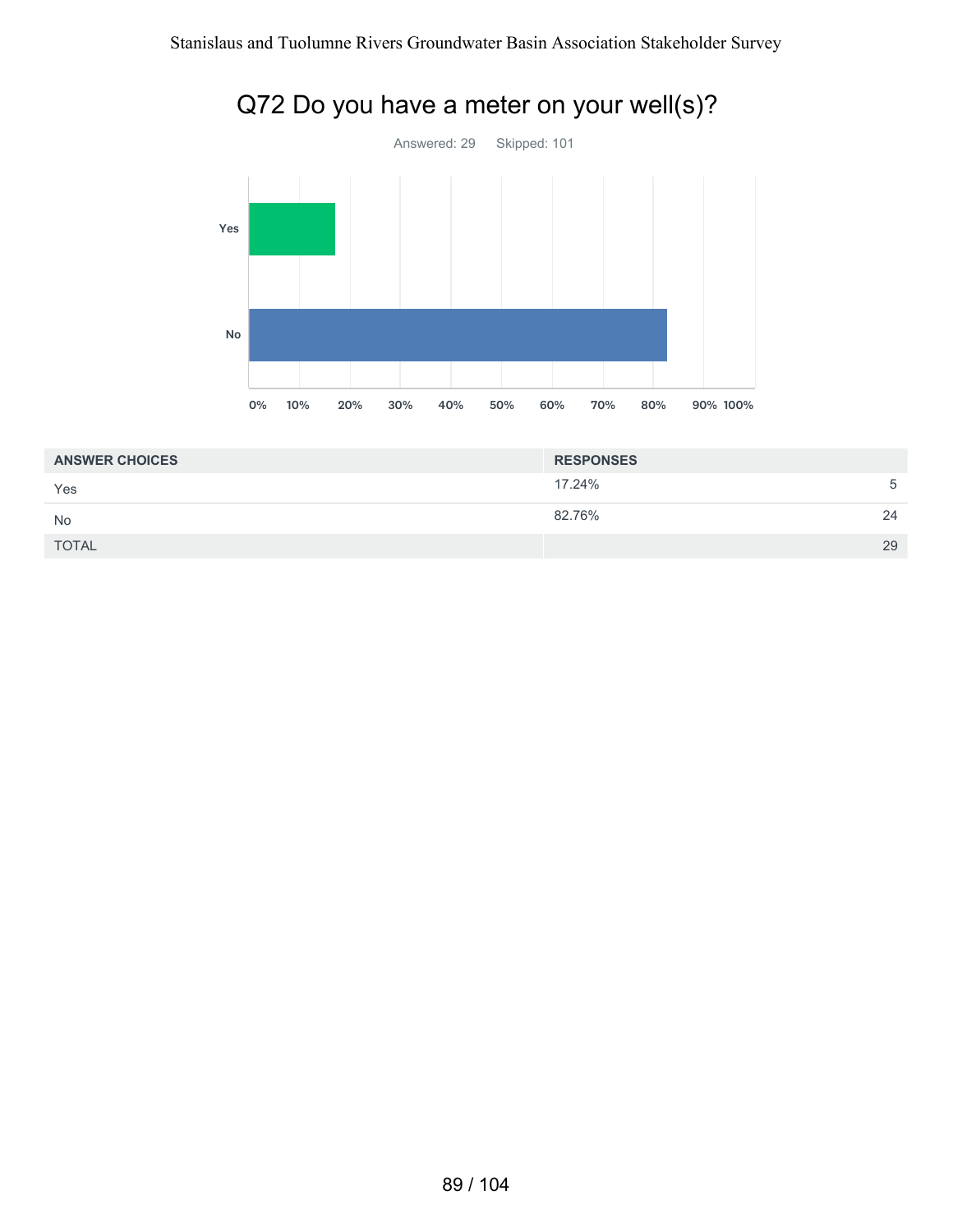# Q72 Do you have a meter on your well(s)?

Answered: 29 Skipped: 101

| ANSWER CHOICES | RESPONSES | |
|---|---|---|
| Yes | 17.24% | 5 |
| No | 82.76% | 24 |
| TOTAL | | 29 |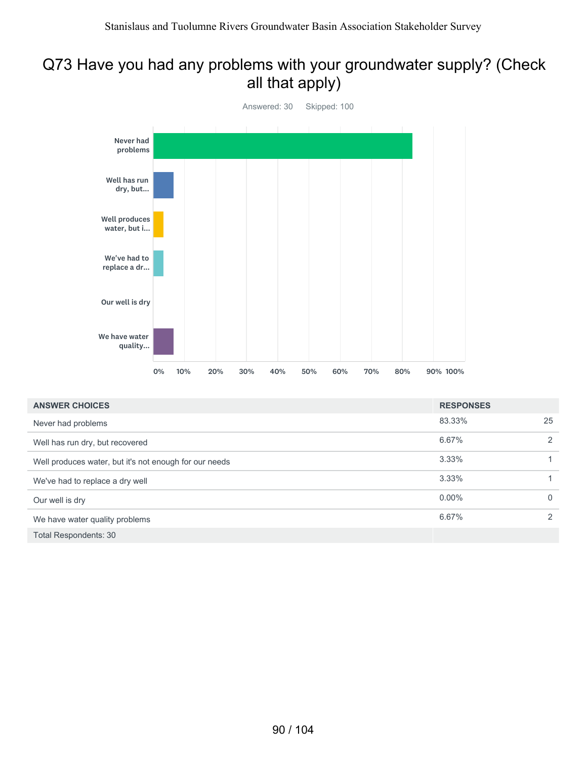# Q73 Have you had any problems with your groundwater supply? (Check all that apply)

Answered: 30 Skipped: 100

| ANSWER CHOICES | RESPONSES | |
|---|---|---|
| Never had problems | 83.33% | 25 |
| Well has run dry, but recovered | 6.67% | 2 |
| Well produces water, but it's not enough for our needs | 3.33% | 1 |
| We've had to replace a dry well | 3.33% | 1 |
| Our well is dry | 0.00% | 0 |
| We have water quality problems | 6.67% | 2 |
| Total Respondents: 30 | | |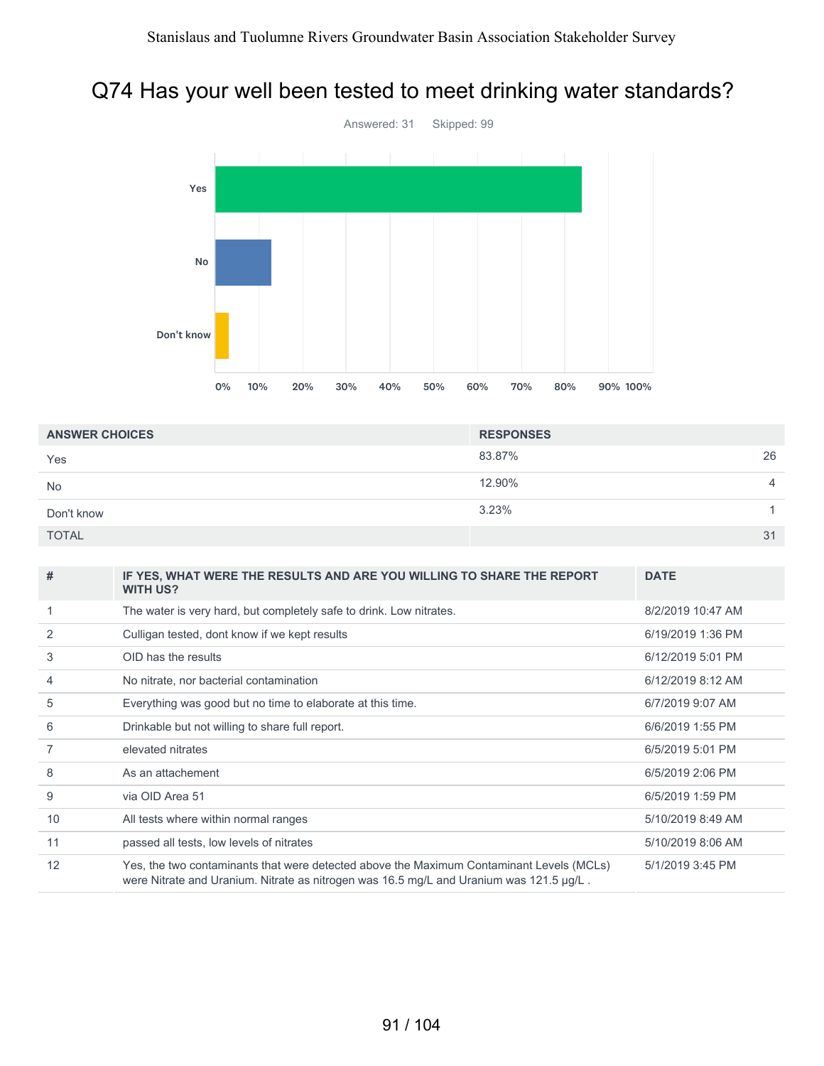# Q74 Has your well been tested to meet drinking water standards?

Answered: 31 Skipped: 99

| ANSWER CHOICES | RESPONSES | |
|---|---|---|
| Yes | 83.87% | 26 |
| No | 12.90% | 4 |
| Don't know | 3.23% | 1 |
| TOTAL | | 31 |

| # | IF YES, WHAT WERE THE RESULTS AND ARE YOU WILLING TO SHARE THE REPORT WITH US? | DATE |
|---|---|---|
| 1 | The water is very hard, but completely safe to drink. Low nitrates. | 8/2/2019 10:47 AM |
| 2 | Culligan tested, dont know if we kept results | 6/19/2019 1:36 PM |
| 3 | OID has the results | 6/12/2019 5:01 PM |
| 4 | No nitrate, nor bacterial contamination | 6/12/2019 8:12 AM |
| 5 | Everything was good but no time to elaborate at this time. | 6/7/2019 9:07 AM |
| 6 | Drinkable but not willing to share full report. | 6/6/2019 1:55 PM |
| 7 | elevated nitrates | 6/5/2019 5:01 PM |
| 8 | As an attachement | 6/5/2019 2:06 PM |
| 9 | via OID Area 51 | 6/5/2019 1:59 PM |
| 10 | All tests where within normal ranges | 5/10/2019 8:49 AM |
| 11 | passed all tests, low levels of nitrates | 5/10/2019 8:06 AM |
| 12 | Yes, the two contaminants that were detected above the Maximum Contaminant Levels (MCLs) were Nitrate and Uranium. Nitrate as nitrogen was 16.5 mg/L and Uranium was 121.5 µg/L . | 5/1/2019 3:45 PM |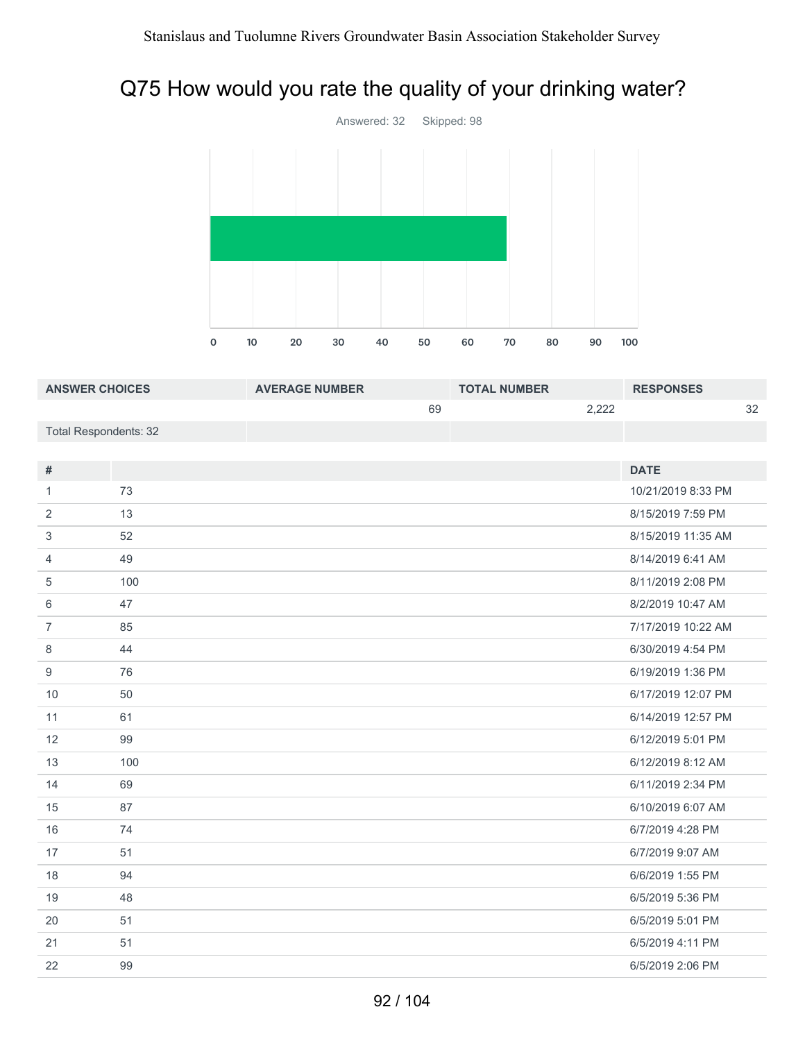## Q75 How would you rate the quality of your drinking water?

Answered: 32 Skipped: 98

| ANSWER CHOICES | AVERAGE NUMBER | TOTAL NUMBER | RESPONSES |
|---|---|---|---|
| | 69 | 2,222 | 32 |
| Total Respondents: 32 | | | |

| # | | DATE |
|---|---|---|
| 1 | 73 | 10/21/2019 8:33 PM |
| 2 | 13 | 8/15/2019 7:59 PM |
| 3 | 52 | 8/15/2019 11:35 AM |
| 4 | 49 | 8/14/2019 6:41 AM |
| 5 | 100 | 8/11/2019 2:08 PM |
| 6 | 47 | 8/2/2019 10:47 AM |
| 7 | 85 | 7/17/2019 10:22 AM |
| 8 | 44 | 6/30/2019 4:54 PM |
| 9 | 76 | 6/19/2019 1:36 PM |
| 10 | 50 | 6/17/2019 12:07 PM |
| 11 | 61 | 6/14/2019 12:57 PM |
| 12 | 99 | 6/12/2019 5:01 PM |
| 13 | 100 | 6/12/2019 8:12 AM |
| 14 | 69 | 6/11/2019 2:34 PM |
| 15 | 87 | 6/10/2019 6:07 AM |
| 16 | 74 | 6/7/2019 4:28 PM |
| 17 | 51 | 6/7/2019 9:07 AM |
| 18 | 94 | 6/6/2019 1:55 PM |
| 19 | 48 | 6/5/2019 5:36 PM |
| 20 | 51 | 6/5/2019 5:01 PM |
| 21 | 51 | 6/5/2019 4:11 PM |
| 22 | 99 | 6/5/2019 2:06 PM |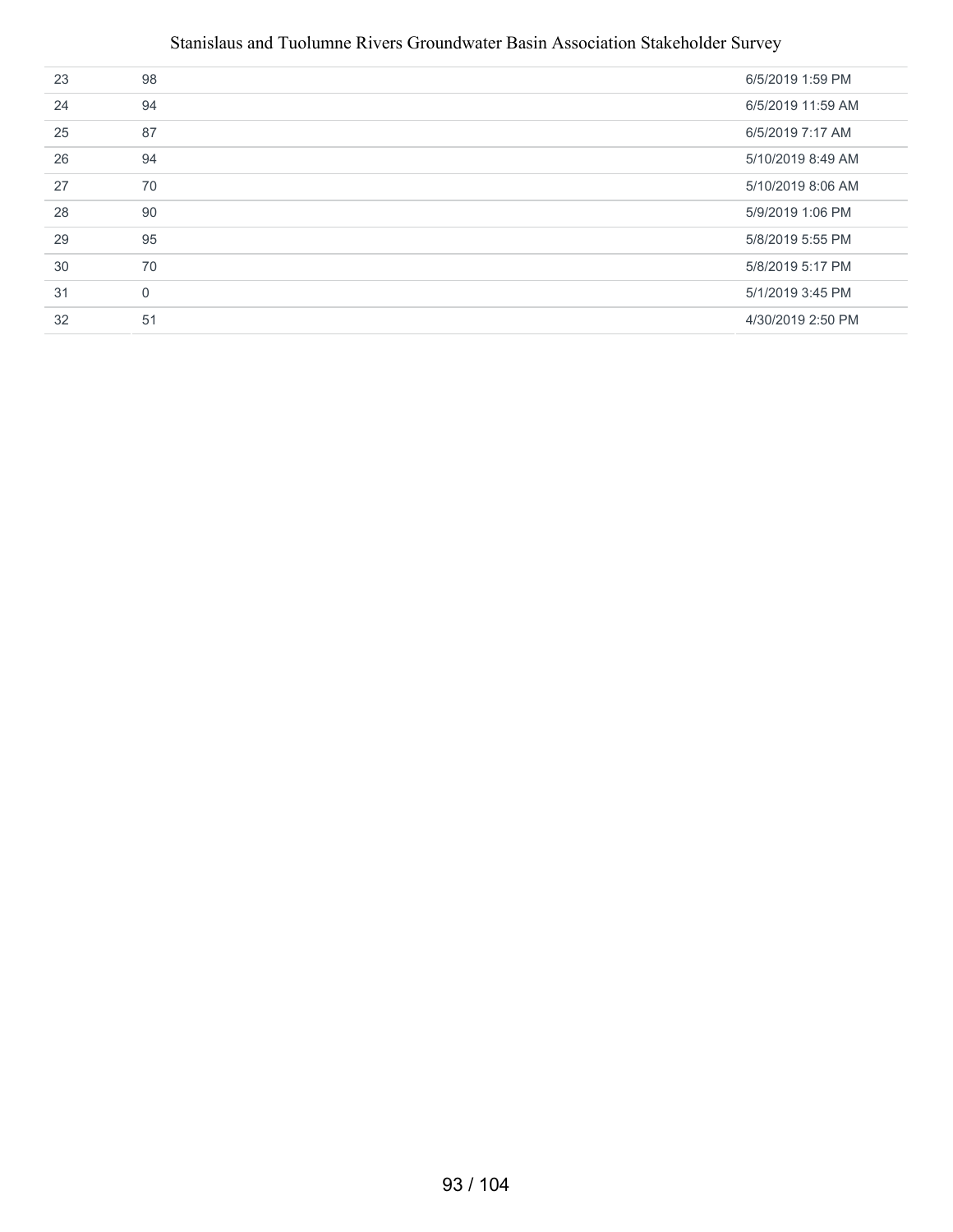| | | |
|---|---|---|
| 23 | 98 | 6/5/2019 1:59 PM |
| 24 | 94 | 6/5/2019 11:59 AM |
| 25 | 87 | 6/5/2019 7:17 AM |
| 26 | 94 | 5/10/2019 8:49 AM |
| 27 | 70 | 5/10/2019 8:06 AM |
| 28 | 90 | 5/9/2019 1:06 PM |
| 29 | 95 | 5/8/2019 5:55 PM |
| 30 | 70 | 5/8/2019 5:17 PM |
| 31 | 0 | 5/1/2019 3:45 PM |
| 32 | 51 | 4/30/2019 2:50 PM |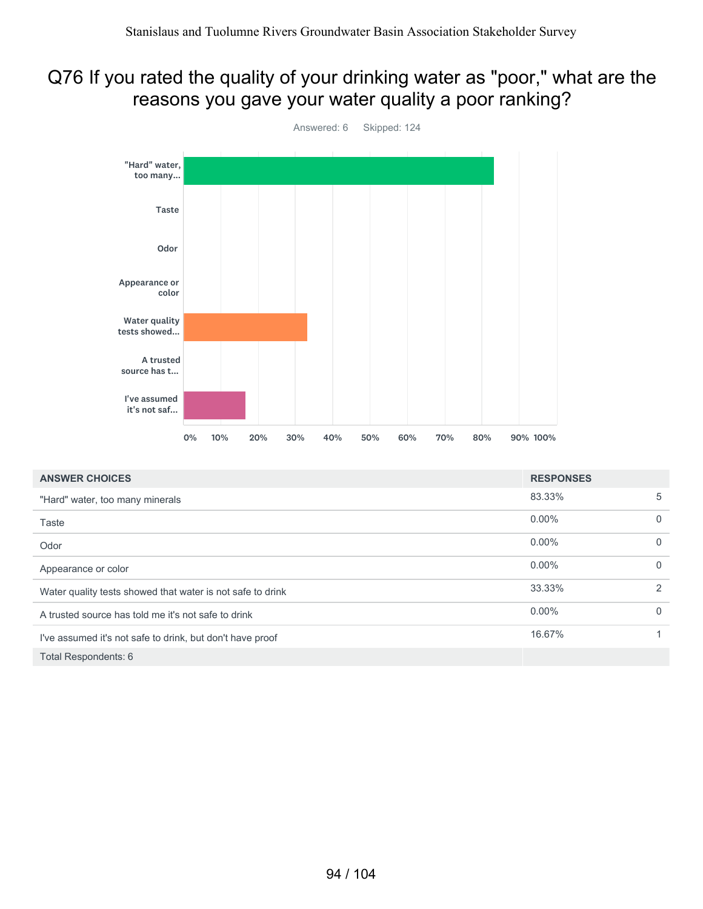# Q76 If you rated the quality of your drinking water as "poor," what are the reasons you gave your water quality a poor ranking?

Answered: 6 Skipped: 124

| ANSWER CHOICES | RESPONSES | |
|---|---|---|
| "Hard" water, too many minerals | 83.33% | 5 |
| Taste | 0.00% | 0 |
| Odor | 0.00% | 0 |
| Appearance or color | 0.00% | 0 |
| Water quality tests showed that water is not safe to drink | 33.33% | 2 |
| A trusted source has told me it's not safe to drink | 0.00% | 0 |
| I've assumed it's not safe to drink, but don't have proof | 16.67% | 1 |
| Total Respondents: 6 | | |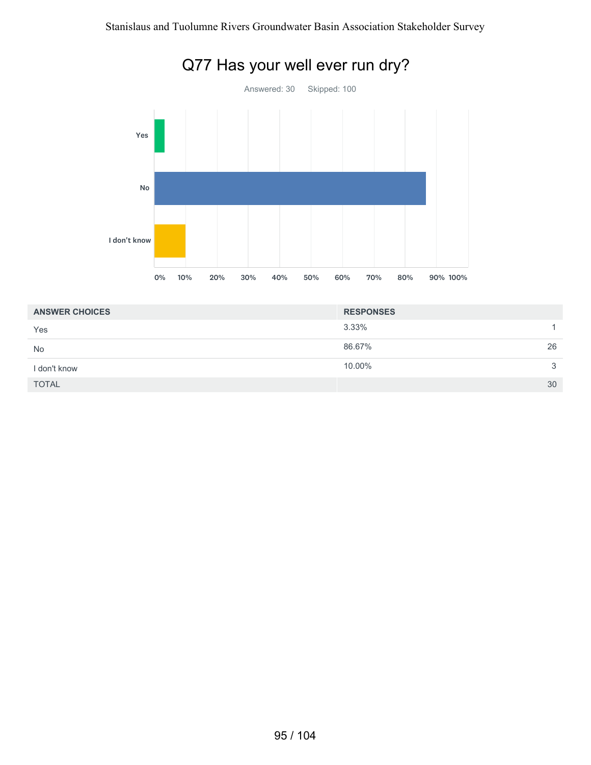# Q77 Has your well ever run dry?

Answered: 30 Skipped: 100

| ANSWER CHOICES | RESPONSES | |
|---|---|---|
| Yes | 3.33% | 1 |
| No | 86.67% | 26 |
| I don't know | 10.00% | 3 |
| TOTAL | | 30 |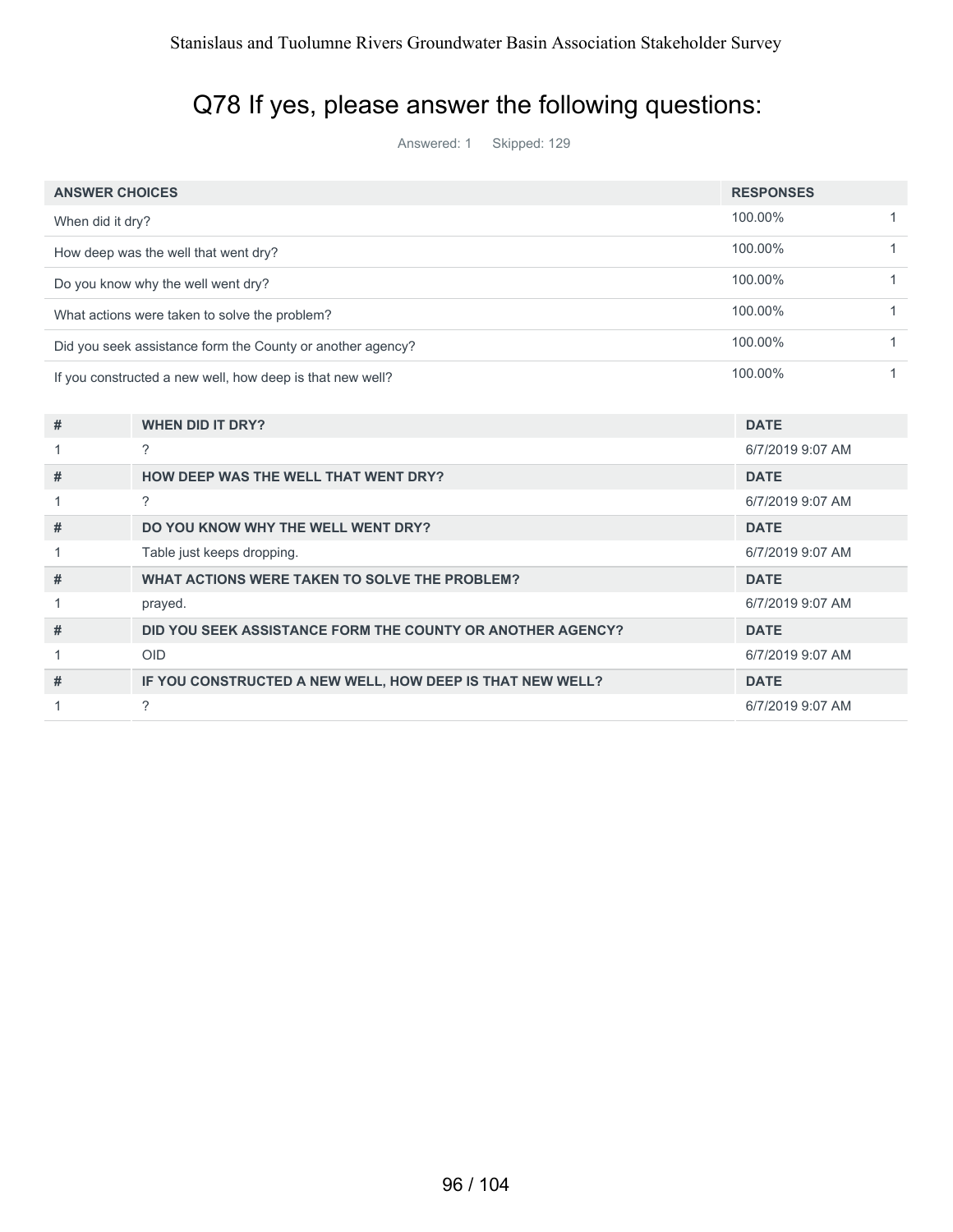# Q78 If yes, please answer the following questions:

Answered: 1 Skipped: 129

| ANSWER CHOICES | RESPONSES | |
|---|---|---|
| When did it dry? | 100.00% | 1 |
| How deep was the well that went dry? | 100.00% | 1 |
| Do you know why the well went dry? | 100.00% | 1 |
| What actions were taken to solve the problem? | 100.00% | 1 |
| Did you seek assistance form the County or another agency? | 100.00% | 1 |
| If you constructed a new well, how deep is that new well? | 100.00% | 1 |

| # | WHEN DID IT DRY? | DATE |
|---|---|---|
| 1 | ? | 6/7/2019 9:07 AM |

| # | HOW DEEP WAS THE WELL THAT WENT DRY? | DATE |
|---|---|---|
| 1 | ? | 6/7/2019 9:07 AM |

| # | DO YOU KNOW WHY THE WELL WENT DRY? | DATE |
|---|---|---|
| 1 | Table just keeps dropping. | 6/7/2019 9:07 AM |

| # | WHAT ACTIONS WERE TAKEN TO SOLVE THE PROBLEM? | DATE |
|---|---|---|
| 1 | prayed. | 6/7/2019 9:07 AM |

| # | DID YOU SEEK ASSISTANCE FORM THE COUNTY OR ANOTHER AGENCY? | DATE |
|---|---|---|
| 1 | OID | 6/7/2019 9:07 AM |

| # | IF YOU CONSTRUCTED A NEW WELL, HOW DEEP IS THAT NEW WELL? | DATE |
|---|---|---|
| 1 | ? | 6/7/2019 9:07 AM |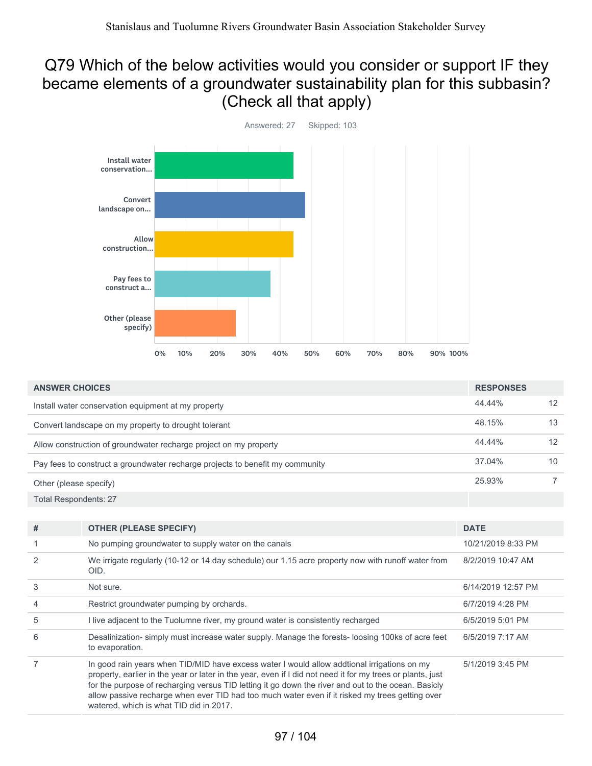# Q79 Which of the below activities would you consider or support IF they became elements of a groundwater sustainability plan for this subbasin? (Check all that apply)

Answered: 27 Skipped: 103

| ANSWER CHOICES | RESPONSES | |
|---|---|---|
| Install water conservation equipment at my property | 44.44% | 12 |
| Convert landscape on my property to drought tolerant | 48.15% | 13 |
| Allow construction of groundwater recharge project on my property | 44.44% | 12 |
| Pay fees to construct a groundwater recharge projects to benefit my community | 37.04% | 10 |
| Other (please specify) | 25.93% | 7 |
| Total Respondents: 27 | | |

| # | OTHER (PLEASE SPECIFY) | DATE |
|---|---|---|
| 1 | No pumping groundwater to supply water on the canals | 10/21/2019 8:33 PM |
| 2 | We irrigate regularly (10-12 or 14 day schedule) our 1.15 acre property now with runoff water from OID. | 8/2/2019 10:47 AM |
| 3 | Not sure. | 6/14/2019 12:57 PM |
| 4 | Restrict groundwater pumping by orchards. | 6/7/2019 4:28 PM |
| 5 | I live adjacent to the Tuolumne river, my ground water is consistently recharged | 6/5/2019 5:01 PM |
| 6 | Desalinization- simply must increase water supply. Manage the forests- loosing 100ks of acre feet to evaporation. | 6/5/2019 7:17 AM |
| 7 | In good rain years when TID/MID have excess water I would allow addtional irrigations on my property, earlier in the year or later in the year, even if I did not need it for my trees or plants, just for the purpose of recharging versus TID letting it go down the river and out to the ocean. Basicly allow passive recharge when ever TID had too much water even if it risked my trees getting over watered, which is what TID did in 2017. | 5/1/2019 3:45 PM |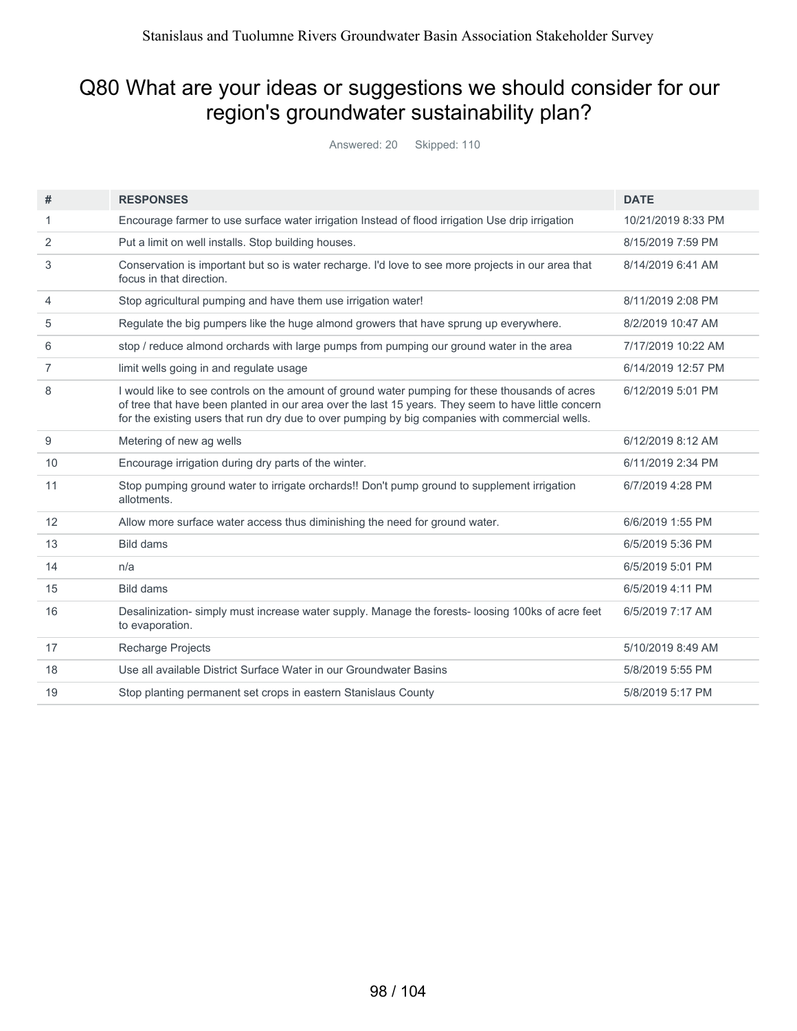# Q80 What are your ideas or suggestions we should consider for our region's groundwater sustainability plan?

Answered: 20 Skipped: 110

| # | RESPONSES | DATE |
| --- | --- | --- |
| 1 | Encourage farmer to use surface water irrigation Instead of flood irrigation Use drip irrigation | 10/21/2019 8:33 PM |
| 2 | Put a limit on well installs. Stop building houses. | 8/15/2019 7:59 PM |
| 3 | Conservation is important but so is water recharge. I'd love to see more projects in our area that focus in that direction. | 8/14/2019 6:41 AM |
| 4 | Stop agricultural pumping and have them use irrigation water! | 8/11/2019 2:08 PM |
| 5 | Regulate the big pumpers like the huge almond growers that have sprung up everywhere. | 8/2/2019 10:47 AM |
| 6 | stop / reduce almond orchards with large pumps from pumping our ground water in the area | 7/17/2019 10:22 AM |
| 7 | limit wells going in and regulate usage | 6/14/2019 12:57 PM |
| 8 | I would like to see controls on the amount of ground water pumping for these thousands of acres of tree that have been planted in our area over the last 15 years. They seem to have little concern for the existing users that run dry due to over pumping by big companies with commercial wells. | 6/12/2019 5:01 PM |
| 9 | Metering of new ag wells | 6/12/2019 8:12 AM |
| 10 | Encourage irrigation during dry parts of the winter. | 6/11/2019 2:34 PM |
| 11 | Stop pumping ground water to irrigate orchards!! Don't pump ground to supplement irrigation allotments. | 6/7/2019 4:28 PM |
| 12 | Allow more surface water access thus diminishing the need for ground water. | 6/6/2019 1:55 PM |
| 13 | Bild dams | 6/5/2019 5:36 PM |
| 14 | n/a | 6/5/2019 5:01 PM |
| 15 | Bild dams | 6/5/2019 4:11 PM |
| 16 | Desalinization- simply must increase water supply. Manage the forests- loosing 100ks of acre feet to evaporation. | 6/5/2019 7:17 AM |
| 17 | Recharge Projects | 5/10/2019 8:49 AM |
| 18 | Use all available District Surface Water in our Groundwater Basins | 5/8/2019 5:55 PM |
| 19 | Stop planting permanent set crops in eastern Stanislaus County | 5/8/2019 5:17 PM |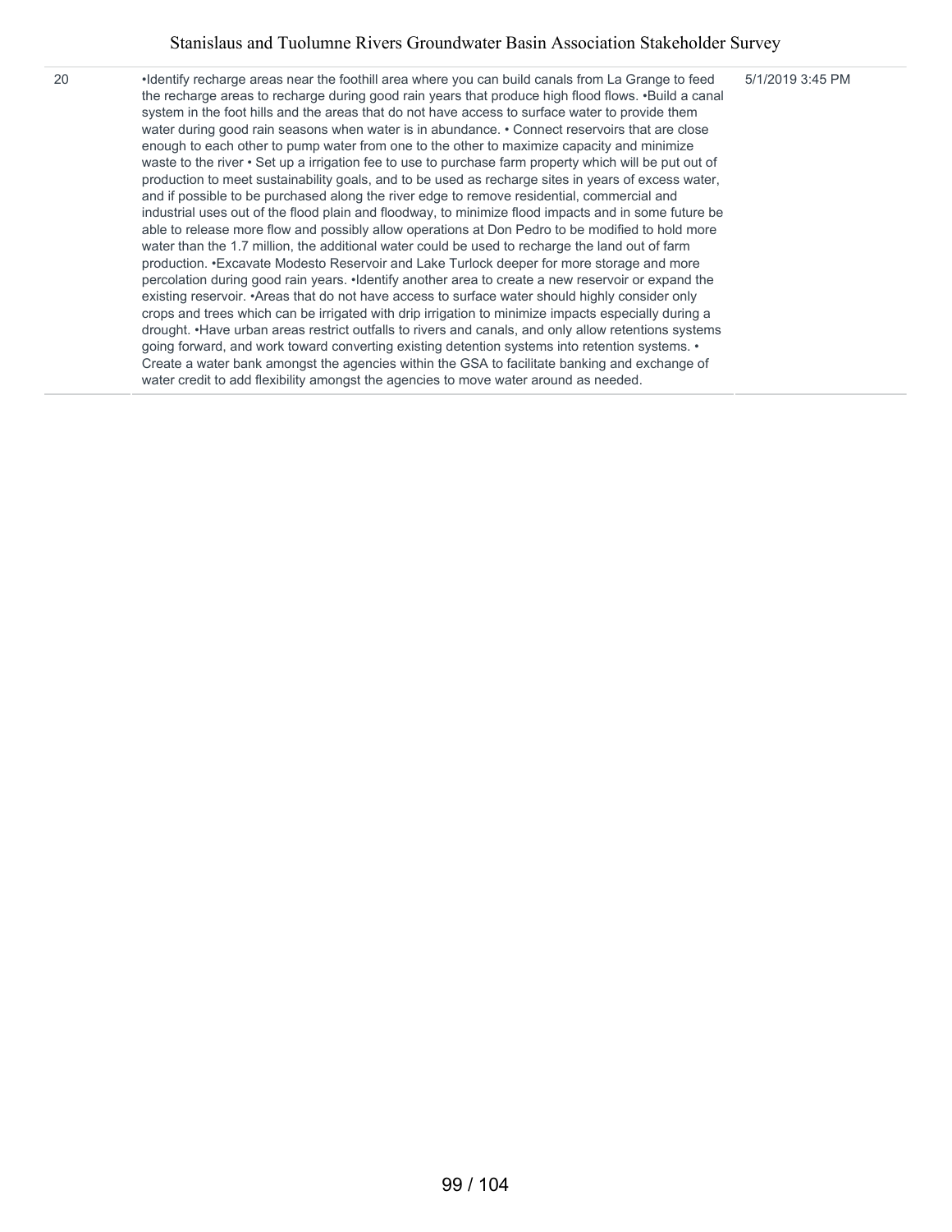| | | |
|---|---|---|
| 20 | •Identify recharge areas near the foothill area where you can build canals from La Grange to feed the recharge areas to recharge during good rain years that produce high flood flows. •Build a canal system in the foot hills and the areas that do not have access to surface water to provide them water during good rain seasons when water is in abundance. • Connect reservoirs that are close enough to each other to pump water from one to the other to maximize capacity and minimize waste to the river • Set up a irrigation fee to use to purchase farm property which will be put out of production to meet sustainability goals, and to be used as recharge sites in years of excess water, and if possible to be purchased along the river edge to remove residential, commercial and industrial uses out of the flood plain and floodway, to minimize flood impacts and in some future be able to release more flow and possibly allow operations at Don Pedro to be modified to hold more water than the 1.7 million, the additional water could be used to recharge the land out of farm production. •Excavate Modesto Reservoir and Lake Turlock deeper for more storage and more percolation during good rain years. •Identify another area to create a new reservoir or expand the existing reservoir. •Areas that do not have access to surface water should highly consider only crops and trees which can be irrigated with drip irrigation to minimize impacts especially during a drought. •Have urban areas restrict outfalls to rivers and canals, and only allow retentions systems going forward, and work toward converting existing detention systems into retention systems. • Create a water bank amongst the agencies within the GSA to facilitate banking and exchange of water credit to add flexibility amongst the agencies to move water around as needed. | 5/1/2019 3:45 PM |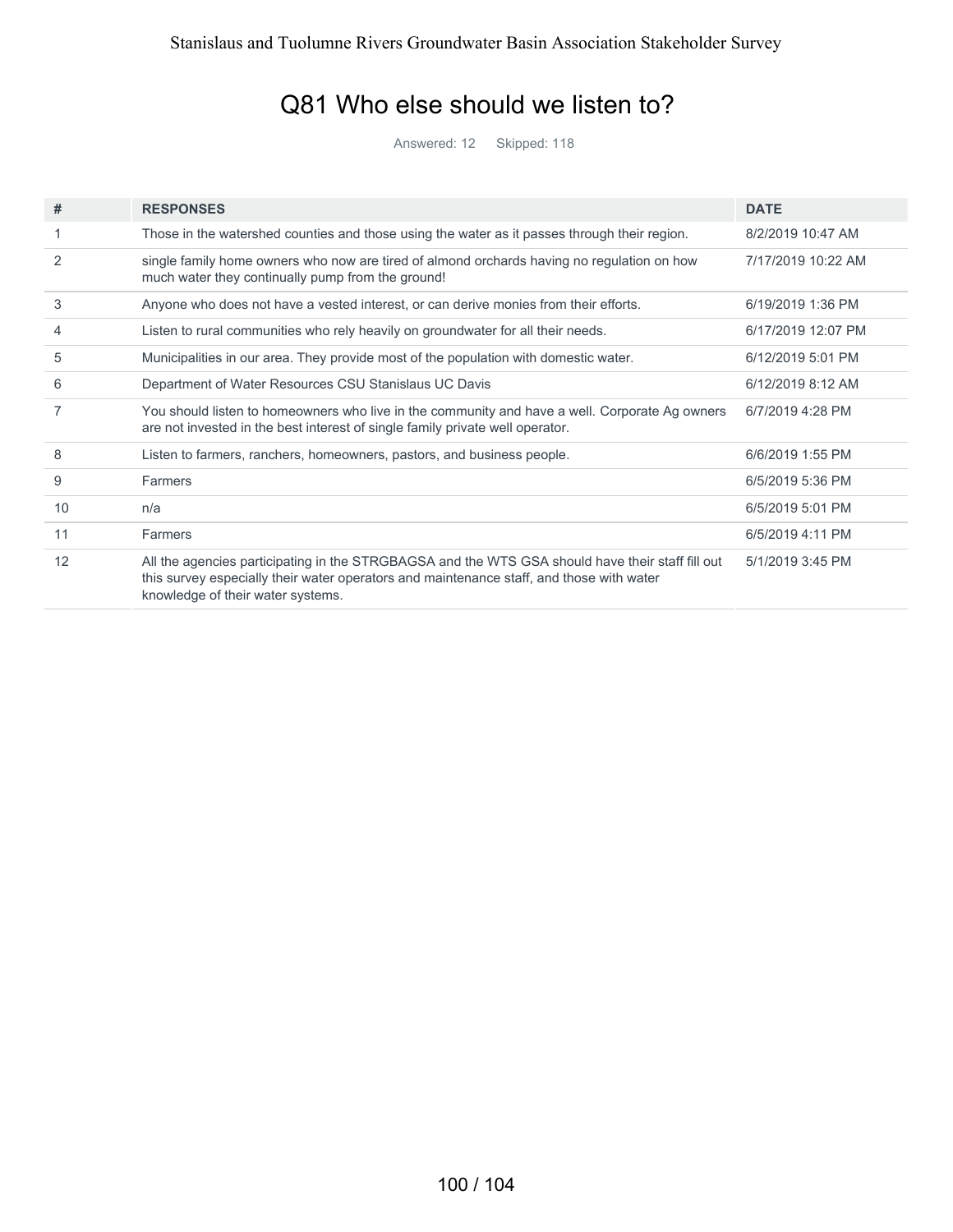# Q81 Who else should we listen to?

Answered: 12 Skipped: 118

| # | RESPONSES | DATE |
|---|---|---|
| 1 | Those in the watershed counties and those using the water as it passes through their region. | 8/2/2019 10:47 AM |
| 2 | single family home owners who now are tired of almond orchards having no regulation on how much water they continually pump from the ground! | 7/17/2019 10:22 AM |
| 3 | Anyone who does not have a vested interest, or can derive monies from their efforts. | 6/19/2019 1:36 PM |
| 4 | Listen to rural communities who rely heavily on groundwater for all their needs. | 6/17/2019 12:07 PM |
| 5 | Municipalities in our area. They provide most of the population with domestic water. | 6/12/2019 5:01 PM |
| 6 | Department of Water Resources CSU Stanislaus UC Davis | 6/12/2019 8:12 AM |
| 7 | You should listen to homeowners who live in the community and have a well. Corporate Ag owners are not invested in the best interest of single family private well operator. | 6/7/2019 4:28 PM |
| 8 | Listen to farmers, ranchers, homeowners, pastors, and business people. | 6/6/2019 1:55 PM |
| 9 | Farmers | 6/5/2019 5:36 PM |
| 10 | n/a | 6/5/2019 5:01 PM |
| 11 | Farmers | 6/5/2019 4:11 PM |
| 12 | All the agencies participating in the STRGBAGSA and the WTS GSA should have their staff fill out this survey especially their water operators and maintenance staff, and those with water knowledge of their water systems. | 5/1/2019 3:45 PM |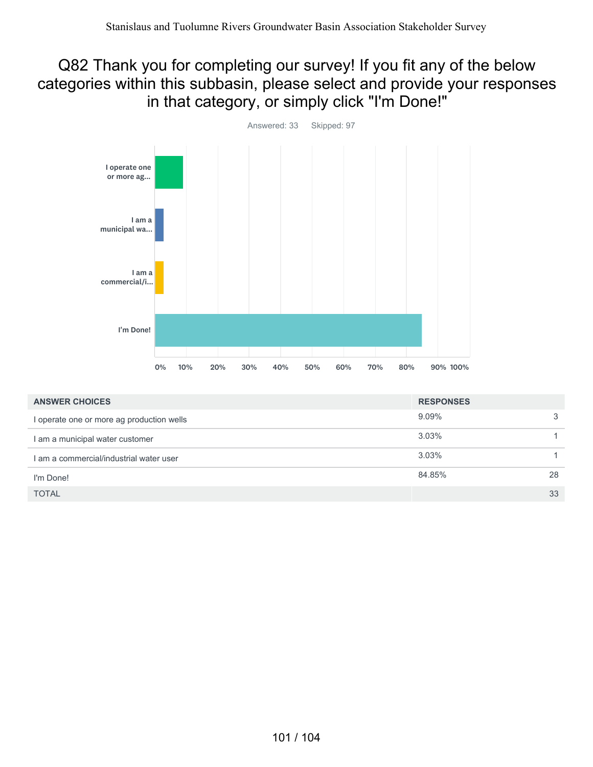# Q82 Thank you for completing our survey! If you fit any of the below categories within this subbasin, please select and provide your responses in that category, or simply click "I'm Done!"

Answered: 33 Skipped: 97

| ANSWER CHOICES | RESPONSES | |
|---|---|---|
| I operate one or more ag production wells | 9.09% | 3 |
| I am a municipal water customer | 3.03% | 1 |
| I am a commercial/industrial water user | 3.03% | 1 |
| I'm Done! | 84.85% | 28 |
| TOTAL | | 33 |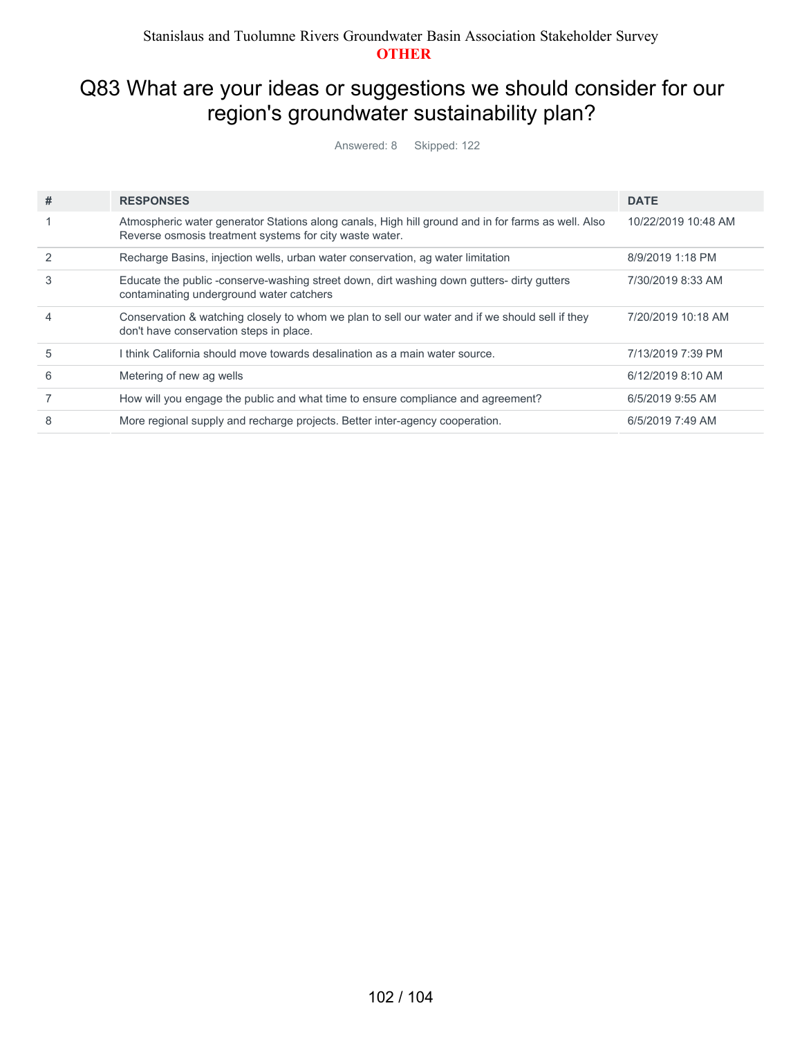# Q83 What are your ideas or suggestions we should consider for our region's groundwater sustainability plan?

Answered: 8 Skipped: 122

| # | RESPONSES | DATE |
|---|---|---|
| 1 | Atmospheric water generator Stations along canals, High hill ground and in for farms as well. Also Reverse osmosis treatment systems for city waste water. | 10/22/2019 10:48 AM |
| 2 | Recharge Basins, injection wells, urban water conservation, ag water limitation | 8/9/2019 1:18 PM |
| 3 | Educate the public -conserve-washing street down, dirt washing down gutters- dirty gutters contaminating underground water catchers | 7/30/2019 8:33 AM |
| 4 | Conservation & watching closely to whom we plan to sell our water and if we should sell if they don't have conservation steps in place. | 7/20/2019 10:18 AM |
| 5 | I think California should move towards desalination as a main water source. | 7/13/2019 7:39 PM |
| 6 | Metering of new ag wells | 6/12/2019 8:10 AM |
| 7 | How will you engage the public and what time to ensure compliance and agreement? | 6/5/2019 9:55 AM |
| 8 | More regional supply and recharge projects. Better inter-agency cooperation. | 6/5/2019 7:49 AM |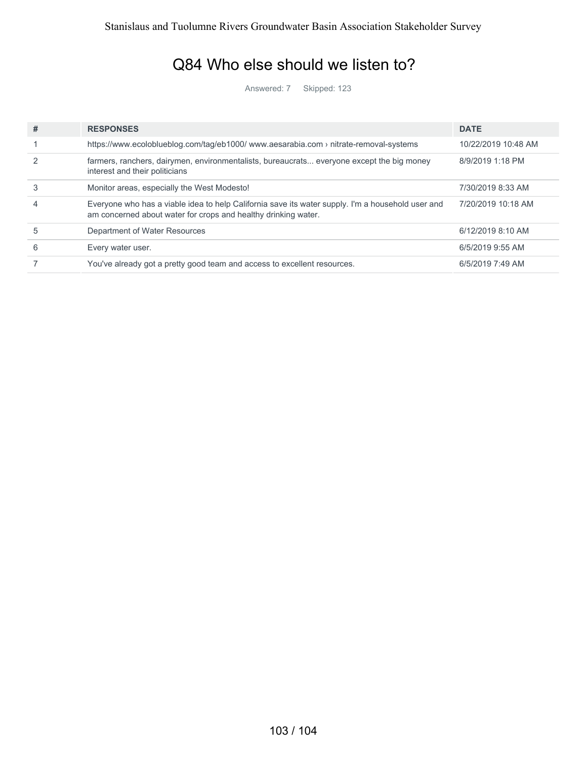# Q84 Who else should we listen to?

Answered: 7 Skipped: 123

| # | RESPONSES | DATE |
|---|---|---|
| 1 | https://www.ecoloblueblog.com/tag/eb1000/ www.aesarabia.com › nitrate-removal-systems | 10/22/2019 10:48 AM |
| 2 | farmers, ranchers, dairymen, environmentalists, bureaucrats... everyone except the big money interest and their politicians | 8/9/2019 1:18 PM |
| 3 | Monitor areas, especially the West Modesto! | 7/30/2019 8:33 AM |
| 4 | Everyone who has a viable idea to help California save its water supply. I'm a household user and am concerned about water for crops and healthy drinking water. | 7/20/2019 10:18 AM |
| 5 | Department of Water Resources | 6/12/2019 8:10 AM |
| 6 | Every water user. | 6/5/2019 9:55 AM |
| 7 | You've already got a pretty good team and access to excellent resources. | 6/5/2019 7:49 AM |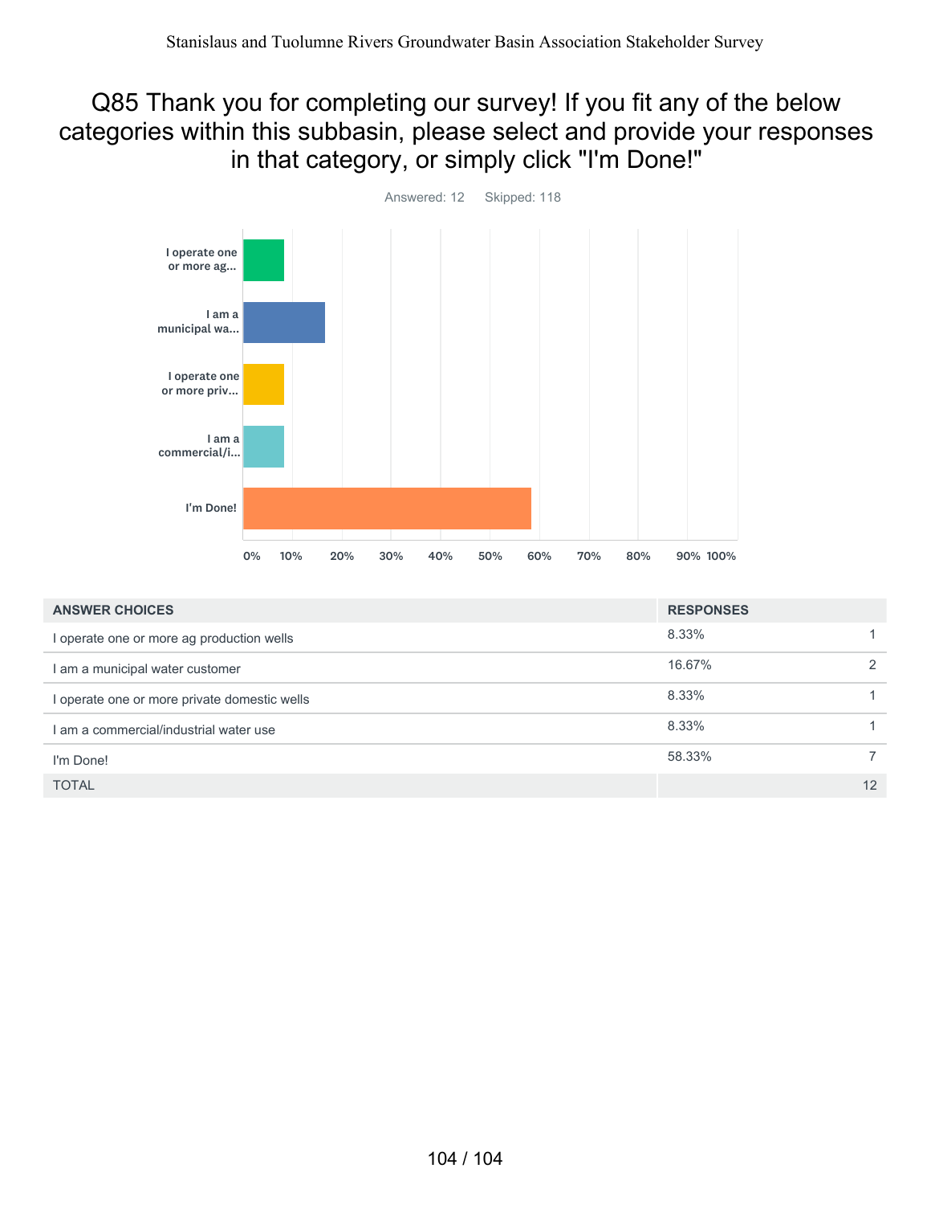## Q85 Thank you for completing our survey! If you fit any of the below categories within this subbasin, please select and provide your responses in that category, or simply click "I'm Done!"

Answered: 12 Skipped: 118

I operate one or more ag...

I am a municipal wa...

I operate one or more priv...

I am a commercial/i...

I'm Done!

0% 10% 20% 30% 40% 50% 60% 70% 80% 90% 100%

| ANSWER CHOICES | RESPONSES | |
|---|---|---|
| I operate one or more ag production wells | 8.33% | 1 |
| I am a municipal water customer | 16.67% | 2 |
| I operate one or more private domestic wells | 8.33% | 1 |
| I am a commercial/industrial water use | 8.33% | 1 |
| I'm Done! | 58.33% | 7 |
| TOTAL | | 12 |